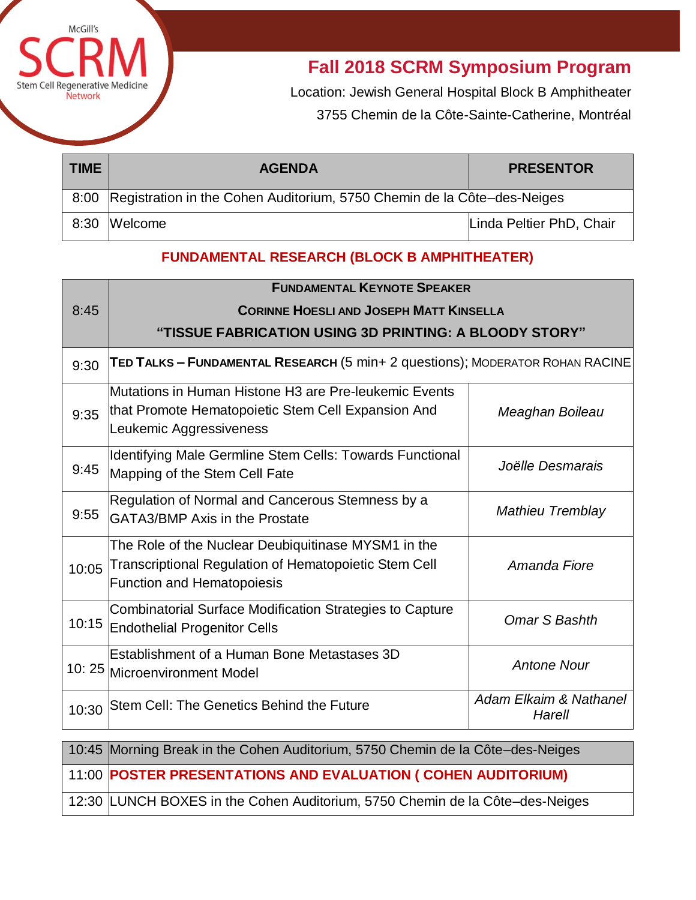McGill's SCRM Stem Cell Regenerative Medicine Network

# Fall 2018 SCRM Symposium Program

Location: Jewish General Hospital Block B Amphitheater

3755 Chemin de la Côte-Sainte-Catherine, Montréal

| TIME | AGENDA | PRESENTOR |
|---|---|---|
| 8:00 | Registration in the Cohen Auditorium, 5750 Chemin de la Côte–des-Neiges | |
| 8:30 | Welcome | Linda Peltier PhD, Chair |

## FUNDAMENTAL RESEARCH (BLOCK B AMPHITHEATER)

| TIME | AGENDA | PRESENTOR |
|---|---|---|
| 8:45 | **FUNDAMENTAL KEYNOTE SPEAKER**<br>**CORINNE HOESLI AND JOSEPH MATT KINSELLA**<br>**"TISSUE FABRICATION USING 3D PRINTING: A BLOODY STORY"** | |
| 9:30 | **TED TALKS – FUNDAMENTAL RESEARCH** (5 min+ 2 questions); MODERATOR ROHAN RACINE | |
| 9:35 | Mutations in Human Histone H3 are Pre-leukemic Events that Promote Hematopoietic Stem Cell Expansion And Leukemic Aggressiveness | *Meaghan Boileau* |
| 9:45 | Identifying Male Germline Stem Cells: Towards Functional Mapping of the Stem Cell Fate | *Joëlle Desmarais* |
| 9:55 | Regulation of Normal and Cancerous Stemness by a GATA3/BMP Axis in the Prostate | *Mathieu Tremblay* |
| 10:05 | The Role of the Nuclear Deubiquitinase MYSM1 in the Transcriptional Regulation of Hematopoietic Stem Cell Function and Hematopoiesis | *Amanda Fiore* |
| 10:15 | Combinatorial Surface Modification Strategies to Capture Endothelial Progenitor Cells | *Omar S Bashth* |
| 10: 25 | Establishment of a Human Bone Metastases 3D Microenvironment Model | *Antone Nour* |
| 10:30 | Stem Cell: The Genetics Behind the Future | *Adam Elkaim & Nathanel Harell* |

| TIME | AGENDA |
|---|---|
| 10:45 | Morning Break in the Cohen Auditorium, 5750 Chemin de la Côte–des-Neiges |
| 11:00 | **POSTER PRESENTATIONS AND EVALUATION ( COHEN AUDITORIUM)** |
| 12:30 | LUNCH BOXES in the Cohen Auditorium, 5750 Chemin de la Côte–des-Neiges |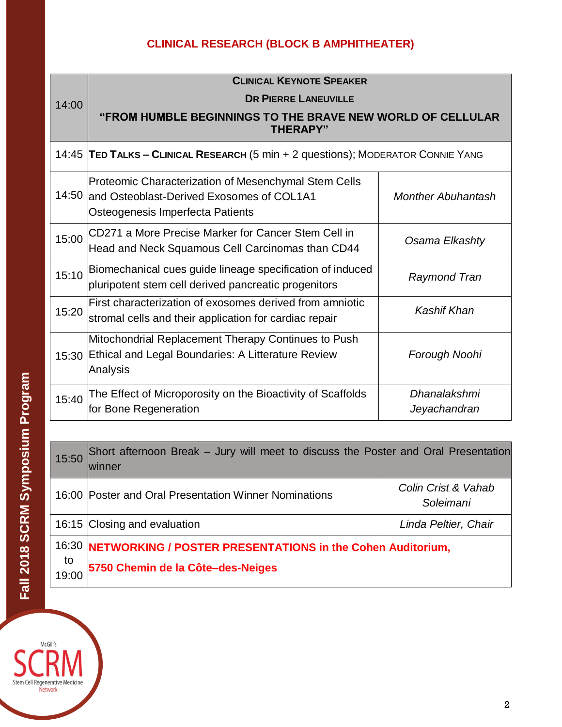## CLINICAL RESEARCH (BLOCK B AMPHITHEATER)

| | | |
|---|---|---|
| 14:00 | **CLINICAL KEYNOTE SPEAKER**<br>**DR PIERRE LANEUVILLE**<br>**"FROM HUMBLE BEGINNINGS TO THE BRAVE NEW WORLD OF CELLULAR THERAPY"** | |
| 14:45 | **TED TALKS – CLINICAL RESEARCH** (5 min + 2 questions); MODERATOR CONNIE YANG | |
| 14:50 | Proteomic Characterization of Mesenchymal Stem Cells and Osteoblast-Derived Exosomes of COL1A1 Osteogenesis Imperfecta Patients | *Monther Abuhantash* |
| 15:00 | CD271 a More Precise Marker for Cancer Stem Cell in Head and Neck Squamous Cell Carcinomas than CD44 | *Osama Elkashty* |
| 15:10 | Biomechanical cues guide lineage specification of induced pluripotent stem cell derived pancreatic progenitors | *Raymond Tran* |
| 15:20 | First characterization of exosomes derived from amniotic stromal cells and their application for cardiac repair | *Kashif Khan* |
| 15:30 | Mitochondrial Replacement Therapy Continues to Push Ethical and Legal Boundaries: A Litterature Review Analysis | *Forough Noohi* |
| 15:40 | The Effect of Microporosity on the Bioactivity of Scaffolds for Bone Regeneration | *Dhanalakshmi Jeyachandran* |

| | | |
|---|---|---|
| 15:50 | Short afternoon Break – Jury will meet to discuss the Poster and Oral Presentation winner | |
| 16:00 | Poster and Oral Presentation Winner Nominations | *Colin Crist & Vahab Soleimani* |
| 16:15 | Closing and evaluation | *Linda Peltier, Chair* |
| 16:30 to 19:00 | **NETWORKING / POSTER PRESENTATIONS in the Cohen Auditorium,**<br>**5750 Chemin de la Côte–des-Neiges** | |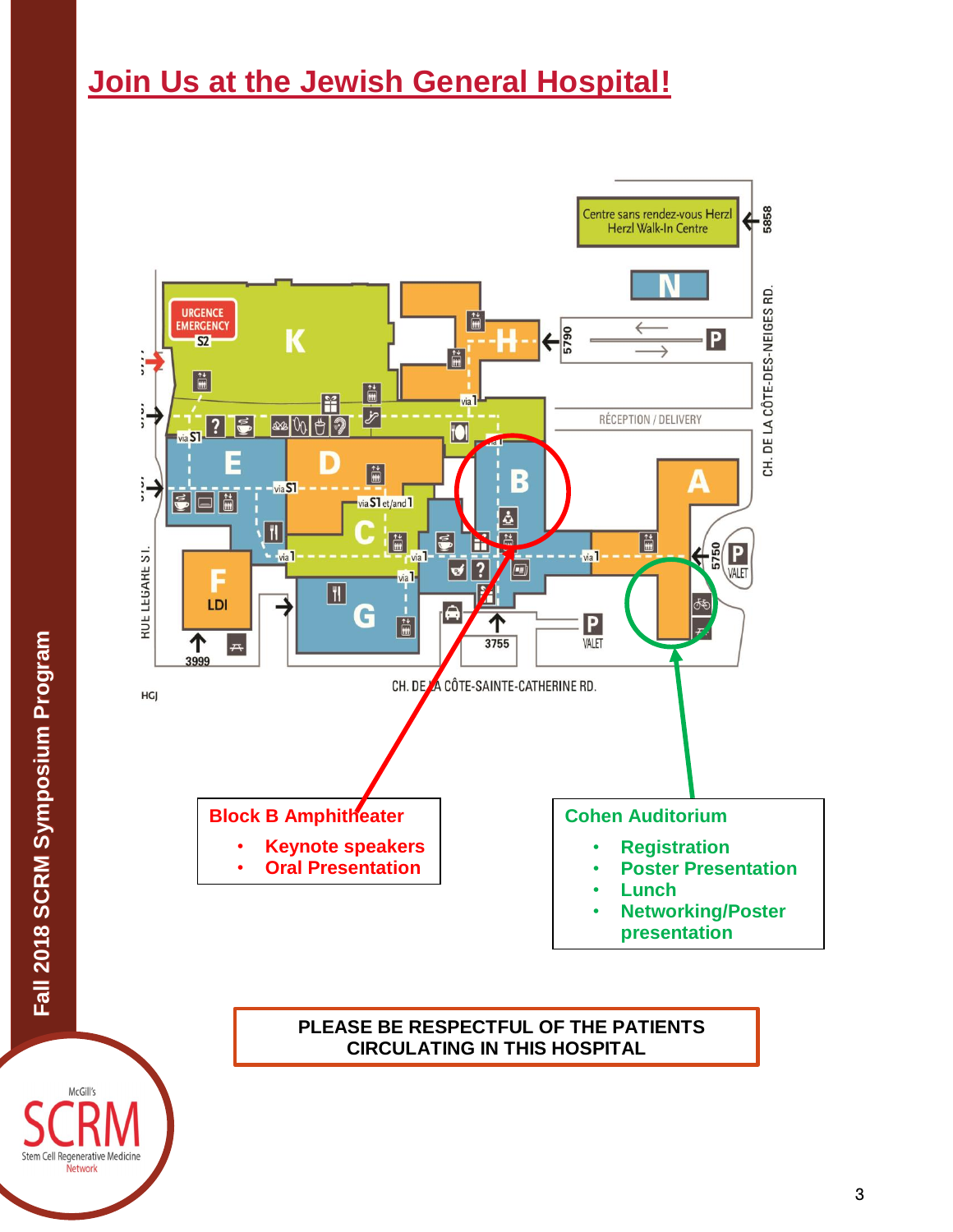# Join Us at the Jewish General Hospital!

Centre sans rendez-vous Herzl
Herzl Walk-In Centre

5858

N

CH. DE LA CÔTE-DES-NEIGES RD.

URGENCE
EMERGENCY
S2

K

H

5790

P

RÉCEPTION / DELIVERY

via S1

E

D

B

A

via S1

via S1 et/and 1

C

via 1

via 1

via 1

5750

P
VALET

F
LDI

G

via 1

RUE LÉGARÉ ST.

3999

3755

P
VALET

CH. DE LA CÔTE-SAINTE-CATHERINE RD.

HGJ

**Block B Amphitheater**

- **Keynote speakers**
- **Oral Presentation**

**Cohen Auditorium**

- **Registration**
- **Poster Presentation**
- **Lunch**
- **Networking/Poster presentation**

**PLEASE BE RESPECTFUL OF THE PATIENTS CIRCULATING IN THIS HOSPITAL**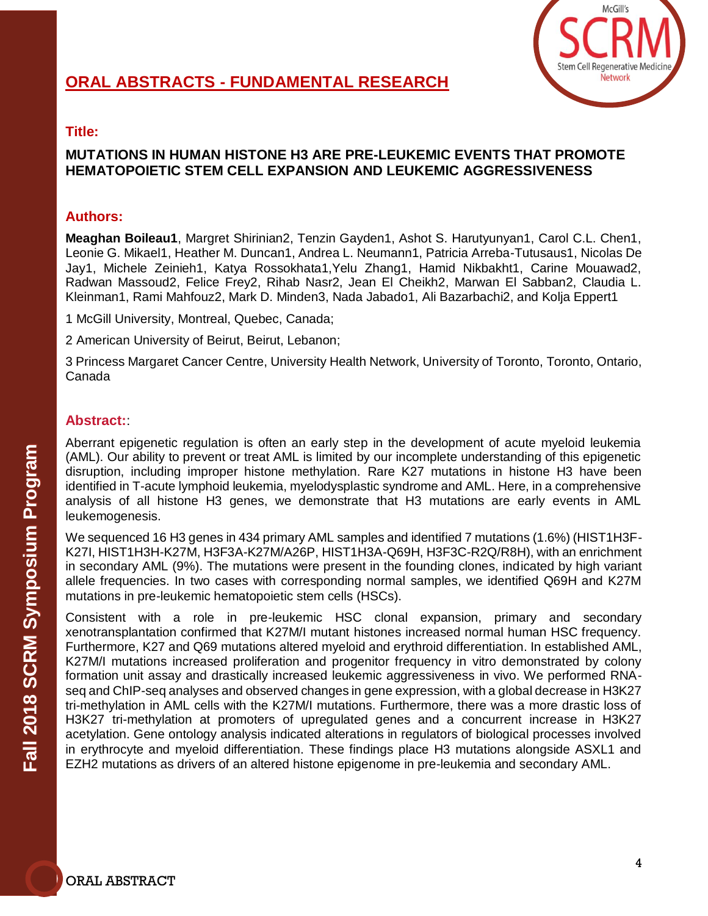## ORAL ABSTRACTS - FUNDAMENTAL RESEARCH

### Title:

**MUTATIONS IN HUMAN HISTONE H3 ARE PRE-LEUKEMIC EVENTS THAT PROMOTE HEMATOPOIETIC STEM CELL EXPANSION AND LEUKEMIC AGGRESSIVENESS**

### Authors:

**Meaghan Boileau1**, Margret Shirinian2, Tenzin Gayden1, Ashot S. Harutyunyan1, Carol C.L. Chen1, Leonie G. Mikael1, Heather M. Duncan1, Andrea L. Neumann1, Patricia Arreba-Tutusaus1, Nicolas De Jay1, Michele Zeinieh1, Katya Rossokhata1,Yelu Zhang1, Hamid Nikbakht1, Carine Mouawad2, Radwan Massoud2, Felice Frey2, Rihab Nasr2, Jean El Cheikh2, Marwan El Sabban2, Claudia L. Kleinman1, Rami Mahfouz2, Mark D. Minden3, Nada Jabado1, Ali Bazarbachi2, and Kolja Eppert1

1 McGill University, Montreal, Quebec, Canada;

2 American University of Beirut, Beirut, Lebanon;

3 Princess Margaret Cancer Centre, University Health Network, University of Toronto, Toronto, Ontario, Canada

### Abstract::

Aberrant epigenetic regulation is often an early step in the development of acute myeloid leukemia (AML). Our ability to prevent or treat AML is limited by our incomplete understanding of this epigenetic disruption, including improper histone methylation. Rare K27 mutations in histone H3 have been identified in T-acute lymphoid leukemia, myelodysplastic syndrome and AML. Here, in a comprehensive analysis of all histone H3 genes, we demonstrate that H3 mutations are early events in AML leukemogenesis.

We sequenced 16 H3 genes in 434 primary AML samples and identified 7 mutations (1.6%) (HIST1H3F-K27I, HIST1H3H-K27M, H3F3A-K27M/A26P, HIST1H3A-Q69H, H3F3C-R2Q/R8H), with an enrichment in secondary AML (9%). The mutations were present in the founding clones, indicated by high variant allele frequencies. In two cases with corresponding normal samples, we identified Q69H and K27M mutations in pre-leukemic hematopoietic stem cells (HSCs).

Consistent with a role in pre-leukemic HSC clonal expansion, primary and secondary xenotransplantation confirmed that K27M/I mutant histones increased normal human HSC frequency. Furthermore, K27 and Q69 mutations altered myeloid and erythroid differentiation. In established AML, K27M/I mutations increased proliferation and progenitor frequency in vitro demonstrated by colony formation unit assay and drastically increased leukemic aggressiveness in vivo. We performed RNA-seq and ChIP-seq analyses and observed changes in gene expression, with a global decrease in H3K27 tri-methylation in AML cells with the K27M/I mutations. Furthermore, there was a more drastic loss of H3K27 tri-methylation at promoters of upregulated genes and a concurrent increase in H3K27 acetylation. Gene ontology analysis indicated alterations in regulators of biological processes involved in erythrocyte and myeloid differentiation. These findings place H3 mutations alongside ASXL1 and EZH2 mutations as drivers of an altered histone epigenome in pre-leukemia and secondary AML.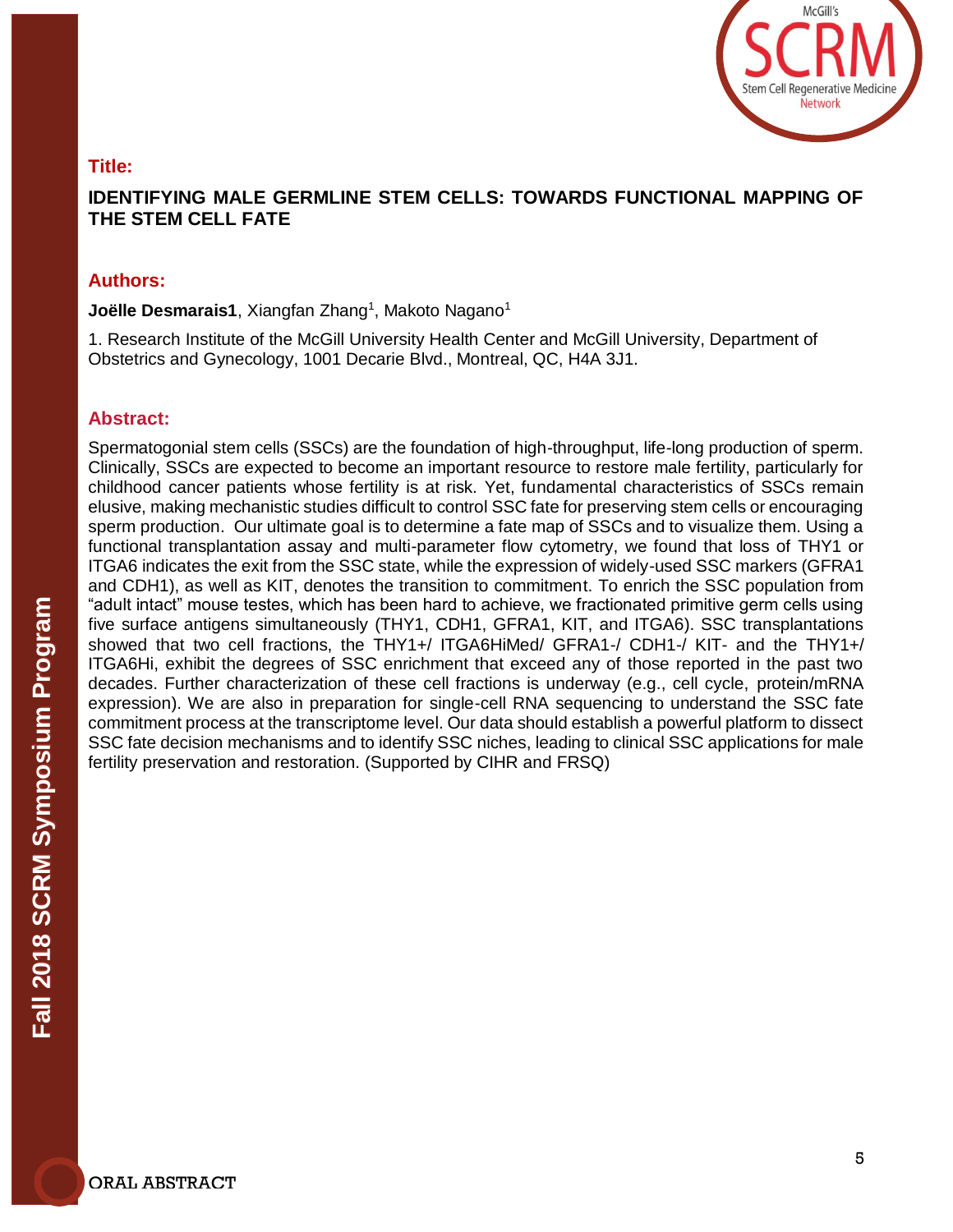## Title:

**IDENTIFYING MALE GERMLINE STEM CELLS: TOWARDS FUNCTIONAL MAPPING OF THE STEM CELL FATE**

## Authors:

**Joëlle Desmarais1**, Xiangfan Zhang[1], Makoto Nagano[1]

1. Research Institute of the McGill University Health Center and McGill University, Department of Obstetrics and Gynecology, 1001 Decarie Blvd., Montreal, QC, H4A 3J1.

## Abstract:

Spermatogonial stem cells (SSCs) are the foundation of high-throughput, life-long production of sperm. Clinically, SSCs are expected to become an important resource to restore male fertility, particularly for childhood cancer patients whose fertility is at risk. Yet, fundamental characteristics of SSCs remain elusive, making mechanistic studies difficult to control SSC fate for preserving stem cells or encouraging sperm production. Our ultimate goal is to determine a fate map of SSCs and to visualize them. Using a functional transplantation assay and multi-parameter flow cytometry, we found that loss of THY1 or ITGA6 indicates the exit from the SSC state, while the expression of widely-used SSC markers (GFRA1 and CDH1), as well as KIT, denotes the transition to commitment. To enrich the SSC population from "adult intact" mouse testes, which has been hard to achieve, we fractionated primitive germ cells using five surface antigens simultaneously (THY1, CDH1, GFRA1, KIT, and ITGA6). SSC transplantations showed that two cell fractions, the THY1+/ ITGA6HiMed/ GFRA1-/ CDH1-/ KIT- and the THY1+/ ITGA6Hi, exhibit the degrees of SSC enrichment that exceed any of those reported in the past two decades. Further characterization of these cell fractions is underway (e.g., cell cycle, protein/mRNA expression). We are also in preparation for single-cell RNA sequencing to understand the SSC fate commitment process at the transcriptome level. Our data should establish a powerful platform to dissect SSC fate decision mechanisms and to identify SSC niches, leading to clinical SSC applications for male fertility preservation and restoration. (Supported by CIHR and FRSQ)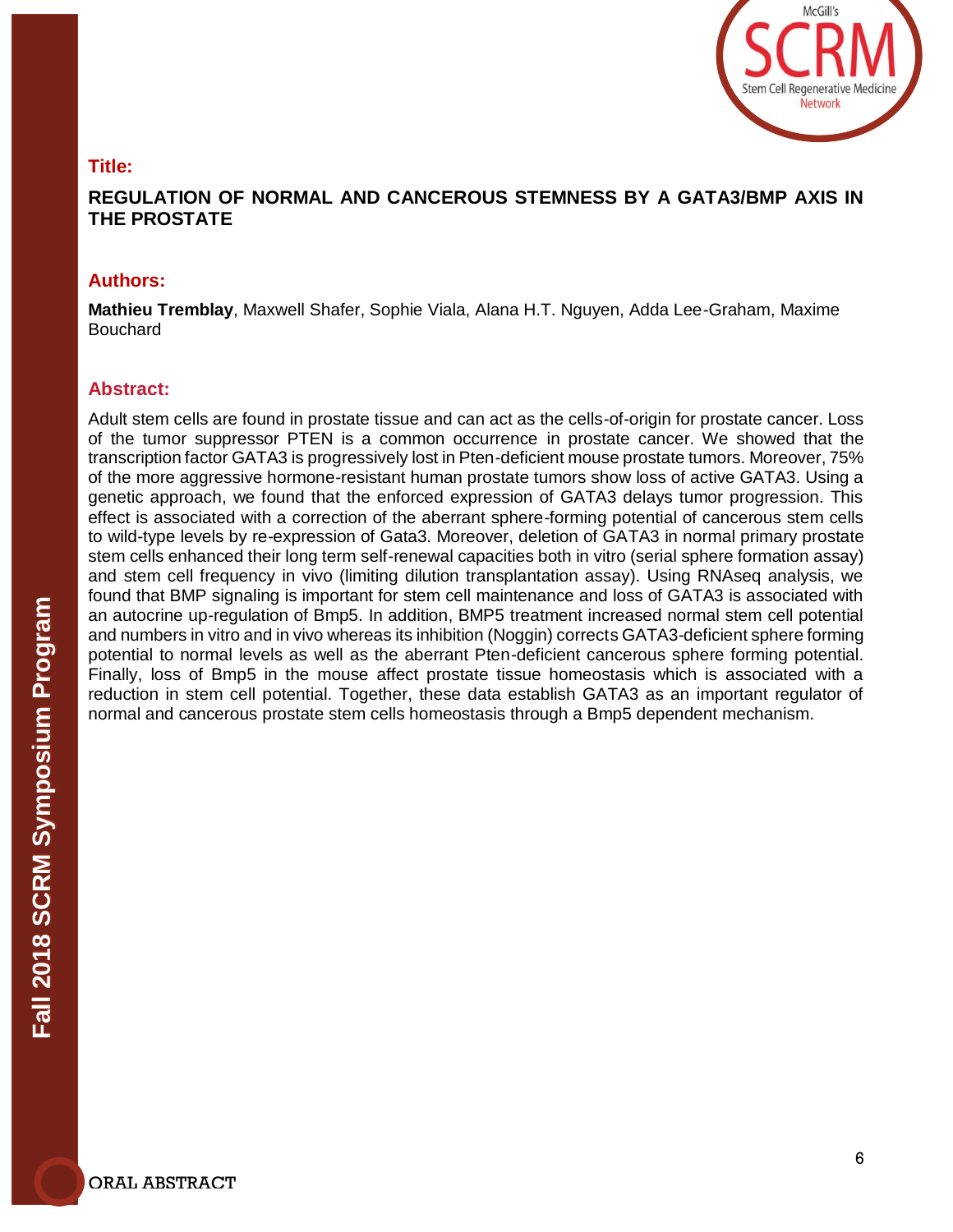## Title:

**REGULATION OF NORMAL AND CANCEROUS STEMNESS BY A GATA3/BMP AXIS IN THE PROSTATE**

## Authors:

**Mathieu Tremblay**, Maxwell Shafer, Sophie Viala, Alana H.T. Nguyen, Adda Lee-Graham, Maxime Bouchard

## Abstract:

Adult stem cells are found in prostate tissue and can act as the cells-of-origin for prostate cancer. Loss of the tumor suppressor PTEN is a common occurrence in prostate cancer. We showed that the transcription factor GATA3 is progressively lost in Pten-deficient mouse prostate tumors. Moreover, 75% of the more aggressive hormone-resistant human prostate tumors show loss of active GATA3. Using a genetic approach, we found that the enforced expression of GATA3 delays tumor progression. This effect is associated with a correction of the aberrant sphere-forming potential of cancerous stem cells to wild-type levels by re-expression of Gata3. Moreover, deletion of GATA3 in normal primary prostate stem cells enhanced their long term self-renewal capacities both in vitro (serial sphere formation assay) and stem cell frequency in vivo (limiting dilution transplantation assay). Using RNAseq analysis, we found that BMP signaling is important for stem cell maintenance and loss of GATA3 is associated with an autocrine up-regulation of Bmp5. In addition, BMP5 treatment increased normal stem cell potential and numbers in vitro and in vivo whereas its inhibition (Noggin) corrects GATA3-deficient sphere forming potential to normal levels as well as the aberrant Pten-deficient cancerous sphere forming potential. Finally, loss of Bmp5 in the mouse affect prostate tissue homeostasis which is associated with a reduction in stem cell potential. Together, these data establish GATA3 as an important regulator of normal and cancerous prostate stem cells homeostasis through a Bmp5 dependent mechanism.

ORAL ABSTRACT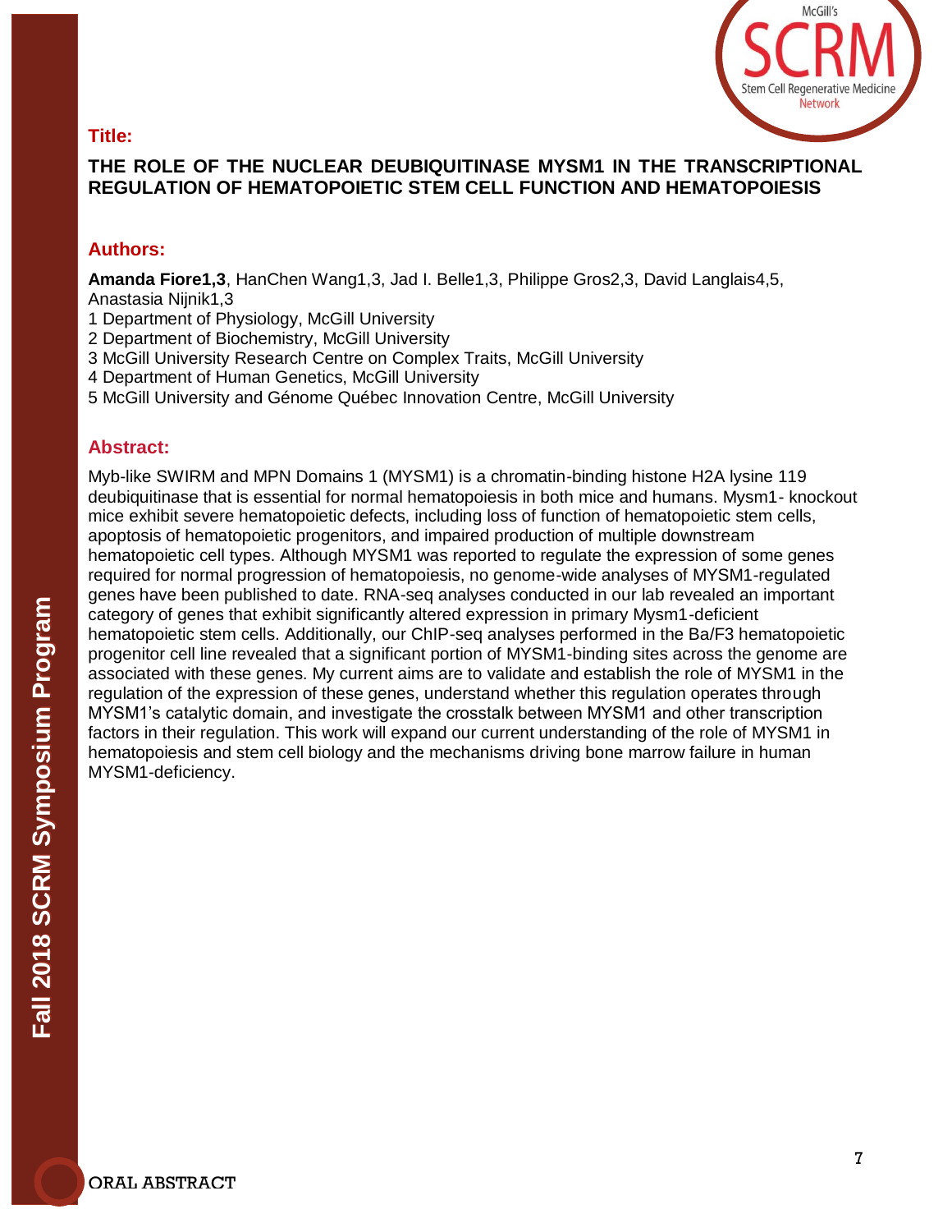**Title:**

**THE ROLE OF THE NUCLEAR DEUBIQUITINASE MYSM1 IN THE TRANSCRIPTIONAL REGULATION OF HEMATOPOIETIC STEM CELL FUNCTION AND HEMATOPOIESIS**

**Authors:**

**Amanda Fiore[1,3]**, HanChen Wang[1,3], Jad I. Belle[1,3], Philippe Gros[2,3], David Langlais[4,5], Anastasia Nijnik[1,3]

1 Department of Physiology, McGill University
2 Department of Biochemistry, McGill University
3 McGill University Research Centre on Complex Traits, McGill University
4 Department of Human Genetics, McGill University
5 McGill University and Génome Québec Innovation Centre, McGill University

**Abstract:**

Myb-like SWIRM and MPN Domains 1 (MYSM1) is a chromatin-binding histone H2A lysine 119 deubiquitinase that is essential for normal hematopoiesis in both mice and humans. Mysm1- knockout mice exhibit severe hematopoietic defects, including loss of function of hematopoietic stem cells, apoptosis of hematopoietic progenitors, and impaired production of multiple downstream hematopoietic cell types. Although MYSM1 was reported to regulate the expression of some genes required for normal progression of hematopoiesis, no genome-wide analyses of MYSM1-regulated genes have been published to date. RNA-seq analyses conducted in our lab revealed an important category of genes that exhibit significantly altered expression in primary Mysm1-deficient hematopoietic stem cells. Additionally, our ChIP-seq analyses performed in the Ba/F3 hematopoietic progenitor cell line revealed that a significant portion of MYSM1-binding sites across the genome are associated with these genes. My current aims are to validate and establish the role of MYSM1 in the regulation of the expression of these genes, understand whether this regulation operates through MYSM1's catalytic domain, and investigate the crosstalk between MYSM1 and other transcription factors in their regulation. This work will expand our current understanding of the role of MYSM1 in hematopoiesis and stem cell biology and the mechanisms driving bone marrow failure in human MYSM1-deficiency.

ORAL ABSTRACT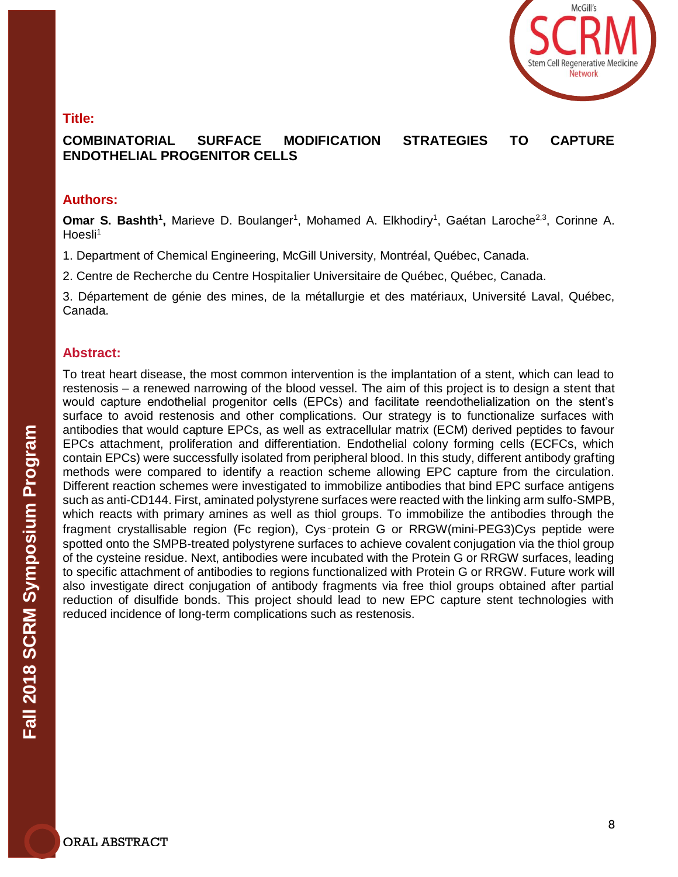## Title:

**COMBINATORIAL SURFACE MODIFICATION STRATEGIES TO CAPTURE ENDOTHELIAL PROGENITOR CELLS**

## Authors:

**Omar S. Bashth[1],** Marieve D. Boulanger[1], Mohamed A. Elkhodiry[1], Gaétan Laroche[2,3], Corinne A. Hoesli[1]

1. Department of Chemical Engineering, McGill University, Montréal, Québec, Canada.

2. Centre de Recherche du Centre Hospitalier Universitaire de Québec, Québec, Canada.

3. Département de génie des mines, de la métallurgie et des matériaux, Université Laval, Québec, Canada.

## Abstract:

To treat heart disease, the most common intervention is the implantation of a stent, which can lead to restenosis – a renewed narrowing of the blood vessel. The aim of this project is to design a stent that would capture endothelial progenitor cells (EPCs) and facilitate reendothelialization on the stent's surface to avoid restenosis and other complications. Our strategy is to functionalize surfaces with antibodies that would capture EPCs, as well as extracellular matrix (ECM) derived peptides to favour EPCs attachment, proliferation and differentiation. Endothelial colony forming cells (ECFCs, which contain EPCs) were successfully isolated from peripheral blood. In this study, different antibody grafting methods were compared to identify a reaction scheme allowing EPC capture from the circulation. Different reaction schemes were investigated to immobilize antibodies that bind EPC surface antigens such as anti-CD144. First, aminated polystyrene surfaces were reacted with the linking arm sulfo-SMPB, which reacts with primary amines as well as thiol groups. To immobilize the antibodies through the fragment crystallisable region (Fc region), Cys-protein G or RRGW(mini-PEG3)Cys peptide were spotted onto the SMPB-treated polystyrene surfaces to achieve covalent conjugation via the thiol group of the cysteine residue. Next, antibodies were incubated with the Protein G or RRGW surfaces, leading to specific attachment of antibodies to regions functionalized with Protein G or RRGW. Future work will also investigate direct conjugation of antibody fragments via free thiol groups obtained after partial reduction of disulfide bonds. This project should lead to new EPC capture stent technologies with reduced incidence of long-term complications such as restenosis.

ORAL ABSTRACT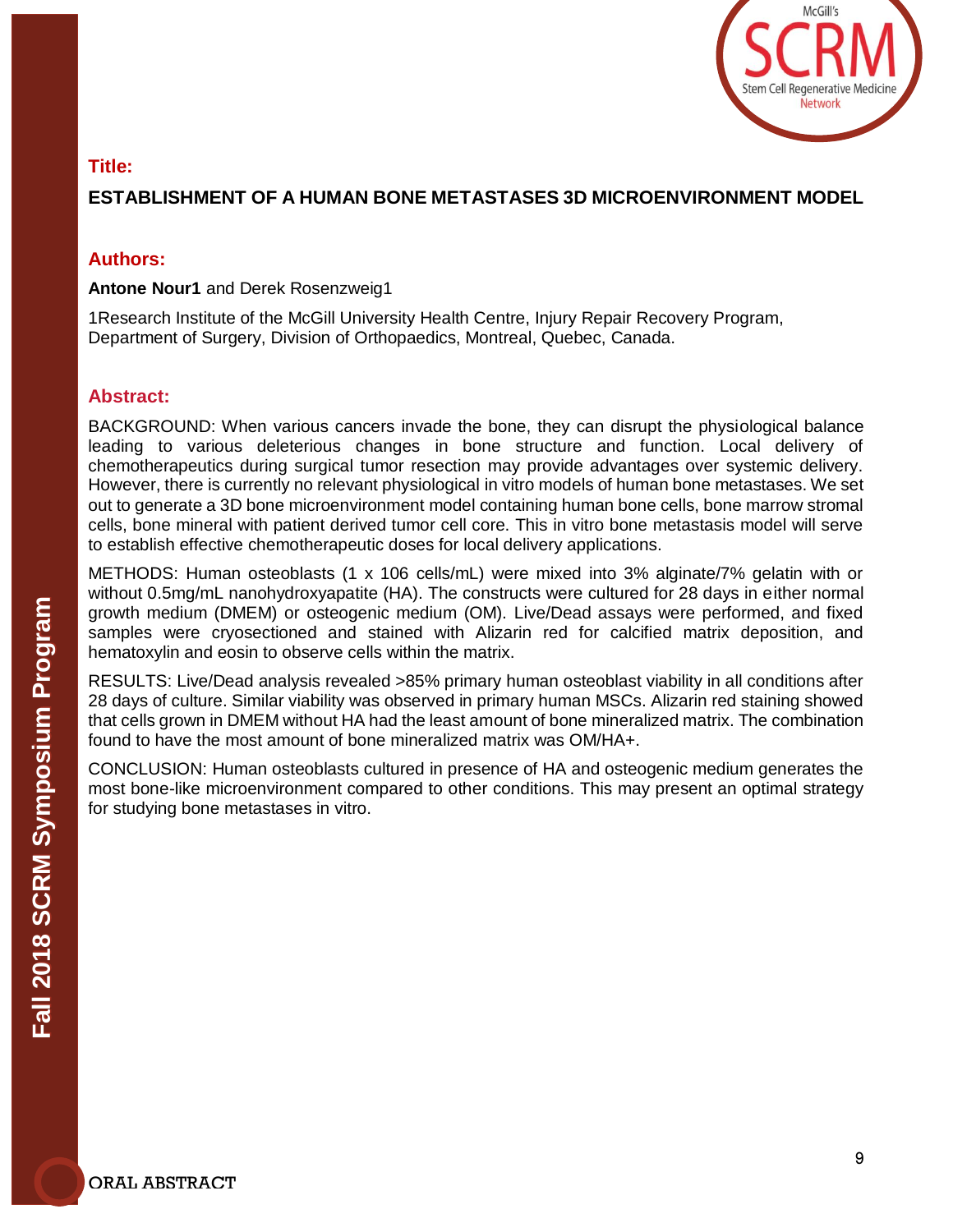## Title:

**ESTABLISHMENT OF A HUMAN BONE METASTASES 3D MICROENVIRONMENT MODEL**

## Authors:

**Antone Nour1** and Derek Rosenzweig1

1Research Institute of the McGill University Health Centre, Injury Repair Recovery Program, Department of Surgery, Division of Orthopaedics, Montreal, Quebec, Canada.

## Abstract:

BACKGROUND: When various cancers invade the bone, they can disrupt the physiological balance leading to various deleterious changes in bone structure and function. Local delivery of chemotherapeutics during surgical tumor resection may provide advantages over systemic delivery. However, there is currently no relevant physiological in vitro models of human bone metastases. We set out to generate a 3D bone microenvironment model containing human bone cells, bone marrow stromal cells, bone mineral with patient derived tumor cell core. This in vitro bone metastasis model will serve to establish effective chemotherapeutic doses for local delivery applications.

METHODS: Human osteoblasts (1 x 106 cells/mL) were mixed into 3% alginate/7% gelatin with or without 0.5mg/mL nanohydroxyapatite (HA). The constructs were cultured for 28 days in either normal growth medium (DMEM) or osteogenic medium (OM). Live/Dead assays were performed, and fixed samples were cryosectioned and stained with Alizarin red for calcified matrix deposition, and hematoxylin and eosin to observe cells within the matrix.

RESULTS: Live/Dead analysis revealed >85% primary human osteoblast viability in all conditions after 28 days of culture. Similar viability was observed in primary human MSCs. Alizarin red staining showed that cells grown in DMEM without HA had the least amount of bone mineralized matrix. The combination found to have the most amount of bone mineralized matrix was OM/HA+.

CONCLUSION: Human osteoblasts cultured in presence of HA and osteogenic medium generates the most bone-like microenvironment compared to other conditions. This may present an optimal strategy for studying bone metastases in vitro.

ORAL ABSTRACT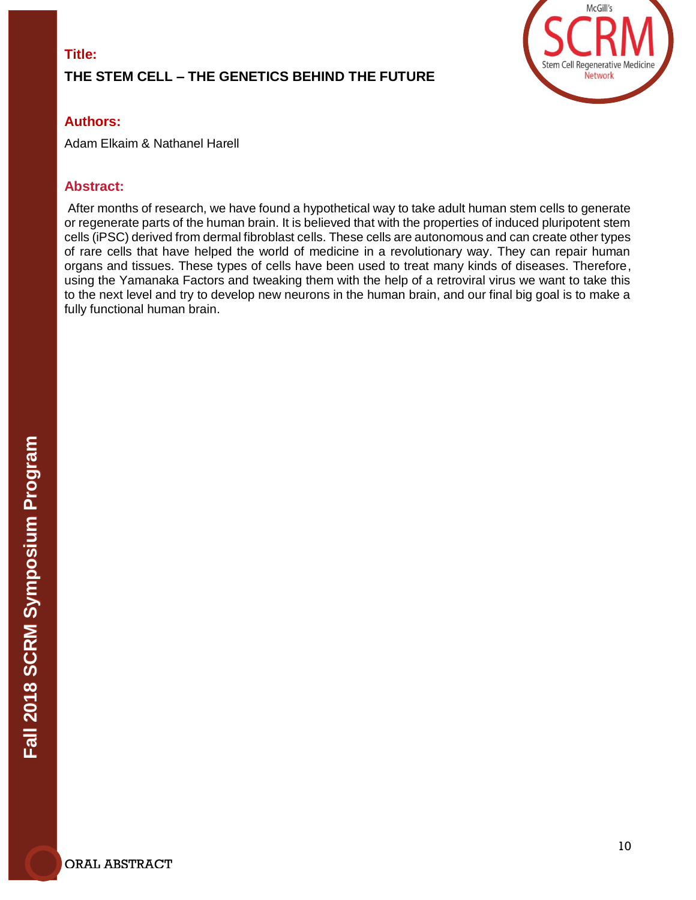**Title:**

## THE STEM CELL – THE GENETICS BEHIND THE FUTURE

**Authors:**

Adam Elkaim & Nathanel Harell

**Abstract:**

After months of research, we have found a hypothetical way to take adult human stem cells to generate or regenerate parts of the human brain. It is believed that with the properties of induced pluripotent stem cells (iPSC) derived from dermal fibroblast cells. These cells are autonomous and can create other types of rare cells that have helped the world of medicine in a revolutionary way. They can repair human organs and tissues. These types of cells have been used to treat many kinds of diseases. Therefore, using the Yamanaka Factors and tweaking them with the help of a retroviral virus we want to take this to the next level and try to develop new neurons in the human brain, and our final big goal is to make a fully functional human brain.

ORAL ABSTRACT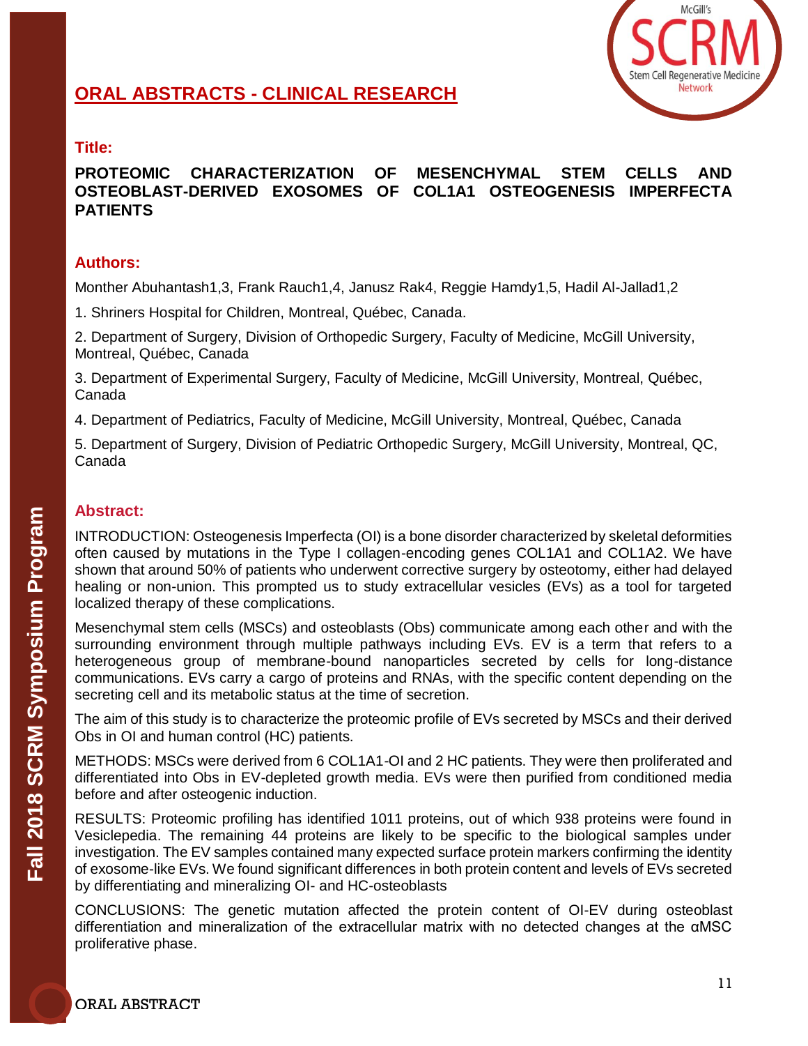## ORAL ABSTRACTS - CLINICAL RESEARCH

### Title:

**PROTEOMIC CHARACTERIZATION OF MESENCHYMAL STEM CELLS AND OSTEOBLAST-DERIVED EXOSOMES OF COL1A1 OSTEOGENESIS IMPERFECTA PATIENTS**

### Authors:

Monther Abuhantash[1,3], Frank Rauch[1,4], Janusz Rak[4], Reggie Hamdy[1,5], Hadil Al-Jallad[1,2]

1. Shriners Hospital for Children, Montreal, Québec, Canada.
2. Department of Surgery, Division of Orthopedic Surgery, Faculty of Medicine, McGill University, Montreal, Québec, Canada
3. Department of Experimental Surgery, Faculty of Medicine, McGill University, Montreal, Québec, Canada
4. Department of Pediatrics, Faculty of Medicine, McGill University, Montreal, Québec, Canada
5. Department of Surgery, Division of Pediatric Orthopedic Surgery, McGill University, Montreal, QC, Canada

### Abstract:

INTRODUCTION: Osteogenesis Imperfecta (OI) is a bone disorder characterized by skeletal deformities often caused by mutations in the Type I collagen-encoding genes COL1A1 and COL1A2. We have shown that around 50% of patients who underwent corrective surgery by osteotomy, either had delayed healing or non-union. This prompted us to study extracellular vesicles (EVs) as a tool for targeted localized therapy of these complications.

Mesenchymal stem cells (MSCs) and osteoblasts (Obs) communicate among each other and with the surrounding environment through multiple pathways including EVs. EV is a term that refers to a heterogeneous group of membrane-bound nanoparticles secreted by cells for long-distance communications. EVs carry a cargo of proteins and RNAs, with the specific content depending on the secreting cell and its metabolic status at the time of secretion.

The aim of this study is to characterize the proteomic profile of EVs secreted by MSCs and their derived Obs in OI and human control (HC) patients.

METHODS: MSCs were derived from 6 COL1A1-OI and 2 HC patients. They were then proliferated and differentiated into Obs in EV-depleted growth media. EVs were then purified from conditioned media before and after osteogenic induction.

RESULTS: Proteomic profiling has identified 1011 proteins, out of which 938 proteins were found in Vesiclepedia. The remaining 44 proteins are likely to be specific to the biological samples under investigation. The EV samples contained many expected surface protein markers confirming the identity of exosome-like EVs. We found significant differences in both protein content and levels of EVs secreted by differentiating and mineralizing OI- and HC-osteoblasts

CONCLUSIONS: The genetic mutation affected the protein content of OI-EV during osteoblast differentiation and mineralization of the extracellular matrix with no detected changes at the αMSC proliferative phase.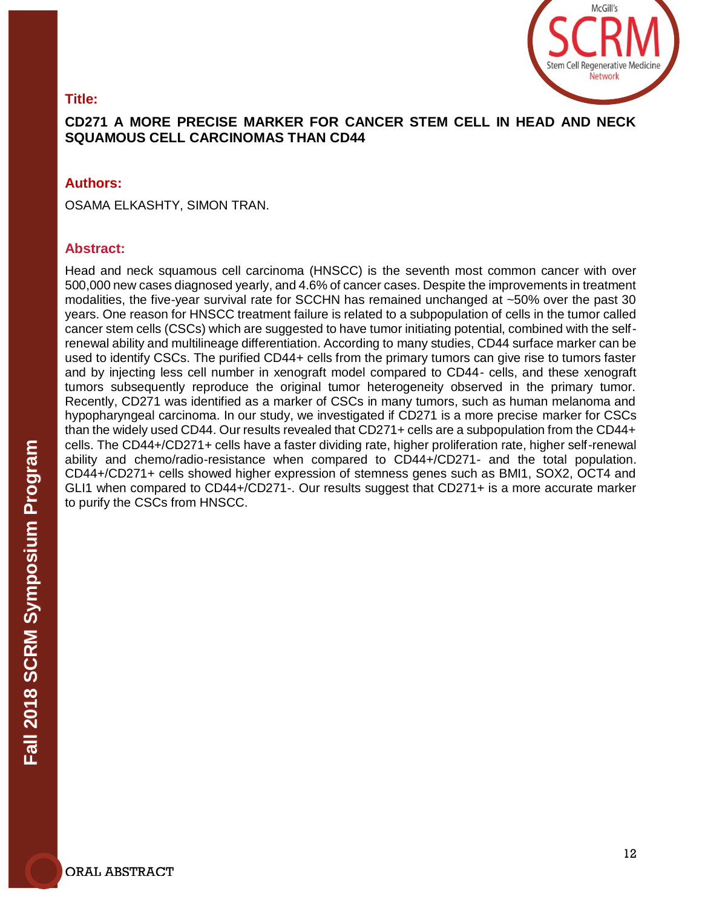**Title:**

**CD271 A MORE PRECISE MARKER FOR CANCER STEM CELL IN HEAD AND NECK SQUAMOUS CELL CARCINOMAS THAN CD44**

**Authors:**

OSAMA ELKASHTY, SIMON TRAN.

**Abstract:**

Head and neck squamous cell carcinoma (HNSCC) is the seventh most common cancer with over 500,000 new cases diagnosed yearly, and 4.6% of cancer cases. Despite the improvements in treatment modalities, the five-year survival rate for SCCHN has remained unchanged at ~50% over the past 30 years. One reason for HNSCC treatment failure is related to a subpopulation of cells in the tumor called cancer stem cells (CSCs) which are suggested to have tumor initiating potential, combined with the self-renewal ability and multilineage differentiation. According to many studies, CD44 surface marker can be used to identify CSCs. The purified CD44+ cells from the primary tumors can give rise to tumors faster and by injecting less cell number in xenograft model compared to CD44- cells, and these xenograft tumors subsequently reproduce the original tumor heterogeneity observed in the primary tumor. Recently, CD271 was identified as a marker of CSCs in many tumors, such as human melanoma and hypopharyngeal carcinoma. In our study, we investigated if CD271 is a more precise marker for CSCs than the widely used CD44. Our results revealed that CD271+ cells are a subpopulation from the CD44+ cells. The CD44+/CD271+ cells have a faster dividing rate, higher proliferation rate, higher self-renewal ability and chemo/radio-resistance when compared to CD44+/CD271- and the total population. CD44+/CD271+ cells showed higher expression of stemness genes such as BMI1, SOX2, OCT4 and GLI1 when compared to CD44+/CD271-. Our results suggest that CD271+ is a more accurate marker to purify the CSCs from HNSCC.

ORAL ABSTRACT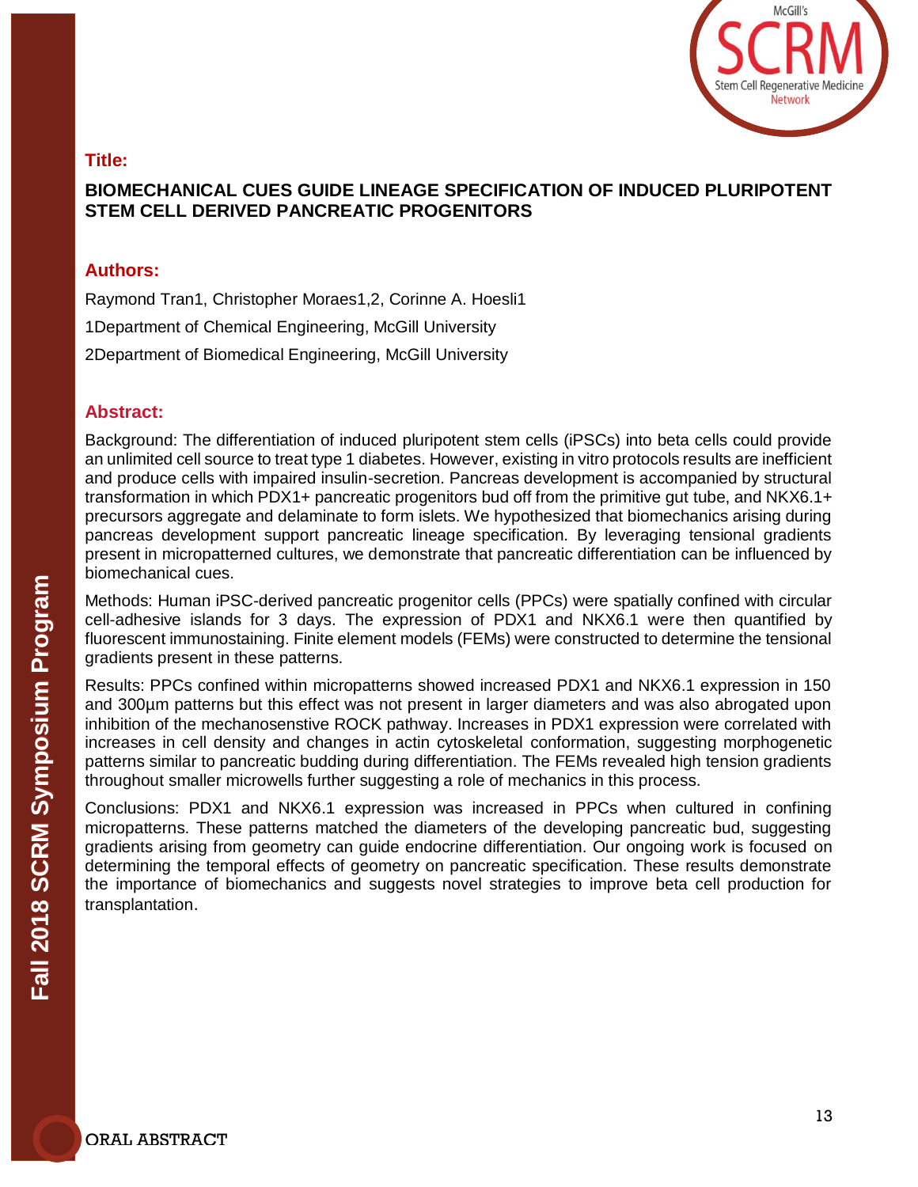## Title:

**BIOMECHANICAL CUES GUIDE LINEAGE SPECIFICATION OF INDUCED PLURIPOTENT STEM CELL DERIVED PANCREATIC PROGENITORS**

## Authors:

Raymond Tran[1], Christopher Moraes[1,2], Corinne A. Hoesli[1]

[1]Department of Chemical Engineering, McGill University

[2]Department of Biomedical Engineering, McGill University

## Abstract:

Background: The differentiation of induced pluripotent stem cells (iPSCs) into beta cells could provide an unlimited cell source to treat type 1 diabetes. However, existing in vitro protocols results are inefficient and produce cells with impaired insulin-secretion. Pancreas development is accompanied by structural transformation in which PDX1+ pancreatic progenitors bud off from the primitive gut tube, and NKX6.1+ precursors aggregate and delaminate to form islets. We hypothesized that biomechanics arising during pancreas development support pancreatic lineage specification. By leveraging tensional gradients present in micropatterned cultures, we demonstrate that pancreatic differentiation can be influenced by biomechanical cues.

Methods: Human iPSC-derived pancreatic progenitor cells (PPCs) were spatially confined with circular cell-adhesive islands for 3 days. The expression of PDX1 and NKX6.1 were then quantified by fluorescent immunostaining. Finite element models (FEMs) were constructed to determine the tensional gradients present in these patterns.

Results: PPCs confined within micropatterns showed increased PDX1 and NKX6.1 expression in 150 and 300µm patterns but this effect was not present in larger diameters and was also abrogated upon inhibition of the mechanosenstive ROCK pathway. Increases in PDX1 expression were correlated with increases in cell density and changes in actin cytoskeletal conformation, suggesting morphogenetic patterns similar to pancreatic budding during differentiation. The FEMs revealed high tension gradients throughout smaller microwells further suggesting a role of mechanics in this process.

Conclusions: PDX1 and NKX6.1 expression was increased in PPCs when cultured in confining micropatterns. These patterns matched the diameters of the developing pancreatic bud, suggesting gradients arising from geometry can guide endocrine differentiation. Our ongoing work is focused on determining the temporal effects of geometry on pancreatic specification. These results demonstrate the importance of biomechanics and suggests novel strategies to improve beta cell production for transplantation.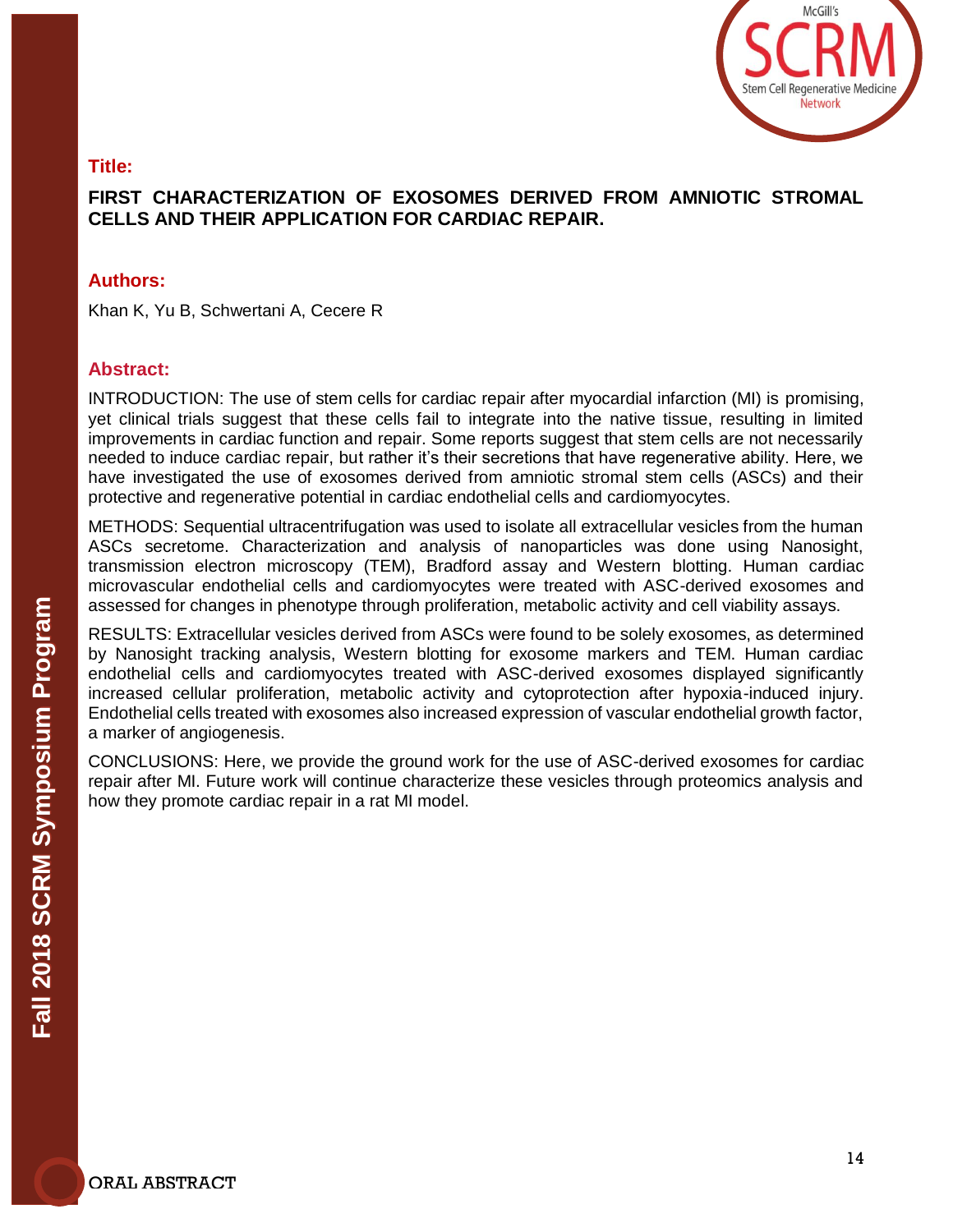## Title:

**FIRST CHARACTERIZATION OF EXOSOMES DERIVED FROM AMNIOTIC STROMAL CELLS AND THEIR APPLICATION FOR CARDIAC REPAIR.**

## Authors:

Khan K, Yu B, Schwertani A, Cecere R

## Abstract:

INTRODUCTION: The use of stem cells for cardiac repair after myocardial infarction (MI) is promising, yet clinical trials suggest that these cells fail to integrate into the native tissue, resulting in limited improvements in cardiac function and repair. Some reports suggest that stem cells are not necessarily needed to induce cardiac repair, but rather it's their secretions that have regenerative ability. Here, we have investigated the use of exosomes derived from amniotic stromal stem cells (ASCs) and their protective and regenerative potential in cardiac endothelial cells and cardiomyocytes.

METHODS: Sequential ultracentrifugation was used to isolate all extracellular vesicles from the human ASCs secretome. Characterization and analysis of nanoparticles was done using Nanosight, transmission electron microscopy (TEM), Bradford assay and Western blotting. Human cardiac microvascular endothelial cells and cardiomyocytes were treated with ASC-derived exosomes and assessed for changes in phenotype through proliferation, metabolic activity and cell viability assays.

RESULTS: Extracellular vesicles derived from ASCs were found to be solely exosomes, as determined by Nanosight tracking analysis, Western blotting for exosome markers and TEM. Human cardiac endothelial cells and cardiomyocytes treated with ASC-derived exosomes displayed significantly increased cellular proliferation, metabolic activity and cytoprotection after hypoxia-induced injury. Endothelial cells treated with exosomes also increased expression of vascular endothelial growth factor, a marker of angiogenesis.

CONCLUSIONS: Here, we provide the ground work for the use of ASC-derived exosomes for cardiac repair after MI. Future work will continue characterize these vesicles through proteomics analysis and how they promote cardiac repair in a rat MI model.

ORAL ABSTRACT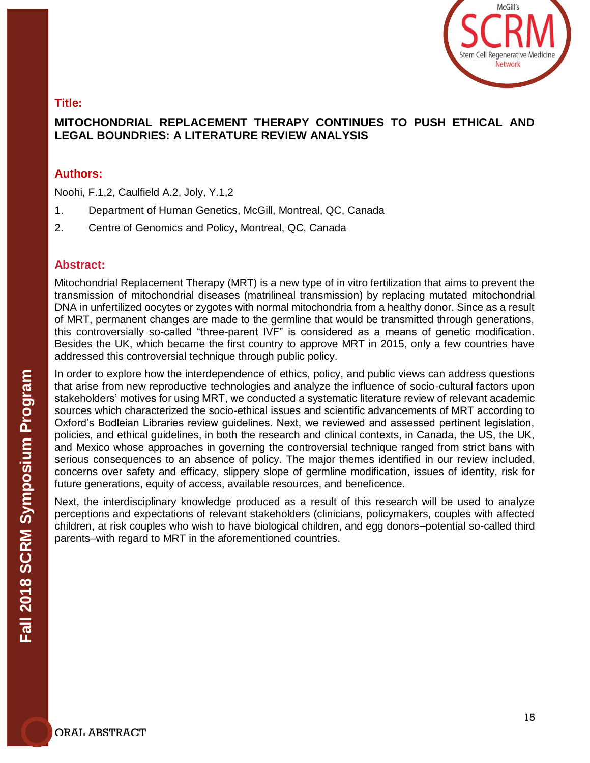**Title:**

**MITOCHONDRIAL REPLACEMENT THERAPY CONTINUES TO PUSH ETHICAL AND LEGAL BOUNDRIES: A LITERATURE REVIEW ANALYSIS**

**Authors:**

Noohi, F.1,2, Caulfield A.2, Joly, Y.1,2

1. Department of Human Genetics, McGill, Montreal, QC, Canada
2. Centre of Genomics and Policy, Montreal, QC, Canada

**Abstract:**

Mitochondrial Replacement Therapy (MRT) is a new type of in vitro fertilization that aims to prevent the transmission of mitochondrial diseases (matrilineal transmission) by replacing mutated mitochondrial DNA in unfertilized oocytes or zygotes with normal mitochondria from a healthy donor. Since as a result of MRT, permanent changes are made to the germline that would be transmitted through generations, this controversially so-called "three-parent IVF" is considered as a means of genetic modification. Besides the UK, which became the first country to approve MRT in 2015, only a few countries have addressed this controversial technique through public policy.

In order to explore how the interdependence of ethics, policy, and public views can address questions that arise from new reproductive technologies and analyze the influence of socio-cultural factors upon stakeholders' motives for using MRT, we conducted a systematic literature review of relevant academic sources which characterized the socio-ethical issues and scientific advancements of MRT according to Oxford's Bodleian Libraries review guidelines. Next, we reviewed and assessed pertinent legislation, policies, and ethical guidelines, in both the research and clinical contexts, in Canada, the US, the UK, and Mexico whose approaches in governing the controversial technique ranged from strict bans with serious consequences to an absence of policy. The major themes identified in our review included, concerns over safety and efficacy, slippery slope of germline modification, issues of identity, risk for future generations, equity of access, available resources, and beneficence.

Next, the interdisciplinary knowledge produced as a result of this research will be used to analyze perceptions and expectations of relevant stakeholders (clinicians, policymakers, couples with affected children, at risk couples who wish to have biological children, and egg donors–potential so-called third parents–with regard to MRT in the aforementioned countries.

ORAL ABSTRACT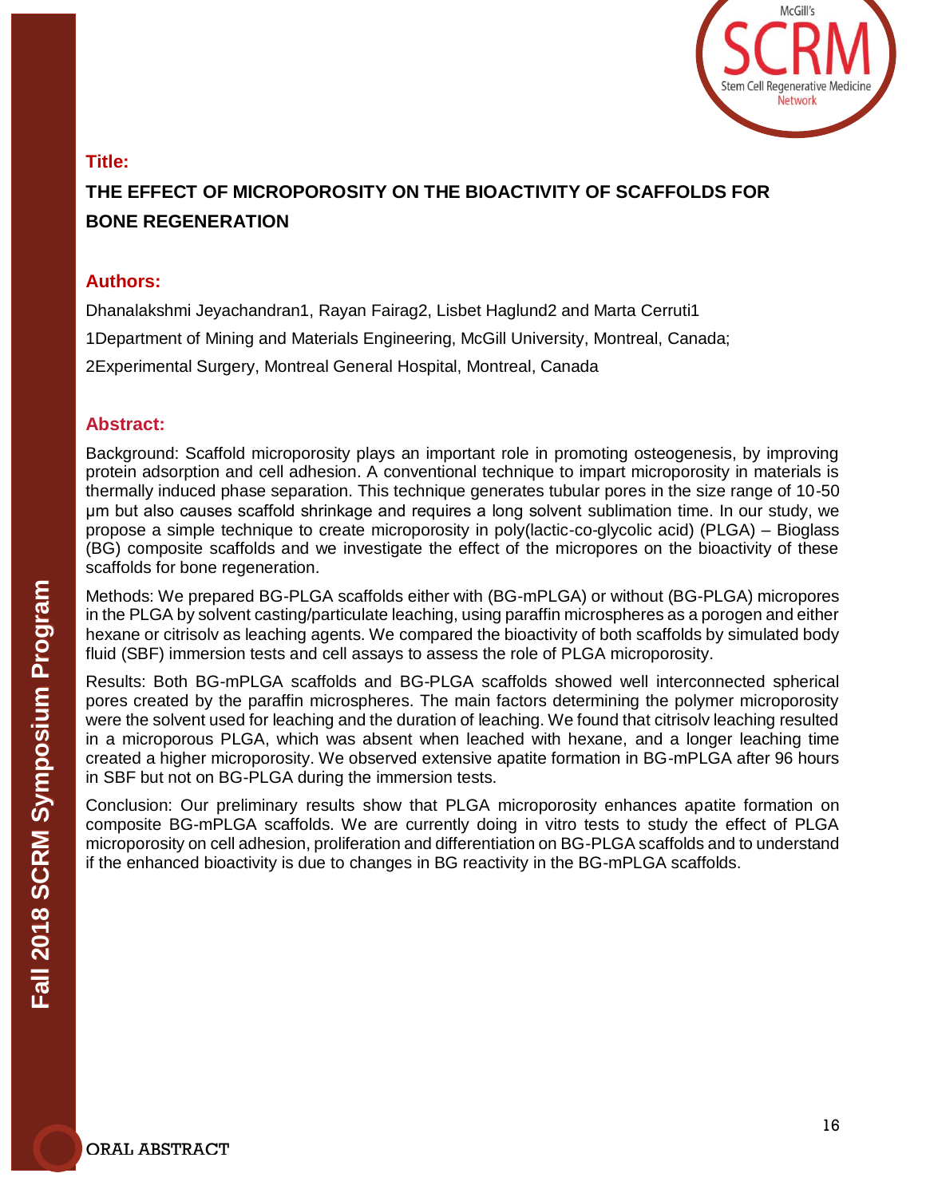**Title:**

## THE EFFECT OF MICROPOROSITY ON THE BIOACTIVITY OF SCAFFOLDS FOR BONE REGENERATION

**Authors:**

Dhanalakshmi Jeyachandran[1], Rayan Fairag[2], Lisbet Haglund[2] and Marta Cerruti[1]

[1]Department of Mining and Materials Engineering, McGill University, Montreal, Canada;

[2]Experimental Surgery, Montreal General Hospital, Montreal, Canada

**Abstract:**

Background: Scaffold microporosity plays an important role in promoting osteogenesis, by improving protein adsorption and cell adhesion. A conventional technique to impart microporosity in materials is thermally induced phase separation. This technique generates tubular pores in the size range of 10-50 µm but also causes scaffold shrinkage and requires a long solvent sublimation time. In our study, we propose a simple technique to create microporosity in poly(lactic-co-glycolic acid) (PLGA) – Bioglass (BG) composite scaffolds and we investigate the effect of the micropores on the bioactivity of these scaffolds for bone regeneration.

Methods: We prepared BG-PLGA scaffolds either with (BG-mPLGA) or without (BG-PLGA) micropores in the PLGA by solvent casting/particulate leaching, using paraffin microspheres as a porogen and either hexane or citrisolv as leaching agents. We compared the bioactivity of both scaffolds by simulated body fluid (SBF) immersion tests and cell assays to assess the role of PLGA microporosity.

Results: Both BG-mPLGA scaffolds and BG-PLGA scaffolds showed well interconnected spherical pores created by the paraffin microspheres. The main factors determining the polymer microporosity were the solvent used for leaching and the duration of leaching. We found that citrisolv leaching resulted in a microporous PLGA, which was absent when leached with hexane, and a longer leaching time created a higher microporosity. We observed extensive apatite formation in BG-mPLGA after 96 hours in SBF but not on BG-PLGA during the immersion tests.

Conclusion: Our preliminary results show that PLGA microporosity enhances apatite formation on composite BG-mPLGA scaffolds. We are currently doing in vitro tests to study the effect of PLGA microporosity on cell adhesion, proliferation and differentiation on BG-PLGA scaffolds and to understand if the enhanced bioactivity is due to changes in BG reactivity in the BG-mPLGA scaffolds.

ORAL ABSTRACT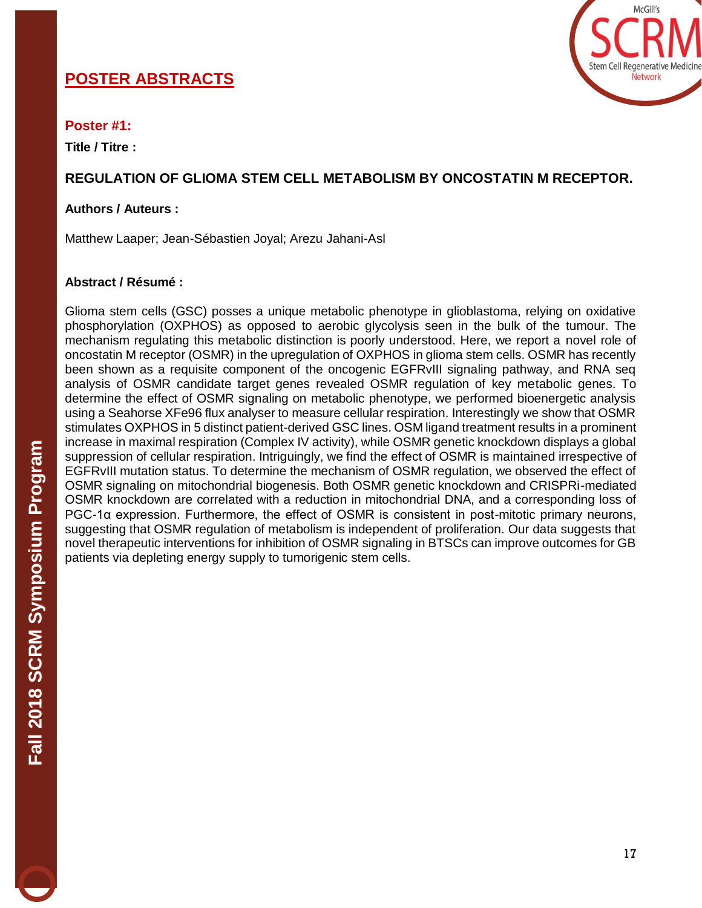## POSTER ABSTRACTS

### Poster #1:

**Title / Titre :**

**REGULATION OF GLIOMA STEM CELL METABOLISM BY ONCOSTATIN M RECEPTOR.**

**Authors / Auteurs :**

Matthew Laaper; Jean-Sébastien Joyal; Arezu Jahani-Asl

**Abstract / Résumé :**

Glioma stem cells (GSC) posses a unique metabolic phenotype in glioblastoma, relying on oxidative phosphorylation (OXPHOS) as opposed to aerobic glycolysis seen in the bulk of the tumour. The mechanism regulating this metabolic distinction is poorly understood. Here, we report a novel role of oncostatin M receptor (OSMR) in the upregulation of OXPHOS in glioma stem cells. OSMR has recently been shown as a requisite component of the oncogenic EGFRvIII signaling pathway, and RNA seq analysis of OSMR candidate target genes revealed OSMR regulation of key metabolic genes. To determine the effect of OSMR signaling on metabolic phenotype, we performed bioenergetic analysis using a Seahorse XFe96 flux analyser to measure cellular respiration. Interestingly we show that OSMR stimulates OXPHOS in 5 distinct patient-derived GSC lines. OSM ligand treatment results in a prominent increase in maximal respiration (Complex IV activity), while OSMR genetic knockdown displays a global suppression of cellular respiration. Intriguingly, we find the effect of OSMR is maintained irrespective of EGFRvIII mutation status. To determine the mechanism of OSMR regulation, we observed the effect of OSMR signaling on mitochondrial biogenesis. Both OSMR genetic knockdown and CRISPRi-mediated OSMR knockdown are correlated with a reduction in mitochondrial DNA, and a corresponding loss of PGC-1α expression. Furthermore, the effect of OSMR is consistent in post-mitotic primary neurons, suggesting that OSMR regulation of metabolism is independent of proliferation. Our data suggests that novel therapeutic interventions for inhibition of OSMR signaling in BTSCs can improve outcomes for GB patients via depleting energy supply to tumorigenic stem cells.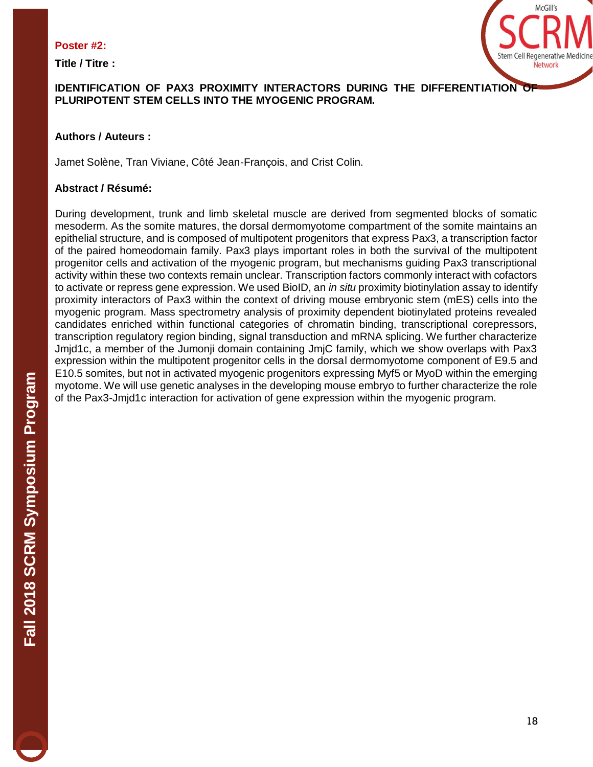**Poster #2:**

**Title / Titre :**

**IDENTIFICATION OF PAX3 PROXIMITY INTERACTORS DURING THE DIFFERENTIATION OF PLURIPOTENT STEM CELLS INTO THE MYOGENIC PROGRAM.**

**Authors / Auteurs :**

Jamet Solène, Tran Viviane, Côté Jean-François, and Crist Colin.

**Abstract / Résumé:**

During development, trunk and limb skeletal muscle are derived from segmented blocks of somatic mesoderm. As the somite matures, the dorsal dermomyotome compartment of the somite maintains an epithelial structure, and is composed of multipotent progenitors that express Pax3, a transcription factor of the paired homeodomain family. Pax3 plays important roles in both the survival of the multipotent progenitor cells and activation of the myogenic program, but mechanisms guiding Pax3 transcriptional activity within these two contexts remain unclear. Transcription factors commonly interact with cofactors to activate or repress gene expression. We used BioID, an *in situ* proximity biotinylation assay to identify proximity interactors of Pax3 within the context of driving mouse embryonic stem (mES) cells into the myogenic program. Mass spectrometry analysis of proximity dependent biotinylated proteins revealed candidates enriched within functional categories of chromatin binding, transcriptional corepressors, transcription regulatory region binding, signal transduction and mRNA splicing. We further characterize Jmjd1c, a member of the Jumonji domain containing JmjC family, which we show overlaps with Pax3 expression within the multipotent progenitor cells in the dorsal dermomyotome component of E9.5 and E10.5 somites, but not in activated myogenic progenitors expressing Myf5 or MyoD within the emerging myotome. We will use genetic analyses in the developing mouse embryo to further characterize the role of the Pax3-Jmjd1c interaction for activation of gene expression within the myogenic program.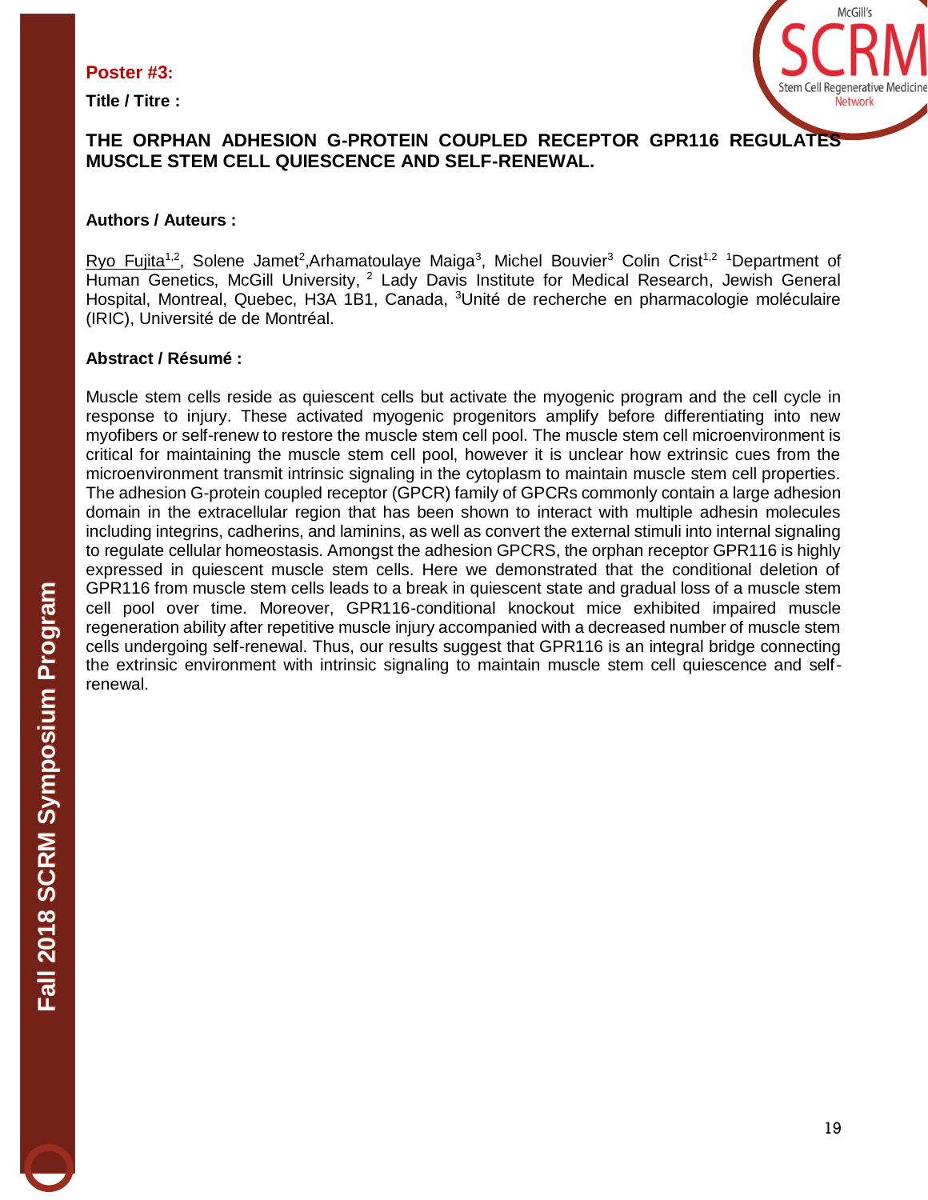**Poster #3:**

**Title / Titre :**

**THE ORPHAN ADHESION G-PROTEIN COUPLED RECEPTOR GPR116 REGULATES MUSCLE STEM CELL QUIESCENCE AND SELF-RENEWAL.**

**Authors / Auteurs :**

Ryo Fujita[1,2], Solene Jamet[2],Arhamatoulaye Maiga[3], Michel Bouvier[3] Colin Crist[1,2] [1]Department of Human Genetics, McGill University, [2] Lady Davis Institute for Medical Research, Jewish General Hospital, Montreal, Quebec, H3A 1B1, Canada, [3]Unité de recherche en pharmacologie moléculaire (IRIC), Université de de Montréal.

**Abstract / Résumé :**

Muscle stem cells reside as quiescent cells but activate the myogenic program and the cell cycle in response to injury. These activated myogenic progenitors amplify before differentiating into new myofibers or self-renew to restore the muscle stem cell pool. The muscle stem cell microenvironment is critical for maintaining the muscle stem cell pool, however it is unclear how extrinsic cues from the microenvironment transmit intrinsic signaling in the cytoplasm to maintain muscle stem cell properties. The adhesion G-protein coupled receptor (GPCR) family of GPCRs commonly contain a large adhesion domain in the extracellular region that has been shown to interact with multiple adhesin molecules including integrins, cadherins, and laminins, as well as convert the external stimuli into internal signaling to regulate cellular homeostasis. Amongst the adhesion GPCRS, the orphan receptor GPR116 is highly expressed in quiescent muscle stem cells. Here we demonstrated that the conditional deletion of GPR116 from muscle stem cells leads to a break in quiescent state and gradual loss of a muscle stem cell pool over time. Moreover, GPR116-conditional knockout mice exhibited impaired muscle regeneration ability after repetitive muscle injury accompanied with a decreased number of muscle stem cells undergoing self-renewal. Thus, our results suggest that GPR116 is an integral bridge connecting the extrinsic environment with intrinsic signaling to maintain muscle stem cell quiescence and self-renewal.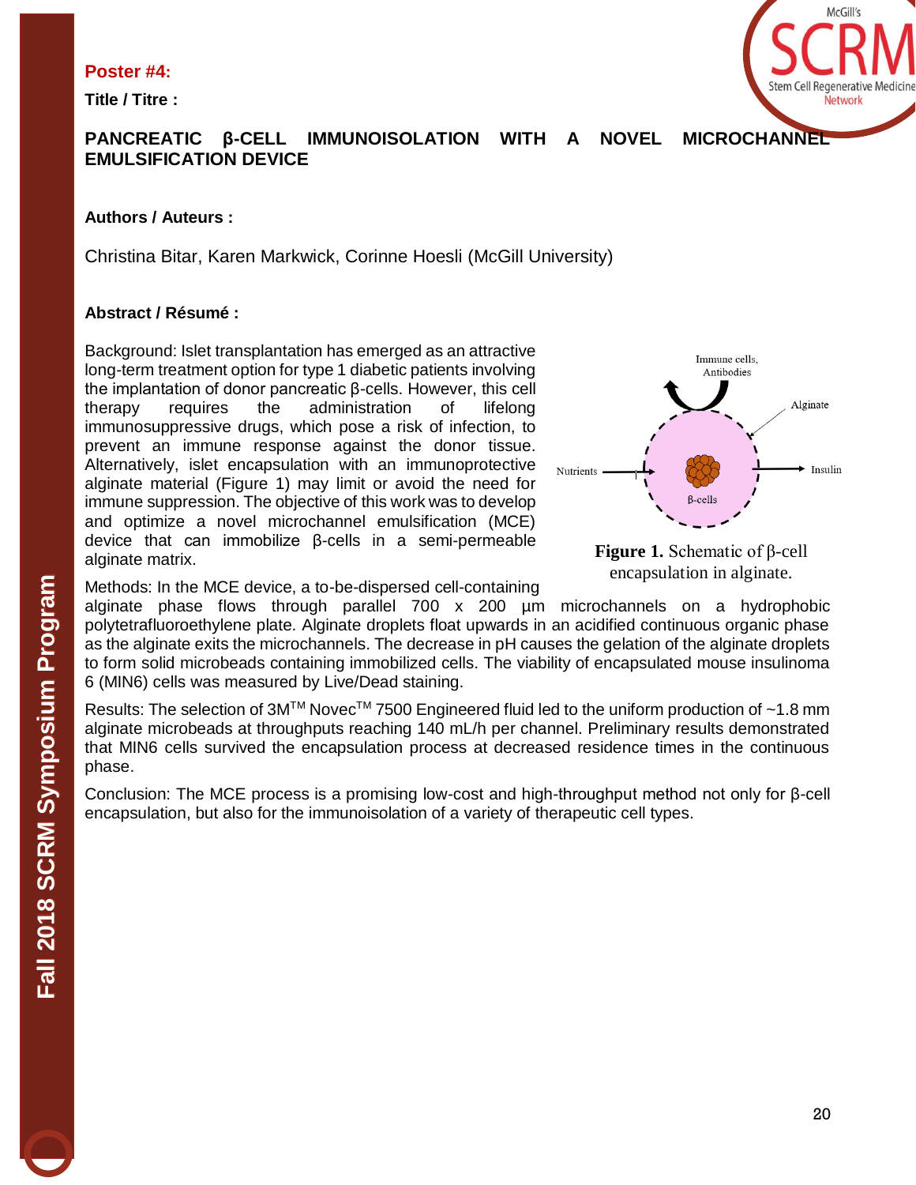**Poster #4:**

**Title / Titre :**

**PANCREATIC β-CELL IMMUNOISOLATION WITH A NOVEL MICROCHANNEL EMULSIFICATION DEVICE**

**Authors / Auteurs :**

Christina Bitar, Karen Markwick, Corinne Hoesli (McGill University)

**Abstract / Résumé :**

Background: Islet transplantation has emerged as an attractive long-term treatment option for type 1 diabetic patients involving the implantation of donor pancreatic β-cells. However, this cell therapy requires the administration of lifelong immunosuppressive drugs, which pose a risk of infection, to prevent an immune response against the donor tissue. Alternatively, islet encapsulation with an immunoprotective alginate material (Figure 1) may limit or avoid the need for immune suppression. The objective of this work was to develop and optimize a novel microchannel emulsification (MCE) device that can immobilize β-cells in a semi-permeable alginate matrix.

**Figure 1.** Schematic of β-cell encapsulation in alginate.

Methods: In the MCE device, a to-be-dispersed cell-containing alginate phase flows through parallel 700 x 200 µm microchannels on a hydrophobic polytetrafluoroethylene plate. Alginate droplets float upwards in an acidified continuous organic phase as the alginate exits the microchannels. The decrease in pH causes the gelation of the alginate droplets to form solid microbeads containing immobilized cells. The viability of encapsulated mouse insulinoma 6 (MIN6) cells was measured by Live/Dead staining.

Results: The selection of 3M™ Novec™ 7500 Engineered fluid led to the uniform production of ~1.8 mm alginate microbeads at throughputs reaching 140 mL/h per channel. Preliminary results demonstrated that MIN6 cells survived the encapsulation process at decreased residence times in the continuous phase.

Conclusion: The MCE process is a promising low-cost and high-throughput method not only for β-cell encapsulation, but also for the immunoisolation of a variety of therapeutic cell types.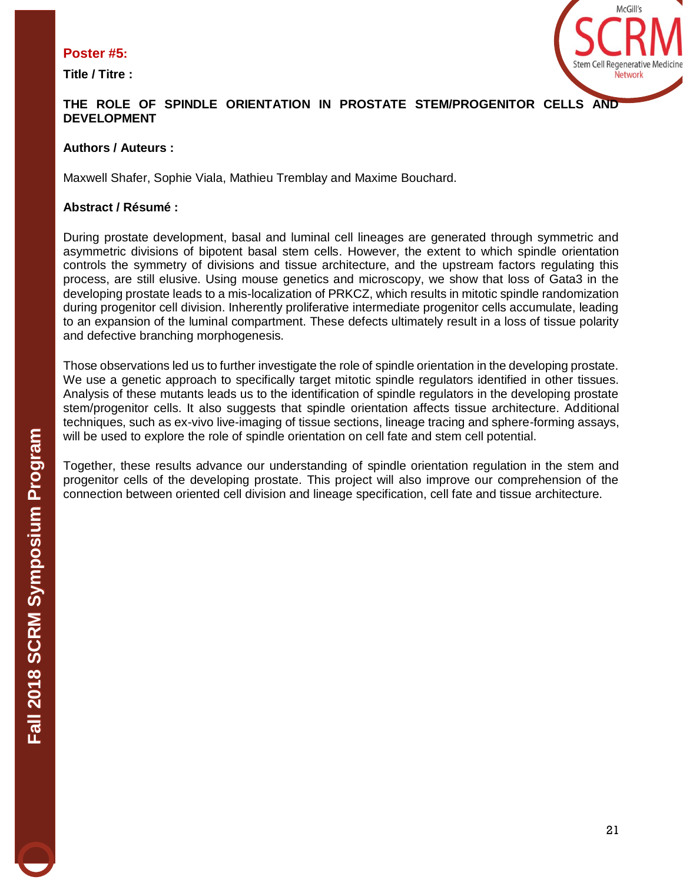**Poster #5:**

**Title / Titre :**

**THE ROLE OF SPINDLE ORIENTATION IN PROSTATE STEM/PROGENITOR CELLS AND DEVELOPMENT**

**Authors / Auteurs :**

Maxwell Shafer, Sophie Viala, Mathieu Tremblay and Maxime Bouchard.

**Abstract / Résumé :**

During prostate development, basal and luminal cell lineages are generated through symmetric and asymmetric divisions of bipotent basal stem cells. However, the extent to which spindle orientation controls the symmetry of divisions and tissue architecture, and the upstream factors regulating this process, are still elusive. Using mouse genetics and microscopy, we show that loss of Gata3 in the developing prostate leads to a mis-localization of PRKCZ, which results in mitotic spindle randomization during progenitor cell division. Inherently proliferative intermediate progenitor cells accumulate, leading to an expansion of the luminal compartment. These defects ultimately result in a loss of tissue polarity and defective branching morphogenesis.

Those observations led us to further investigate the role of spindle orientation in the developing prostate. We use a genetic approach to specifically target mitotic spindle regulators identified in other tissues. Analysis of these mutants leads us to the identification of spindle regulators in the developing prostate stem/progenitor cells. It also suggests that spindle orientation affects tissue architecture. Additional techniques, such as ex-vivo live-imaging of tissue sections, lineage tracing and sphere-forming assays, will be used to explore the role of spindle orientation on cell fate and stem cell potential.

Together, these results advance our understanding of spindle orientation regulation in the stem and progenitor cells of the developing prostate. This project will also improve our comprehension of the connection between oriented cell division and lineage specification, cell fate and tissue architecture.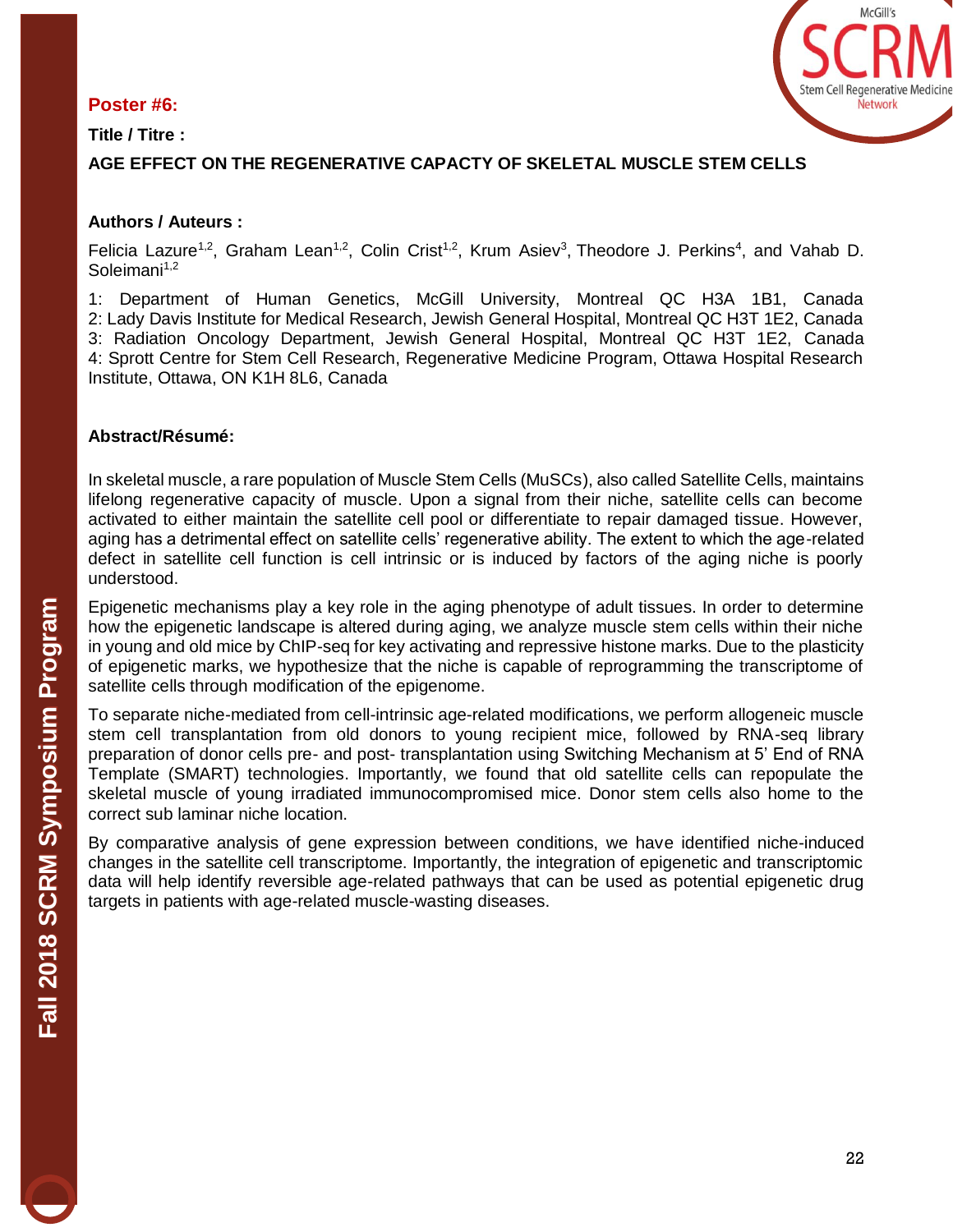**Poster #6:**

**Title / Titre :**

**AGE EFFECT ON THE REGENERATIVE CAPACTY OF SKELETAL MUSCLE STEM CELLS**

**Authors / Auteurs :**

Felicia Lazure[1,2], Graham Lean[1,2], Colin Crist[1,2], Krum Asiev[3], Theodore J. Perkins[4], and Vahab D. Soleimani[1,2]

1: Department of Human Genetics, McGill University, Montreal QC H3A 1B1, Canada
2: Lady Davis Institute for Medical Research, Jewish General Hospital, Montreal QC H3T 1E2, Canada
3: Radiation Oncology Department, Jewish General Hospital, Montreal QC H3T 1E2, Canada
4: Sprott Centre for Stem Cell Research, Regenerative Medicine Program, Ottawa Hospital Research Institute, Ottawa, ON K1H 8L6, Canada

**Abstract/Résumé:**

In skeletal muscle, a rare population of Muscle Stem Cells (MuSCs), also called Satellite Cells, maintains lifelong regenerative capacity of muscle. Upon a signal from their niche, satellite cells can become activated to either maintain the satellite cell pool or differentiate to repair damaged tissue. However, aging has a detrimental effect on satellite cells' regenerative ability. The extent to which the age-related defect in satellite cell function is cell intrinsic or is induced by factors of the aging niche is poorly understood.

Epigenetic mechanisms play a key role in the aging phenotype of adult tissues. In order to determine how the epigenetic landscape is altered during aging, we analyze muscle stem cells within their niche in young and old mice by ChIP-seq for key activating and repressive histone marks. Due to the plasticity of epigenetic marks, we hypothesize that the niche is capable of reprogramming the transcriptome of satellite cells through modification of the epigenome.

To separate niche-mediated from cell-intrinsic age-related modifications, we perform allogeneic muscle stem cell transplantation from old donors to young recipient mice, followed by RNA-seq library preparation of donor cells pre- and post- transplantation using Switching Mechanism at 5' End of RNA Template (SMART) technologies. Importantly, we found that old satellite cells can repopulate the skeletal muscle of young irradiated immunocompromised mice. Donor stem cells also home to the correct sub laminar niche location.

By comparative analysis of gene expression between conditions, we have identified niche-induced changes in the satellite cell transcriptome. Importantly, the integration of epigenetic and transcriptomic data will help identify reversible age-related pathways that can be used as potential epigenetic drug targets in patients with age-related muscle-wasting diseases.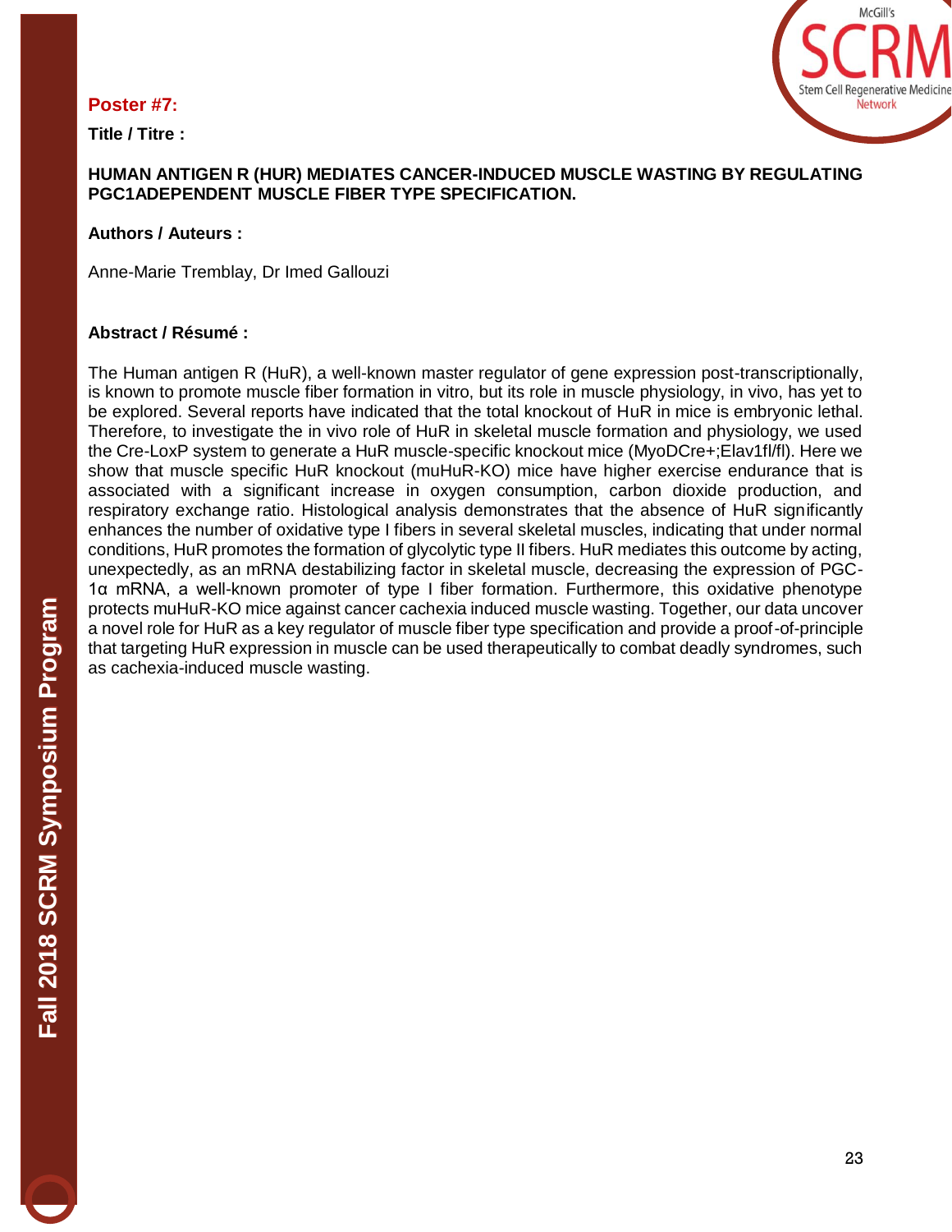**Poster #7:**

**Title / Titre :**

**HUMAN ANTIGEN R (HUR) MEDIATES CANCER-INDUCED MUSCLE WASTING BY REGULATING PGC1ADEPENDENT MUSCLE FIBER TYPE SPECIFICATION.**

**Authors / Auteurs :**

Anne-Marie Tremblay, Dr Imed Gallouzi

**Abstract / Résumé :**

The Human antigen R (HuR), a well-known master regulator of gene expression post-transcriptionally, is known to promote muscle fiber formation in vitro, but its role in muscle physiology, in vivo, has yet to be explored. Several reports have indicated that the total knockout of HuR in mice is embryonic lethal. Therefore, to investigate the in vivo role of HuR in skeletal muscle formation and physiology, we used the Cre-LoxP system to generate a HuR muscle-specific knockout mice (MyoDCre+;Elav1fl/fl). Here we show that muscle specific HuR knockout (muHuR-KO) mice have higher exercise endurance that is associated with a significant increase in oxygen consumption, carbon dioxide production, and respiratory exchange ratio. Histological analysis demonstrates that the absence of HuR significantly enhances the number of oxidative type I fibers in several skeletal muscles, indicating that under normal conditions, HuR promotes the formation of glycolytic type II fibers. HuR mediates this outcome by acting, unexpectedly, as an mRNA destabilizing factor in skeletal muscle, decreasing the expression of PGC-1α mRNA, a well-known promoter of type I fiber formation. Furthermore, this oxidative phenotype protects muHuR-KO mice against cancer cachexia induced muscle wasting. Together, our data uncover a novel role for HuR as a key regulator of muscle fiber type specification and provide a proof-of-principle that targeting HuR expression in muscle can be used therapeutically to combat deadly syndromes, such as cachexia-induced muscle wasting.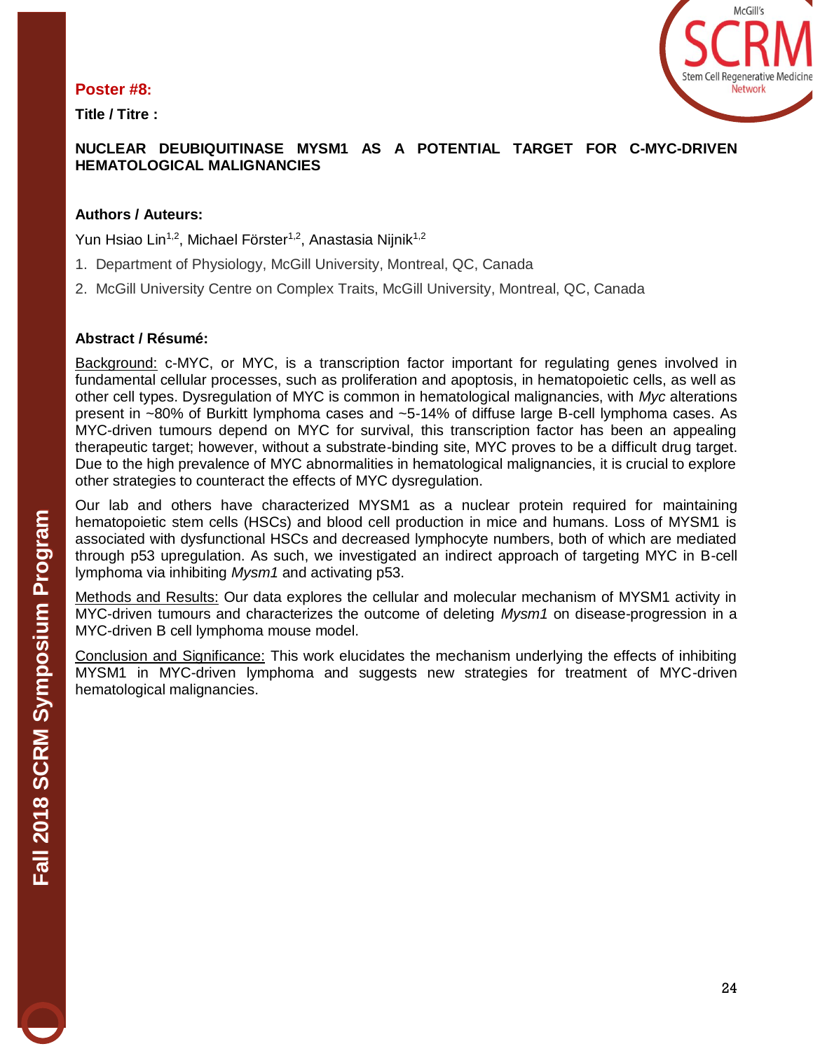**Poster #8:**

**Title / Titre :**

## NUCLEAR DEUBIQUITINASE MYSM1 AS A POTENTIAL TARGET FOR C-MYC-DRIVEN HEMATOLOGICAL MALIGNANCIES

**Authors / Auteurs:**

Yun Hsiao Lin[1,2], Michael Förster[1,2], Anastasia Nijnik[1,2]

1. Department of Physiology, McGill University, Montreal, QC, Canada
2. McGill University Centre on Complex Traits, McGill University, Montreal, QC, Canada

**Abstract / Résumé:**

Background: c-MYC, or MYC, is a transcription factor important for regulating genes involved in fundamental cellular processes, such as proliferation and apoptosis, in hematopoietic cells, as well as other cell types. Dysregulation of MYC is common in hematological malignancies, with *Myc* alterations present in ~80% of Burkitt lymphoma cases and ~5-14% of diffuse large B-cell lymphoma cases. As MYC-driven tumours depend on MYC for survival, this transcription factor has been an appealing therapeutic target; however, without a substrate-binding site, MYC proves to be a difficult drug target. Due to the high prevalence of MYC abnormalities in hematological malignancies, it is crucial to explore other strategies to counteract the effects of MYC dysregulation.

Our lab and others have characterized MYSM1 as a nuclear protein required for maintaining hematopoietic stem cells (HSCs) and blood cell production in mice and humans. Loss of MYSM1 is associated with dysfunctional HSCs and decreased lymphocyte numbers, both of which are mediated through p53 upregulation. As such, we investigated an indirect approach of targeting MYC in B-cell lymphoma via inhibiting *Mysm1* and activating p53.

Methods and Results: Our data explores the cellular and molecular mechanism of MYSM1 activity in MYC-driven tumours and characterizes the outcome of deleting *Mysm1* on disease-progression in a MYC-driven B cell lymphoma mouse model.

Conclusion and Significance: This work elucidates the mechanism underlying the effects of inhibiting MYSM1 in MYC-driven lymphoma and suggests new strategies for treatment of MYC-driven hematological malignancies.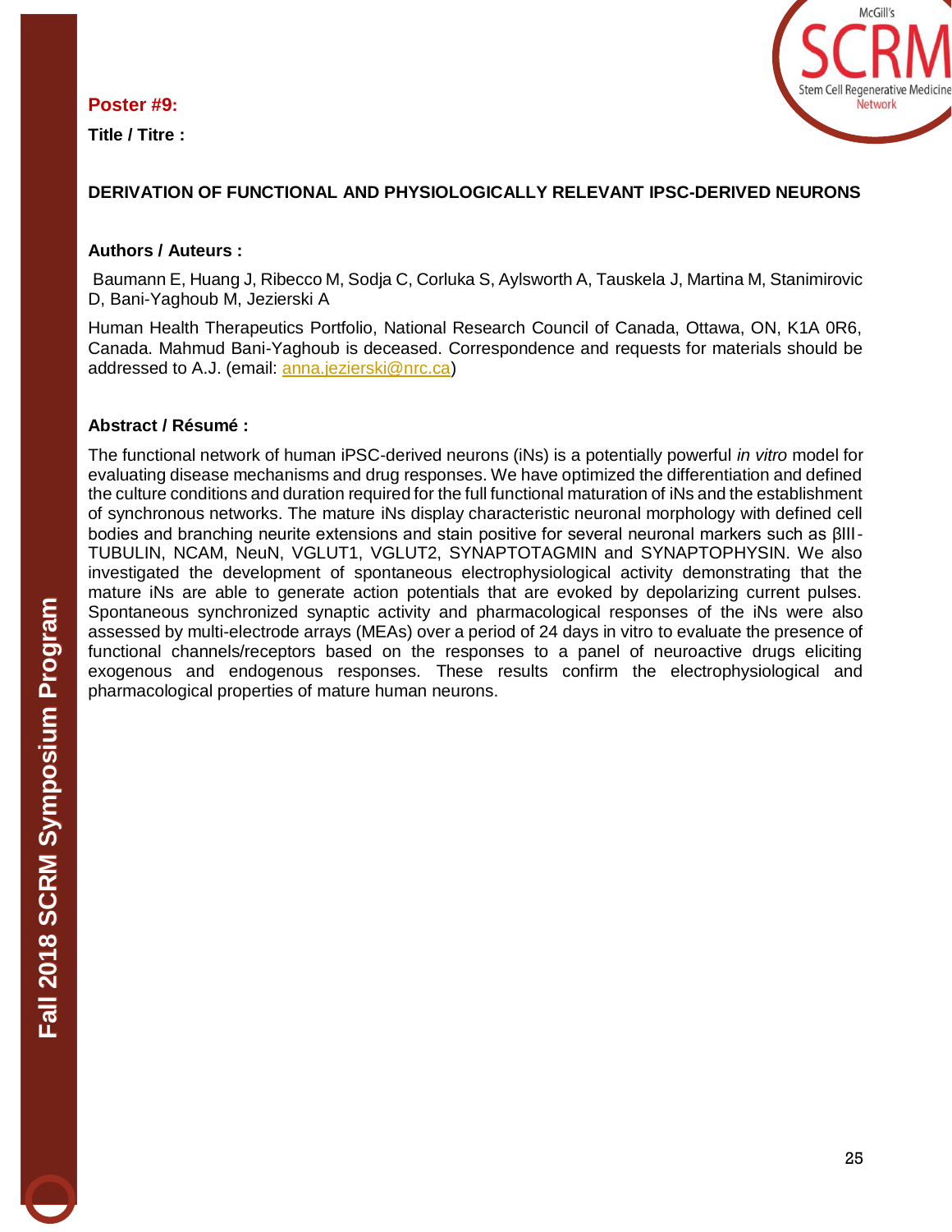**Poster #9:**

**Title / Titre :**

**DERIVATION OF FUNCTIONAL AND PHYSIOLOGICALLY RELEVANT IPSC-DERIVED NEURONS**

**Authors / Auteurs :**

Baumann E, Huang J, Ribecco M, Sodja C, Corluka S, Aylsworth A, Tauskela J, Martina M, Stanimirovic D, Bani-Yaghoub M, Jezierski A

Human Health Therapeutics Portfolio, National Research Council of Canada, Ottawa, ON, K1A 0R6, Canada. Mahmud Bani-Yaghoub is deceased. Correspondence and requests for materials should be addressed to A.J. (email: anna.jezierski@nrc.ca)

**Abstract / Résumé :**

The functional network of human iPSC-derived neurons (iNs) is a potentially powerful *in vitro* model for evaluating disease mechanisms and drug responses. We have optimized the differentiation and defined the culture conditions and duration required for the full functional maturation of iNs and the establishment of synchronous networks. The mature iNs display characteristic neuronal morphology with defined cell bodies and branching neurite extensions and stain positive for several neuronal markers such as βIII-TUBULIN, NCAM, NeuN, VGLUT1, VGLUT2, SYNAPTOTAGMIN and SYNAPTOPHYSIN. We also investigated the development of spontaneous electrophysiological activity demonstrating that the mature iNs are able to generate action potentials that are evoked by depolarizing current pulses. Spontaneous synchronized synaptic activity and pharmacological responses of the iNs were also assessed by multi-electrode arrays (MEAs) over a period of 24 days in vitro to evaluate the presence of functional channels/receptors based on the responses to a panel of neuroactive drugs eliciting exogenous and endogenous responses. These results confirm the electrophysiological and pharmacological properties of mature human neurons.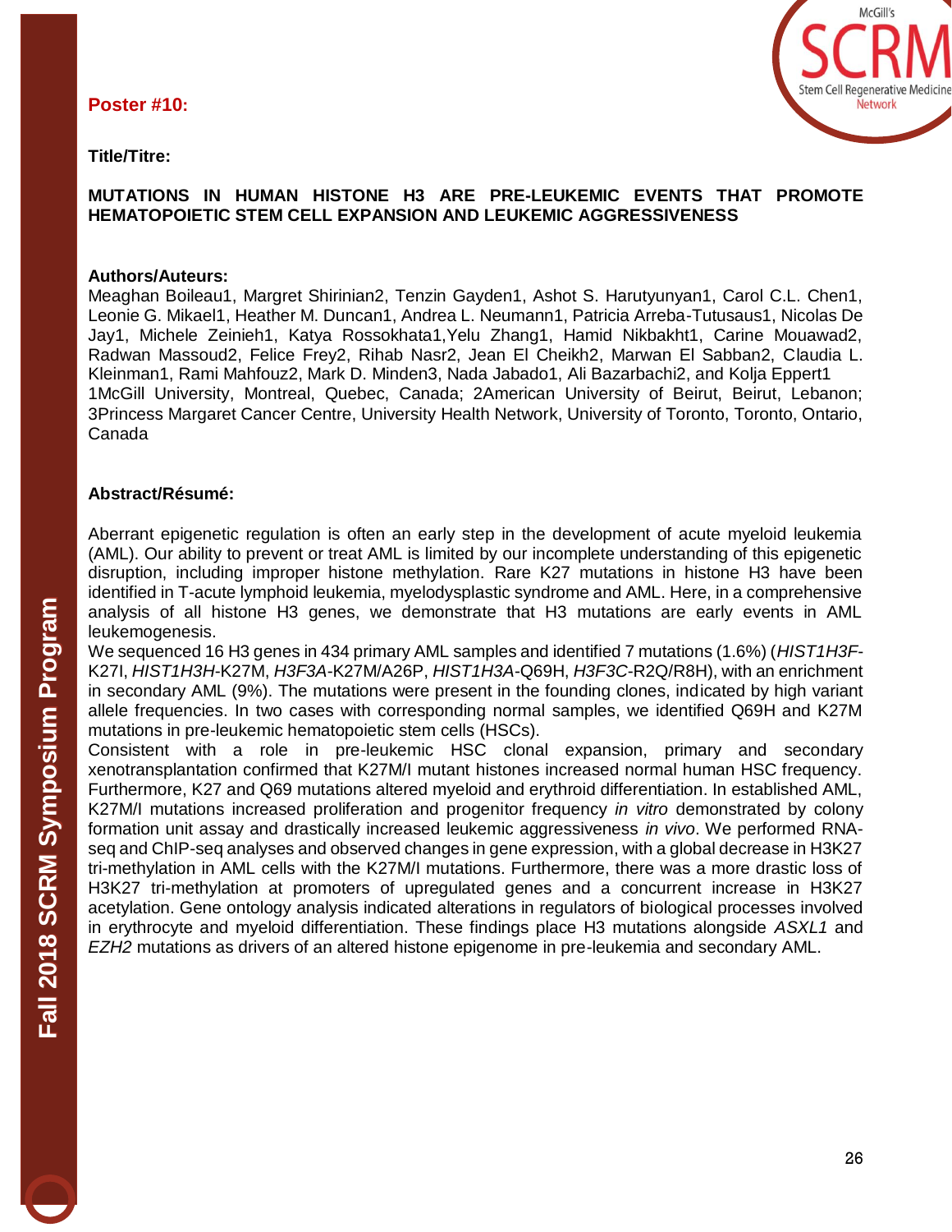**Poster #10:**

**Title/Titre:**

**MUTATIONS IN HUMAN HISTONE H3 ARE PRE-LEUKEMIC EVENTS THAT PROMOTE HEMATOPOIETIC STEM CELL EXPANSION AND LEUKEMIC AGGRESSIVENESS**

**Authors/Auteurs:**

Meaghan Boileau1, Margret Shirinian2, Tenzin Gayden1, Ashot S. Harutyunyan1, Carol C.L. Chen1, Leonie G. Mikael1, Heather M. Duncan1, Andrea L. Neumann1, Patricia Arreba-Tutusaus1, Nicolas De Jay1, Michele Zeinieh1, Katya Rossokhata1,Yelu Zhang1, Hamid Nikbakht1, Carine Mouawad2, Radwan Massoud2, Felice Frey2, Rihab Nasr2, Jean El Cheikh2, Marwan El Sabban2, Claudia L. Kleinman1, Rami Mahfouz2, Mark D. Minden3, Nada Jabado1, Ali Bazarbachi2, and Kolja Eppert1
1McGill University, Montreal, Quebec, Canada; 2American University of Beirut, Beirut, Lebanon; 3Princess Margaret Cancer Centre, University Health Network, University of Toronto, Toronto, Ontario, Canada

**Abstract/Résumé:**

Aberrant epigenetic regulation is often an early step in the development of acute myeloid leukemia (AML). Our ability to prevent or treat AML is limited by our incomplete understanding of this epigenetic disruption, including improper histone methylation. Rare K27 mutations in histone H3 have been identified in T-acute lymphoid leukemia, myelodysplastic syndrome and AML. Here, in a comprehensive analysis of all histone H3 genes, we demonstrate that H3 mutations are early events in AML leukemogenesis.
We sequenced 16 H3 genes in 434 primary AML samples and identified 7 mutations (1.6%) (*HIST1H3F*-K27I, *HIST1H3H*-K27M, *H3F3A*-K27M/A26P, *HIST1H3A*-Q69H, *H3F3C*-R2Q/R8H), with an enrichment in secondary AML (9%). The mutations were present in the founding clones, indicated by high variant allele frequencies. In two cases with corresponding normal samples, we identified Q69H and K27M mutations in pre-leukemic hematopoietic stem cells (HSCs).
Consistent with a role in pre-leukemic HSC clonal expansion, primary and secondary xenotransplantation confirmed that K27M/I mutant histones increased normal human HSC frequency. Furthermore, K27 and Q69 mutations altered myeloid and erythroid differentiation. In established AML, K27M/I mutations increased proliferation and progenitor frequency *in vitro* demonstrated by colony formation unit assay and drastically increased leukemic aggressiveness *in vivo*. We performed RNA-seq and ChIP-seq analyses and observed changes in gene expression, with a global decrease in H3K27 tri-methylation in AML cells with the K27M/I mutations. Furthermore, there was a more drastic loss of H3K27 tri-methylation at promoters of upregulated genes and a concurrent increase in H3K27 acetylation. Gene ontology analysis indicated alterations in regulators of biological processes involved in erythrocyte and myeloid differentiation. These findings place H3 mutations alongside *ASXL1* and *EZH2* mutations as drivers of an altered histone epigenome in pre-leukemia and secondary AML.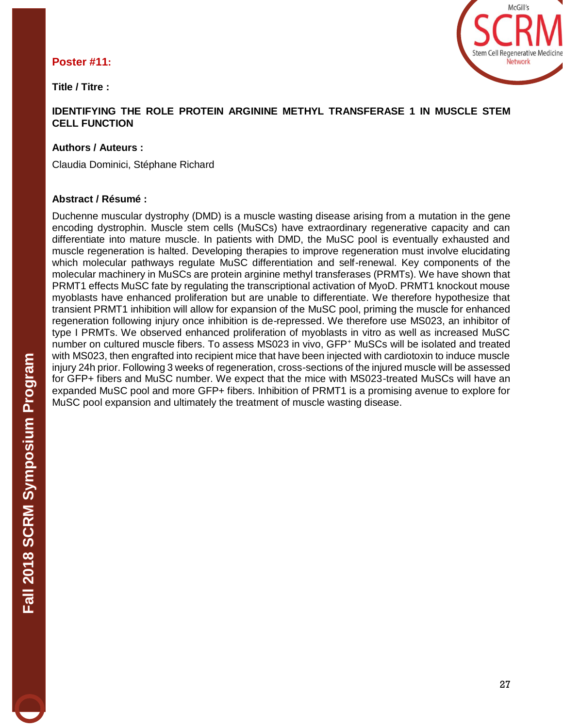**Poster #11:**

**Title / Titre :**

**IDENTIFYING THE ROLE PROTEIN ARGININE METHYL TRANSFERASE 1 IN MUSCLE STEM CELL FUNCTION**

**Authors / Auteurs :**

Claudia Dominici, Stéphane Richard

**Abstract / Résumé :**

Duchenne muscular dystrophy (DMD) is a muscle wasting disease arising from a mutation in the gene encoding dystrophin. Muscle stem cells (MuSCs) have extraordinary regenerative capacity and can differentiate into mature muscle. In patients with DMD, the MuSC pool is eventually exhausted and muscle regeneration is halted. Developing therapies to improve regeneration must involve elucidating which molecular pathways regulate MuSC differentiation and self-renewal. Key components of the molecular machinery in MuSCs are protein arginine methyl transferases (PRMTs). We have shown that PRMT1 effects MuSC fate by regulating the transcriptional activation of MyoD. PRMT1 knockout mouse myoblasts have enhanced proliferation but are unable to differentiate. We therefore hypothesize that transient PRMT1 inhibition will allow for expansion of the MuSC pool, priming the muscle for enhanced regeneration following injury once inhibition is de-repressed. We therefore use MS023, an inhibitor of type I PRMTs. We observed enhanced proliferation of myoblasts in vitro as well as increased MuSC number on cultured muscle fibers. To assess MS023 in vivo, GFP$^{+}$ MuSCs will be isolated and treated with MS023, then engrafted into recipient mice that have been injected with cardiotoxin to induce muscle injury 24h prior. Following 3 weeks of regeneration, cross-sections of the injured muscle will be assessed for GFP+ fibers and MuSC number. We expect that the mice with MS023-treated MuSCs will have an expanded MuSC pool and more GFP+ fibers. Inhibition of PRMT1 is a promising avenue to explore for MuSC pool expansion and ultimately the treatment of muscle wasting disease.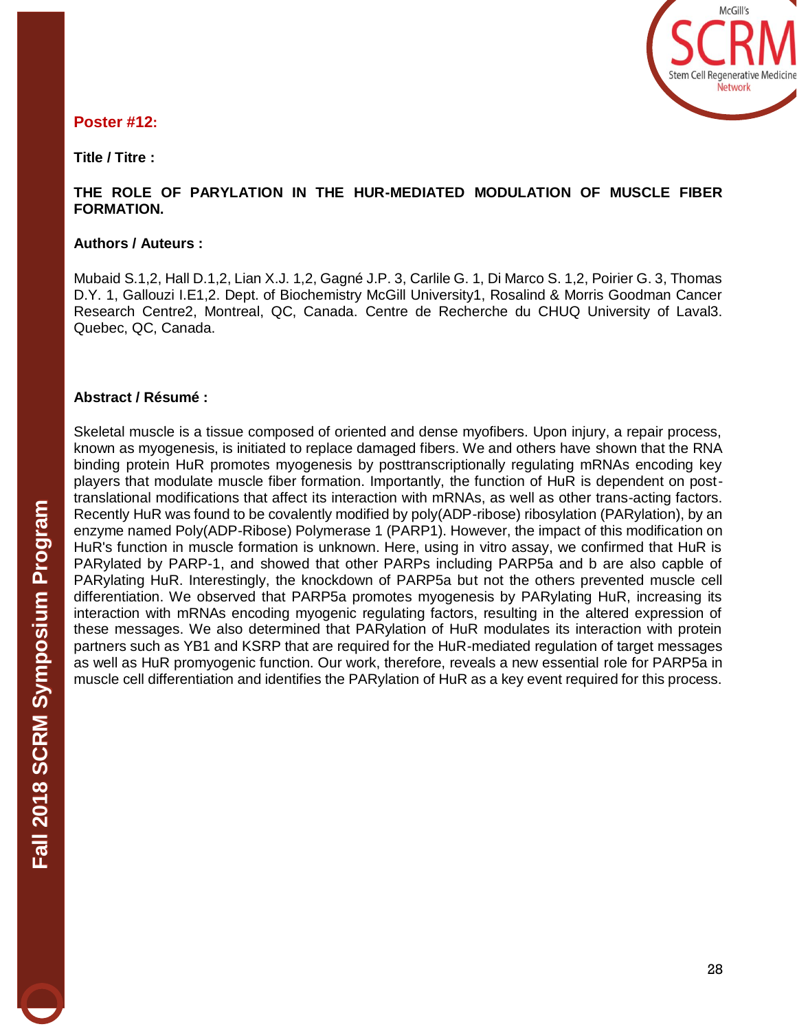**Poster #12:**

**Title / Titre :**

**THE ROLE OF PARYLATION IN THE HUR-MEDIATED MODULATION OF MUSCLE FIBER FORMATION.**

**Authors / Auteurs :**

Mubaid S.1,2, Hall D.1,2, Lian X.J. 1,2, Gagné J.P. 3, Carlile G. 1, Di Marco S. 1,2, Poirier G. 3, Thomas D.Y. 1, Gallouzi I.E1,2. Dept. of Biochemistry McGill University1, Rosalind & Morris Goodman Cancer Research Centre2, Montreal, QC, Canada. Centre de Recherche du CHUQ University of Laval3. Quebec, QC, Canada.

**Abstract / Résumé :**

Skeletal muscle is a tissue composed of oriented and dense myofibers. Upon injury, a repair process, known as myogenesis, is initiated to replace damaged fibers. We and others have shown that the RNA binding protein HuR promotes myogenesis by posttranscriptionally regulating mRNAs encoding key players that modulate muscle fiber formation. Importantly, the function of HuR is dependent on post-translational modifications that affect its interaction with mRNAs, as well as other trans-acting factors. Recently HuR was found to be covalently modified by poly(ADP-ribose) ribosylation (PARylation), by an enzyme named Poly(ADP-Ribose) Polymerase 1 (PARP1). However, the impact of this modification on HuR's function in muscle formation is unknown. Here, using in vitro assay, we confirmed that HuR is PARylated by PARP-1, and showed that other PARPs including PARP5a and b are also capble of PARylating HuR. Interestingly, the knockdown of PARP5a but not the others prevented muscle cell differentiation. We observed that PARP5a promotes myogenesis by PARylating HuR, increasing its interaction with mRNAs encoding myogenic regulating factors, resulting in the altered expression of these messages. We also determined that PARylation of HuR modulates its interaction with protein partners such as YB1 and KSRP that are required for the HuR-mediated regulation of target messages as well as HuR promyogenic function. Our work, therefore, reveals a new essential role for PARP5a in muscle cell differentiation and identifies the PARylation of HuR as a key event required for this process.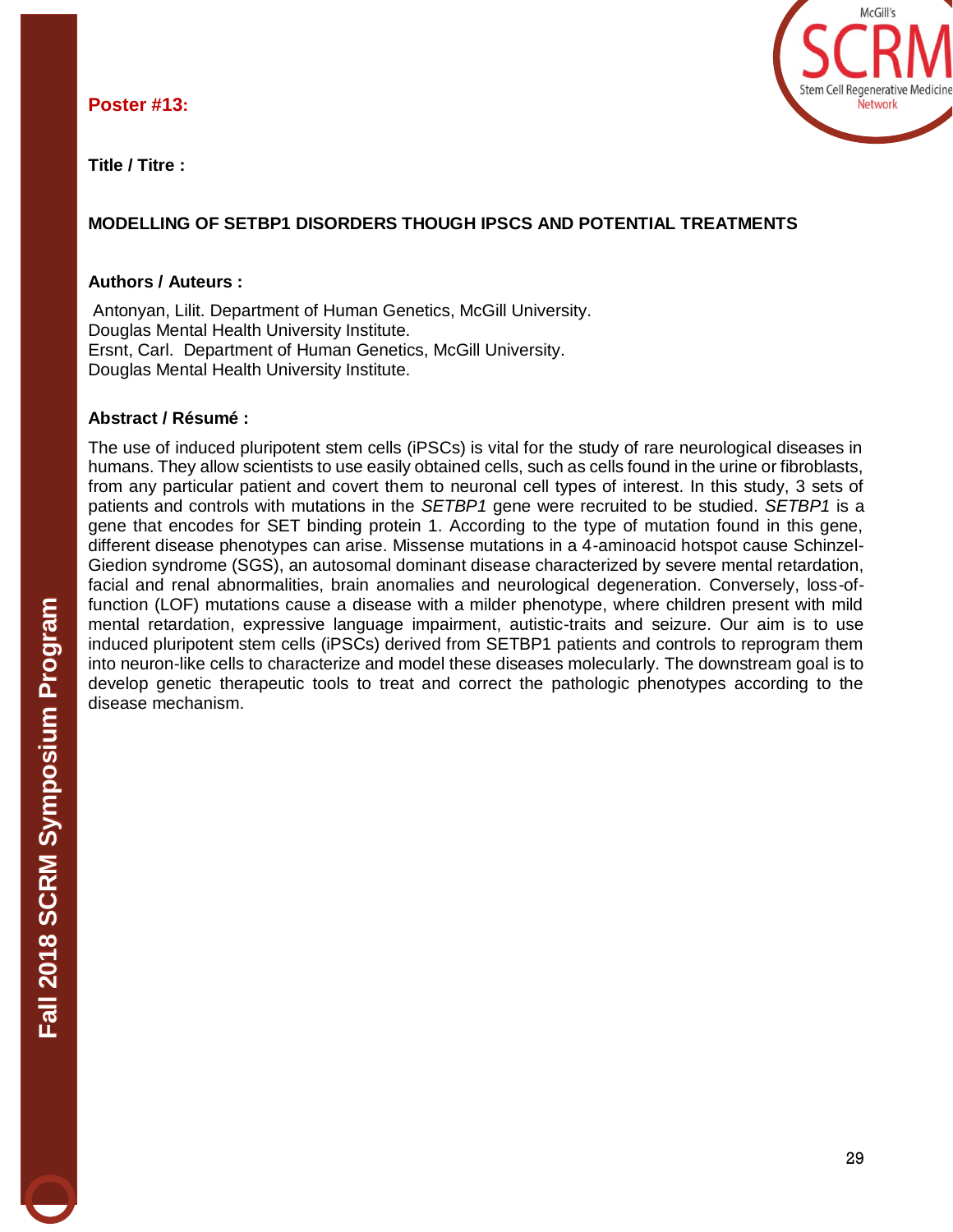**Poster #13:**

**Title / Titre :**

**MODELLING OF SETBP1 DISORDERS THOUGH IPSCS AND POTENTIAL TREATMENTS**

**Authors / Auteurs :**

Antonyan, Lilit. Department of Human Genetics, McGill University.
Douglas Mental Health University Institute.
Ersnt, Carl. Department of Human Genetics, McGill University.
Douglas Mental Health University Institute.

**Abstract / Résumé :**

The use of induced pluripotent stem cells (iPSCs) is vital for the study of rare neurological diseases in humans. They allow scientists to use easily obtained cells, such as cells found in the urine or fibroblasts, from any particular patient and covert them to neuronal cell types of interest. In this study, 3 sets of patients and controls with mutations in the *SETBP1* gene were recruited to be studied. *SETBP1* is a gene that encodes for SET binding protein 1. According to the type of mutation found in this gene, different disease phenotypes can arise. Missense mutations in a 4-aminoacid hotspot cause Schinzel-Giedion syndrome (SGS), an autosomal dominant disease characterized by severe mental retardation, facial and renal abnormalities, brain anomalies and neurological degeneration. Conversely, loss-of-function (LOF) mutations cause a disease with a milder phenotype, where children present with mild mental retardation, expressive language impairment, autistic-traits and seizure. Our aim is to use induced pluripotent stem cells (iPSCs) derived from SETBP1 patients and controls to reprogram them into neuron-like cells to characterize and model these diseases molecularly. The downstream goal is to develop genetic therapeutic tools to treat and correct the pathologic phenotypes according to the disease mechanism.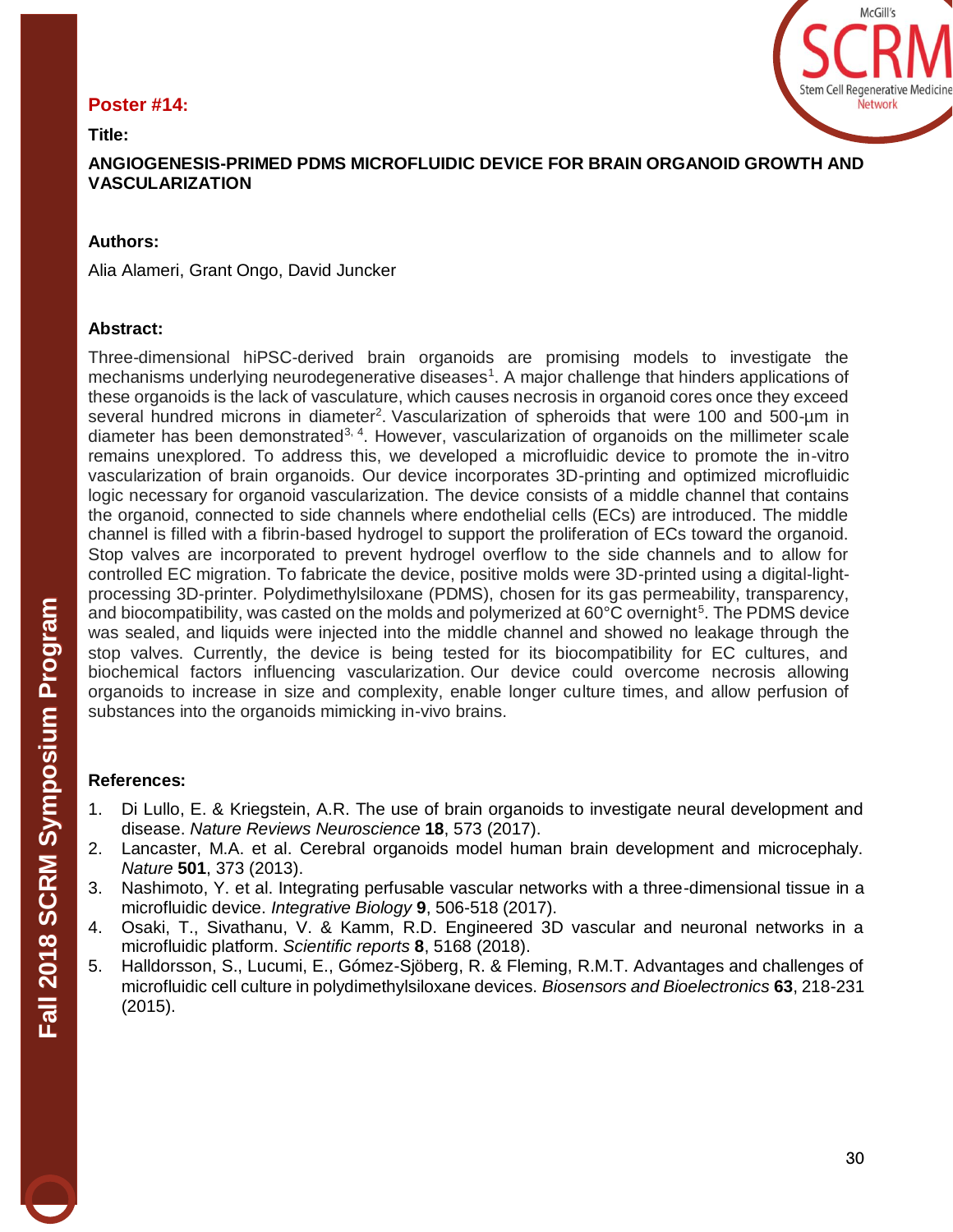**Poster #14:**

**Title:**

**ANGIOGENESIS-PRIMED PDMS MICROFLUIDIC DEVICE FOR BRAIN ORGANOID GROWTH AND VASCULARIZATION**

**Authors:**

Alia Alameri, Grant Ongo, David Juncker

**Abstract:**

Three-dimensional hiPSC-derived brain organoids are promising models to investigate the mechanisms underlying neurodegenerative diseases[1]. A major challenge that hinders applications of these organoids is the lack of vasculature, which causes necrosis in organoid cores once they exceed several hundred microns in diameter[2]. Vascularization of spheroids that were 100 and 500-µm in diameter has been demonstrated[3, 4]. However, vascularization of organoids on the millimeter scale remains unexplored. To address this, we developed a microfluidic device to promote the in-vitro vascularization of brain organoids. Our device incorporates 3D-printing and optimized microfluidic logic necessary for organoid vascularization. The device consists of a middle channel that contains the organoid, connected to side channels where endothelial cells (ECs) are introduced. The middle channel is filled with a fibrin-based hydrogel to support the proliferation of ECs toward the organoid. Stop valves are incorporated to prevent hydrogel overflow to the side channels and to allow for controlled EC migration. To fabricate the device, positive molds were 3D-printed using a digital-light-processing 3D-printer. Polydimethylsiloxane (PDMS), chosen for its gas permeability, transparency, and biocompatibility, was casted on the molds and polymerized at 60°C overnight[5]. The PDMS device was sealed, and liquids were injected into the middle channel and showed no leakage through the stop valves. Currently, the device is being tested for its biocompatibility for EC cultures, and biochemical factors influencing vascularization. Our device could overcome necrosis allowing organoids to increase in size and complexity, enable longer culture times, and allow perfusion of substances into the organoids mimicking in-vivo brains.

**References:**

1. Di Lullo, E. & Kriegstein, A.R. The use of brain organoids to investigate neural development and disease. *Nature Reviews Neuroscience* **18**, 573 (2017).
2. Lancaster, M.A. et al. Cerebral organoids model human brain development and microcephaly. *Nature* **501**, 373 (2013).
3. Nashimoto, Y. et al. Integrating perfusable vascular networks with a three-dimensional tissue in a microfluidic device. *Integrative Biology* **9**, 506-518 (2017).
4. Osaki, T., Sivathanu, V. & Kamm, R.D. Engineered 3D vascular and neuronal networks in a microfluidic platform. *Scientific reports* **8**, 5168 (2018).
5. Halldorsson, S., Lucumi, E., Gómez-Sjöberg, R. & Fleming, R.M.T. Advantages and challenges of microfluidic cell culture in polydimethylsiloxane devices. *Biosensors and Bioelectronics* **63**, 218-231 (2015).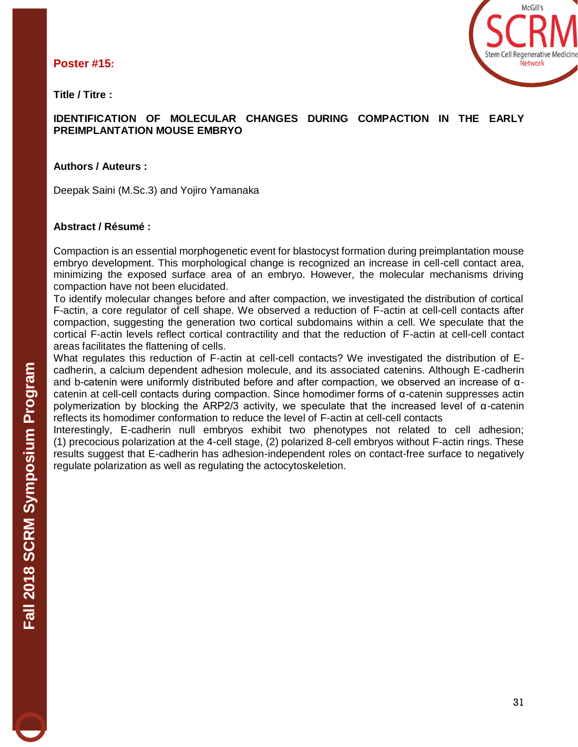**Poster #15:**

**Title / Titre :**

**IDENTIFICATION OF MOLECULAR CHANGES DURING COMPACTION IN THE EARLY PREIMPLANTATION MOUSE EMBRYO**

**Authors / Auteurs :**

Deepak Saini (M.Sc.3) and Yojiro Yamanaka

**Abstract / Résumé :**

Compaction is an essential morphogenetic event for blastocyst formation during preimplantation mouse embryo development. This morphological change is recognized an increase in cell-cell contact area, minimizing the exposed surface area of an embryo. However, the molecular mechanisms driving compaction have not been elucidated.

To identify molecular changes before and after compaction, we investigated the distribution of cortical F-actin, a core regulator of cell shape. We observed a reduction of F-actin at cell-cell contacts after compaction, suggesting the generation two cortical subdomains within a cell. We speculate that the cortical F-actin levels reflect cortical contractility and that the reduction of F-actin at cell-cell contact areas facilitates the flattening of cells.

What regulates this reduction of F-actin at cell-cell contacts? We investigated the distribution of E-cadherin, a calcium dependent adhesion molecule, and its associated catenins. Although E-cadherin and b-catenin were uniformly distributed before and after compaction, we observed an increase of α-catenin at cell-cell contacts during compaction. Since homodimer forms of α-catenin suppresses actin polymerization by blocking the ARP2/3 activity, we speculate that the increased level of α-catenin reflects its homodimer conformation to reduce the level of F-actin at cell-cell contacts

Interestingly, E-cadherin null embryos exhibit two phenotypes not related to cell adhesion; (1) precocious polarization at the 4-cell stage, (2) polarized 8-cell embryos without F-actin rings. These results suggest that E-cadherin has adhesion-independent roles on contact-free surface to negatively regulate polarization as well as regulating the actocytoskeleton.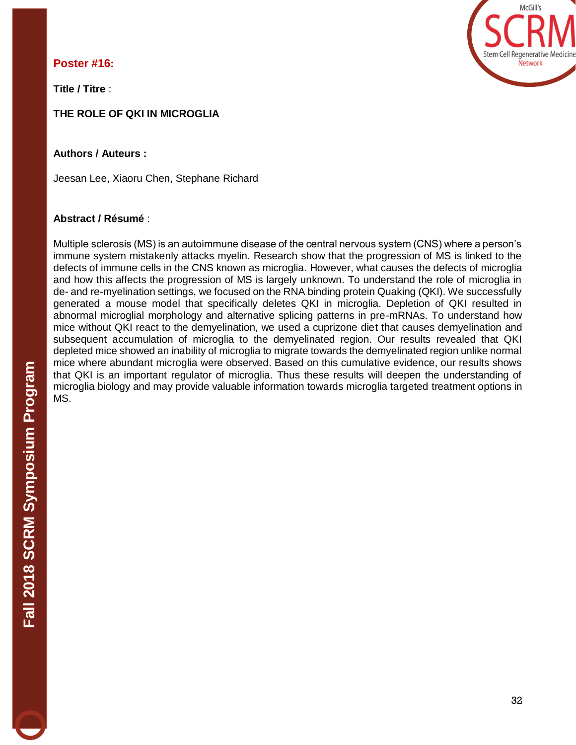**Poster #16:**

**Title / Titre** :

**THE ROLE OF QKI IN MICROGLIA**

**Authors / Auteurs :**

Jeesan Lee, Xiaoru Chen, Stephane Richard

**Abstract / Résumé** :

Multiple sclerosis (MS) is an autoimmune disease of the central nervous system (CNS) where a person's immune system mistakenly attacks myelin. Research show that the progression of MS is linked to the defects of immune cells in the CNS known as microglia. However, what causes the defects of microglia and how this affects the progression of MS is largely unknown. To understand the role of microglia in de- and re-myelination settings, we focused on the RNA binding protein Quaking (QKI). We successfully generated a mouse model that specifically deletes QKI in microglia. Depletion of QKI resulted in abnormal microglial morphology and alternative splicing patterns in pre-mRNAs. To understand how mice without QKI react to the demyelination, we used a cuprizone diet that causes demyelination and subsequent accumulation of microglia to the demyelinated region. Our results revealed that QKI depleted mice showed an inability of microglia to migrate towards the demyelinated region unlike normal mice where abundant microglia were observed. Based on this cumulative evidence, our results shows that QKI is an important regulator of microglia. Thus these results will deepen the understanding of microglia biology and may provide valuable information towards microglia targeted treatment options in MS.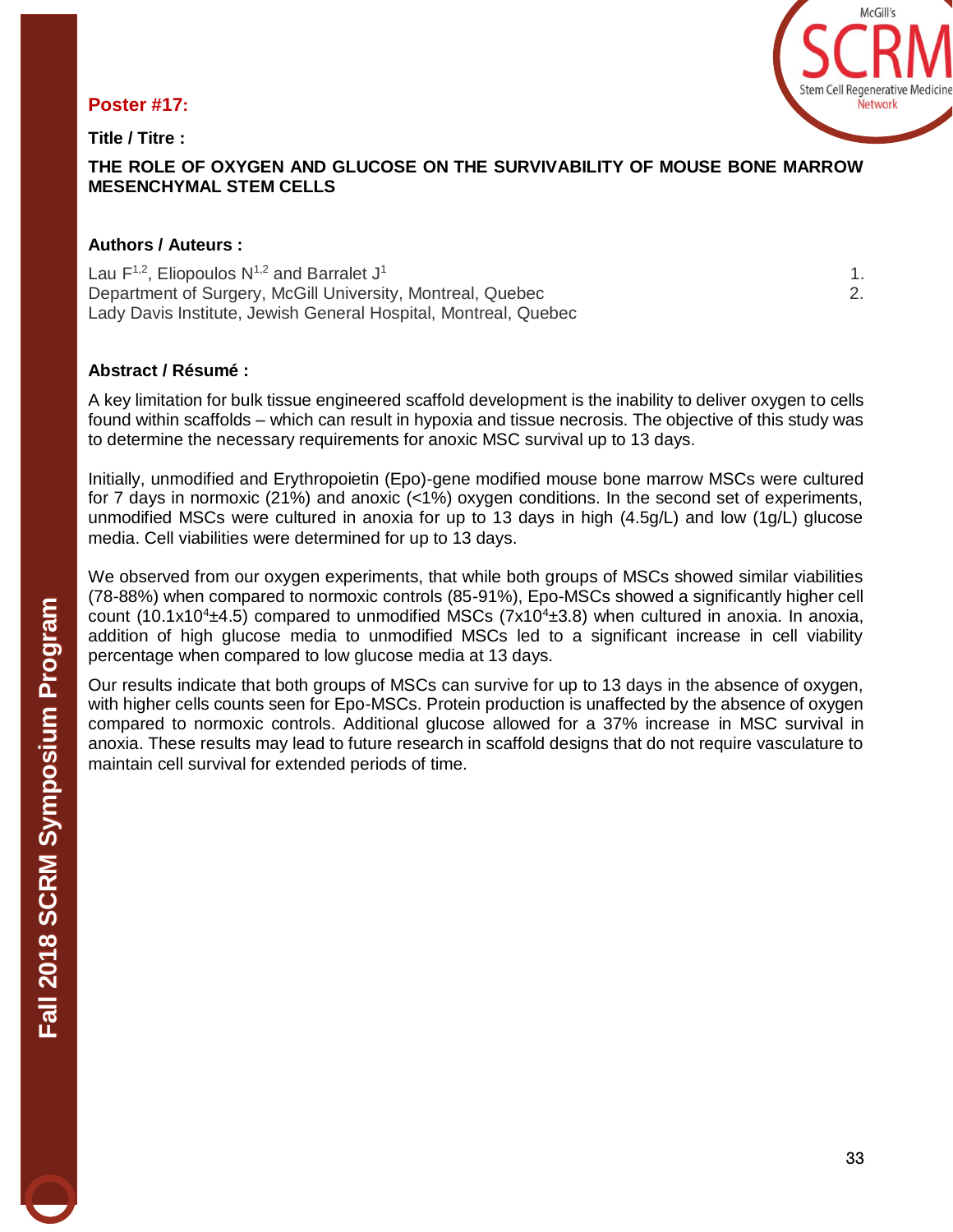**Poster #17:**

**Title / Titre :**

**THE ROLE OF OXYGEN AND GLUCOSE ON THE SURVIVABILITY OF MOUSE BONE MARROW MESENCHYMAL STEM CELLS**

**Authors / Auteurs :**

Lau F[1,2], Eliopoulos N[1,2] and Barralet J[1]

1. Department of Surgery, McGill University, Montreal, Quebec
2. Lady Davis Institute, Jewish General Hospital, Montreal, Quebec

**Abstract / Résumé :**

A key limitation for bulk tissue engineered scaffold development is the inability to deliver oxygen to cells found within scaffolds – which can result in hypoxia and tissue necrosis. The objective of this study was to determine the necessary requirements for anoxic MSC survival up to 13 days.

Initially, unmodified and Erythropoietin (Epo)-gene modified mouse bone marrow MSCs were cultured for 7 days in normoxic (21%) and anoxic (<1%) oxygen conditions. In the second set of experiments, unmodified MSCs were cultured in anoxia for up to 13 days in high (4.5g/L) and low (1g/L) glucose media. Cell viabilities were determined for up to 13 days.

We observed from our oxygen experiments, that while both groups of MSCs showed similar viabilities (78-88%) when compared to normoxic controls (85-91%), Epo-MSCs showed a significantly higher cell count ($10.1 \times 10^4 \pm 4.5$) compared to unmodified MSCs ($7 \times 10^4 \pm 3.8$) when cultured in anoxia. In anoxia, addition of high glucose media to unmodified MSCs led to a significant increase in cell viability percentage when compared to low glucose media at 13 days.

Our results indicate that both groups of MSCs can survive for up to 13 days in the absence of oxygen, with higher cells counts seen for Epo-MSCs. Protein production is unaffected by the absence of oxygen compared to normoxic controls. Additional glucose allowed for a 37% increase in MSC survival in anoxia. These results may lead to future research in scaffold designs that do not require vasculature to maintain cell survival for extended periods of time.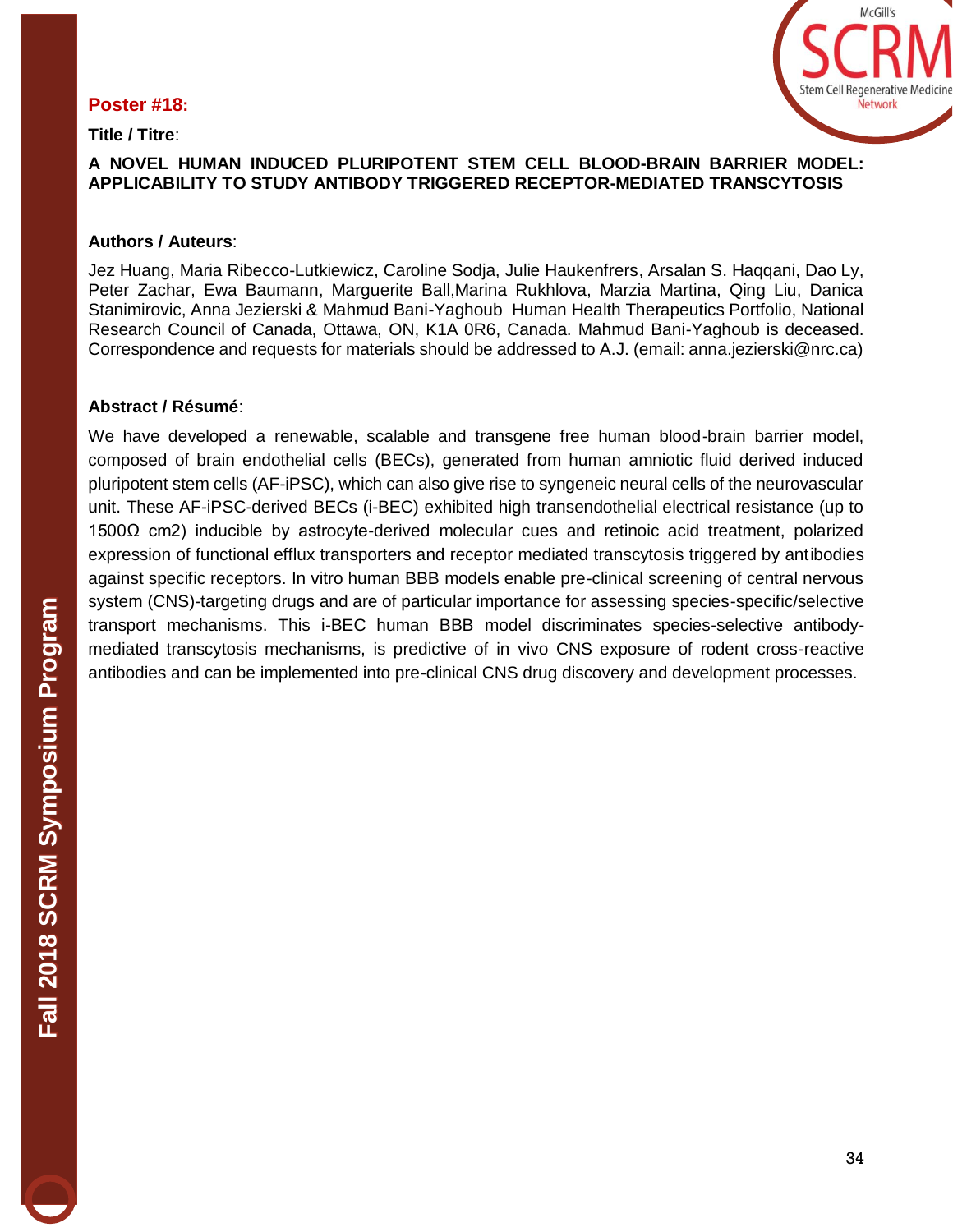**Poster #18:**

**Title / Titre**:

**A NOVEL HUMAN INDUCED PLURIPOTENT STEM CELL BLOOD-BRAIN BARRIER MODEL: APPLICABILITY TO STUDY ANTIBODY TRIGGERED RECEPTOR-MEDIATED TRANSCYTOSIS**

**Authors / Auteurs**:

Jez Huang, Maria Ribecco-Lutkiewicz, Caroline Sodja, Julie Haukenfrers, Arsalan S. Haqqani, Dao Ly, Peter Zachar, Ewa Baumann, Marguerite Ball,Marina Rukhlova, Marzia Martina, Qing Liu, Danica Stanimirovic, Anna Jezierski & Mahmud Bani-Yaghoub Human Health Therapeutics Portfolio, National Research Council of Canada, Ottawa, ON, K1A 0R6, Canada. Mahmud Bani-Yaghoub is deceased. Correspondence and requests for materials should be addressed to A.J. (email: anna.jezierski@nrc.ca)

**Abstract / Résumé**:

We have developed a renewable, scalable and transgene free human blood-brain barrier model, composed of brain endothelial cells (BECs), generated from human amniotic fluid derived induced pluripotent stem cells (AF-iPSC), which can also give rise to syngeneic neural cells of the neurovascular unit. These AF-iPSC-derived BECs (i-BEC) exhibited high transendothelial electrical resistance (up to 1500Ω cm2) inducible by astrocyte-derived molecular cues and retinoic acid treatment, polarized expression of functional efflux transporters and receptor mediated transcytosis triggered by antibodies against specific receptors. In vitro human BBB models enable pre-clinical screening of central nervous system (CNS)-targeting drugs and are of particular importance for assessing species-specific/selective transport mechanisms. This i-BEC human BBB model discriminates species-selective antibody-mediated transcytosis mechanisms, is predictive of in vivo CNS exposure of rodent cross-reactive antibodies and can be implemented into pre-clinical CNS drug discovery and development processes.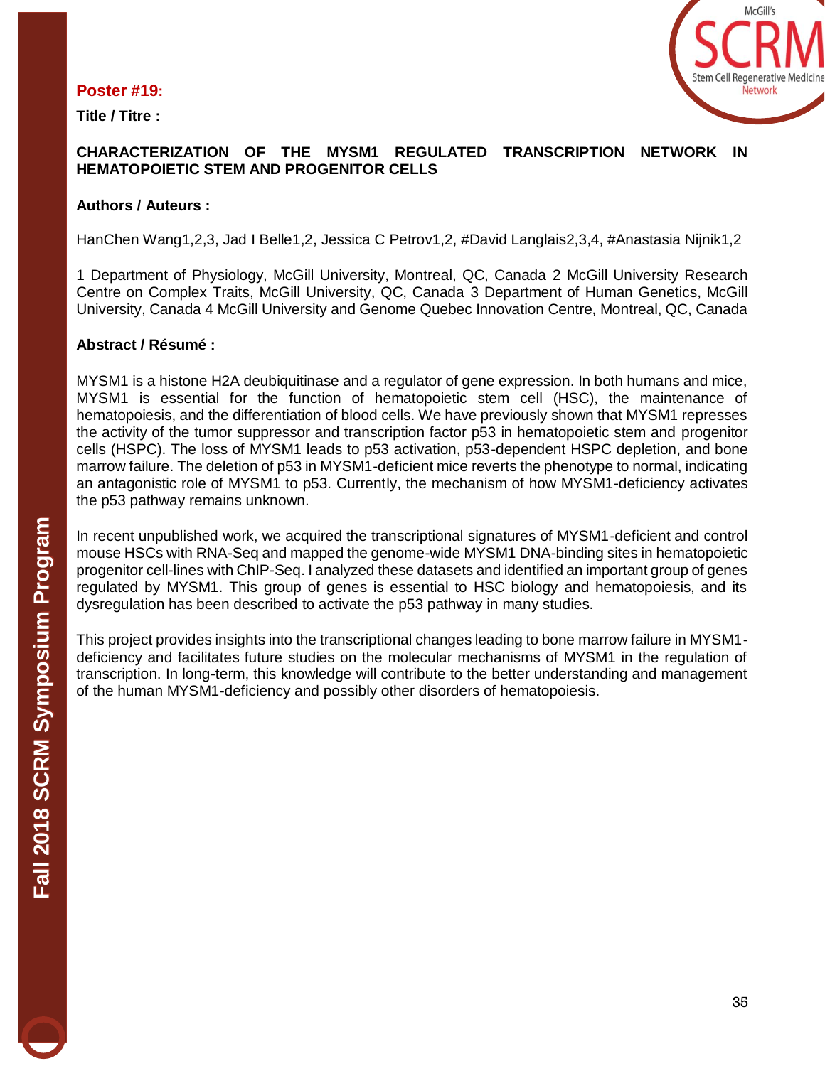**Poster #19:**

**Title / Titre :**

**CHARACTERIZATION OF THE MYSM1 REGULATED TRANSCRIPTION NETWORK IN HEMATOPOIETIC STEM AND PROGENITOR CELLS**

**Authors / Auteurs :**

HanChen Wang1,2,3, Jad I Belle1,2, Jessica C Petrov1,2, #David Langlais2,3,4, #Anastasia Nijnik1,2

1 Department of Physiology, McGill University, Montreal, QC, Canada 2 McGill University Research Centre on Complex Traits, McGill University, QC, Canada 3 Department of Human Genetics, McGill University, Canada 4 McGill University and Genome Quebec Innovation Centre, Montreal, QC, Canada

**Abstract / Résumé :**

MYSM1 is a histone H2A deubiquitinase and a regulator of gene expression. In both humans and mice, MYSM1 is essential for the function of hematopoietic stem cell (HSC), the maintenance of hematopoiesis, and the differentiation of blood cells. We have previously shown that MYSM1 represses the activity of the tumor suppressor and transcription factor p53 in hematopoietic stem and progenitor cells (HSPC). The loss of MYSM1 leads to p53 activation, p53-dependent HSPC depletion, and bone marrow failure. The deletion of p53 in MYSM1-deficient mice reverts the phenotype to normal, indicating an antagonistic role of MYSM1 to p53. Currently, the mechanism of how MYSM1-deficiency activates the p53 pathway remains unknown.

In recent unpublished work, we acquired the transcriptional signatures of MYSM1-deficient and control mouse HSCs with RNA-Seq and mapped the genome-wide MYSM1 DNA-binding sites in hematopoietic progenitor cell-lines with ChIP-Seq. I analyzed these datasets and identified an important group of genes regulated by MYSM1. This group of genes is essential to HSC biology and hematopoiesis, and its dysregulation has been described to activate the p53 pathway in many studies.

This project provides insights into the transcriptional changes leading to bone marrow failure in MYSM1-deficiency and facilitates future studies on the molecular mechanisms of MYSM1 in the regulation of transcription. In long-term, this knowledge will contribute to the better understanding and management of the human MYSM1-deficiency and possibly other disorders of hematopoiesis.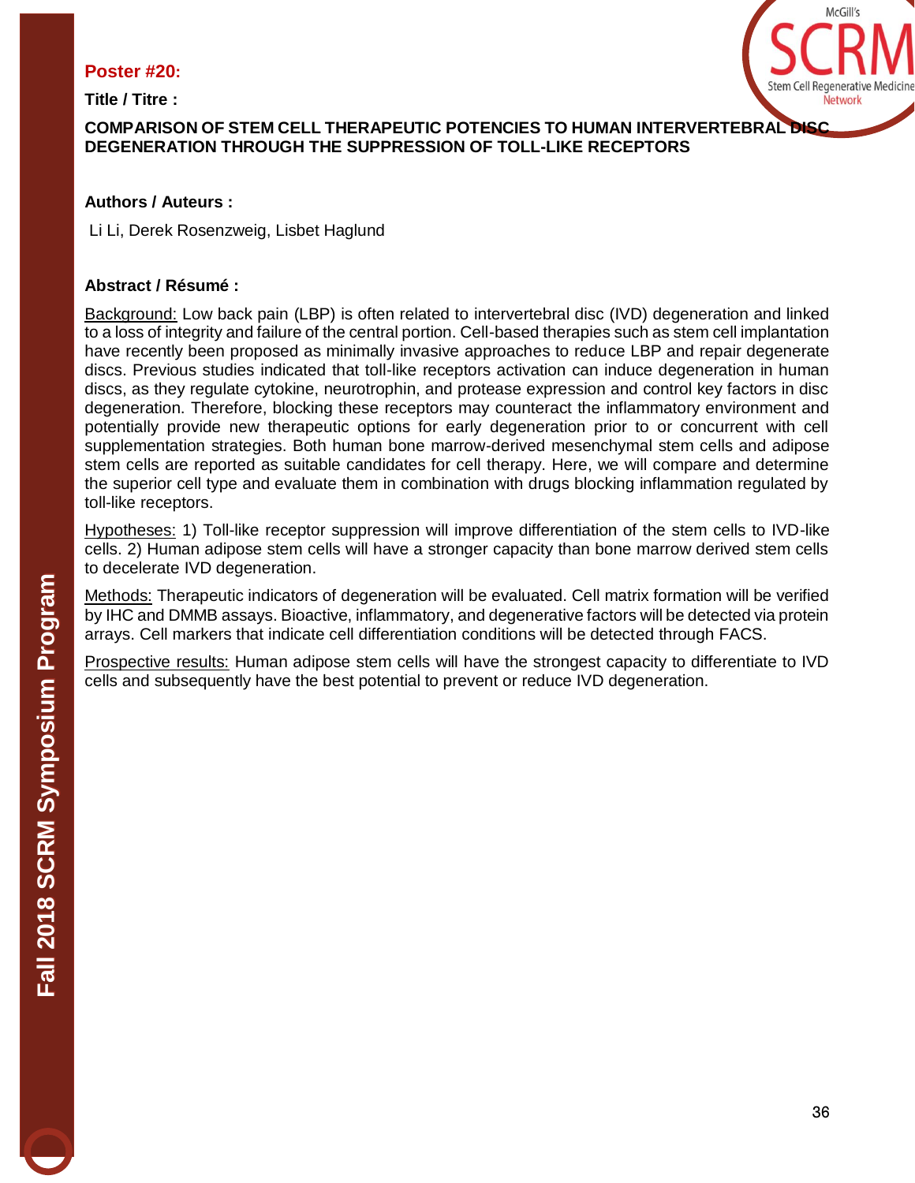**Poster #20:**

**Title / Titre :**

**COMPARISON OF STEM CELL THERAPEUTIC POTENCIES TO HUMAN INTERVERTEBRAL DISC DEGENERATION THROUGH THE SUPPRESSION OF TOLL-LIKE RECEPTORS**

**Authors / Auteurs :**

Li Li, Derek Rosenzweig, Lisbet Haglund

**Abstract / Résumé :**

Background: Low back pain (LBP) is often related to intervertebral disc (IVD) degeneration and linked to a loss of integrity and failure of the central portion. Cell-based therapies such as stem cell implantation have recently been proposed as minimally invasive approaches to reduce LBP and repair degenerate discs. Previous studies indicated that toll-like receptors activation can induce degeneration in human discs, as they regulate cytokine, neurotrophin, and protease expression and control key factors in disc degeneration. Therefore, blocking these receptors may counteract the inflammatory environment and potentially provide new therapeutic options for early degeneration prior to or concurrent with cell supplementation strategies. Both human bone marrow-derived mesenchymal stem cells and adipose stem cells are reported as suitable candidates for cell therapy. Here, we will compare and determine the superior cell type and evaluate them in combination with drugs blocking inflammation regulated by toll-like receptors.

Hypotheses: 1) Toll-like receptor suppression will improve differentiation of the stem cells to IVD-like cells. 2) Human adipose stem cells will have a stronger capacity than bone marrow derived stem cells to decelerate IVD degeneration.

Methods: Therapeutic indicators of degeneration will be evaluated. Cell matrix formation will be verified by IHC and DMMB assays. Bioactive, inflammatory, and degenerative factors will be detected via protein arrays. Cell markers that indicate cell differentiation conditions will be detected through FACS.

Prospective results: Human adipose stem cells will have the strongest capacity to differentiate to IVD cells and subsequently have the best potential to prevent or reduce IVD degeneration.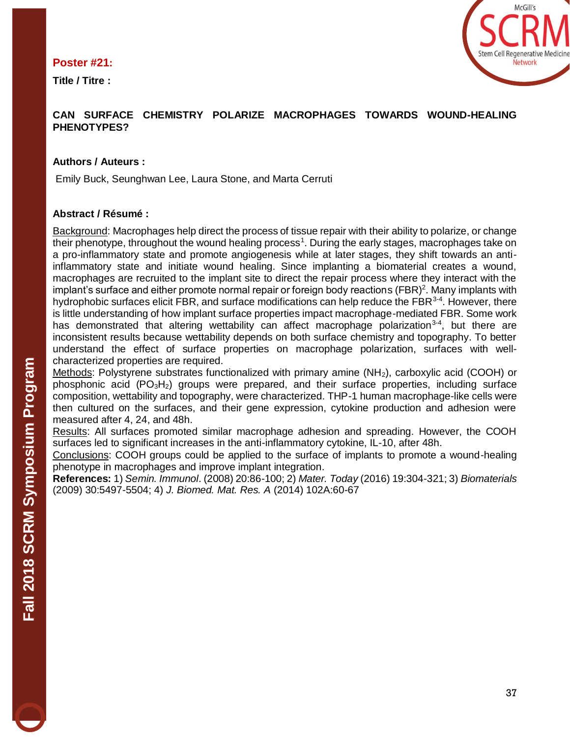**Poster #21:**

**Title / Titre :**

**CAN SURFACE CHEMISTRY POLARIZE MACROPHAGES TOWARDS WOUND-HEALING PHENOTYPES?**

**Authors / Auteurs :**

Emily Buck, Seunghwan Lee, Laura Stone, and Marta Cerruti

**Abstract / Résumé :**

Background: Macrophages help direct the process of tissue repair with their ability to polarize, or change their phenotype, throughout the wound healing process[1]. During the early stages, macrophages take on a pro-inflammatory state and promote angiogenesis while at later stages, they shift towards an anti-inflammatory state and initiate wound healing. Since implanting a biomaterial creates a wound, macrophages are recruited to the implant site to direct the repair process where they interact with the implant's surface and either promote normal repair or foreign body reactions (FBR)[2]. Many implants with hydrophobic surfaces elicit FBR, and surface modifications can help reduce the FBR[3-4]. However, there is little understanding of how implant surface properties impact macrophage-mediated FBR. Some work has demonstrated that altering wettability can affect macrophage polarization[3-4], but there are inconsistent results because wettability depends on both surface chemistry and topography. To better understand the effect of surface properties on macrophage polarization, surfaces with well-characterized properties are required.

Methods: Polystyrene substrates functionalized with primary amine ($NH_2$), carboxylic acid (COOH) or phosphonic acid ($PO_3H_2$) groups were prepared, and their surface properties, including surface composition, wettability and topography, were characterized. THP-1 human macrophage-like cells were then cultured on the surfaces, and their gene expression, cytokine production and adhesion were measured after 4, 24, and 48h.

Results: All surfaces promoted similar macrophage adhesion and spreading. However, the COOH surfaces led to significant increases in the anti-inflammatory cytokine, IL-10, after 48h.

Conclusions: COOH groups could be applied to the surface of implants to promote a wound-healing phenotype in macrophages and improve implant integration.

**References:** 1) *Semin. Immunol*. (2008) 20:86-100; 2) *Mater. Today* (2016) 19:304-321; 3) *Biomaterials* (2009) 30:5497-5504; 4) *J. Biomed. Mat. Res. A* (2014) 102A:60-67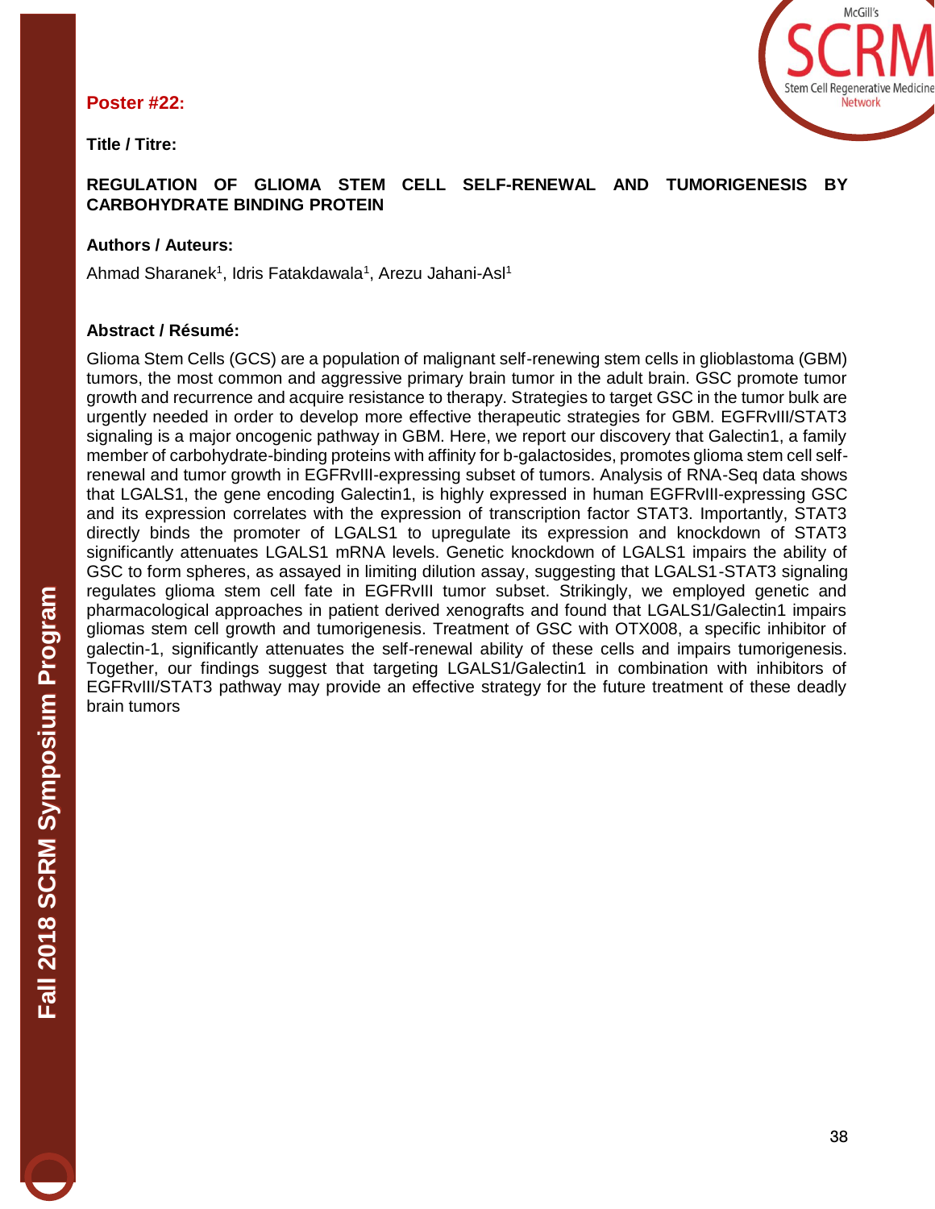**Poster #22:**

**Title / Titre:**

**REGULATION OF GLIOMA STEM CELL SELF-RENEWAL AND TUMORIGENESIS BY CARBOHYDRATE BINDING PROTEIN**

**Authors / Auteurs:**

Ahmad Sharanek[1], Idris Fatakdawala[1], Arezu Jahani-Asl[1]

**Abstract / Résumé:**

Glioma Stem Cells (GCS) are a population of malignant self-renewing stem cells in glioblastoma (GBM) tumors, the most common and aggressive primary brain tumor in the adult brain. GSC promote tumor growth and recurrence and acquire resistance to therapy. Strategies to target GSC in the tumor bulk are urgently needed in order to develop more effective therapeutic strategies for GBM. EGFRvIII/STAT3 signaling is a major oncogenic pathway in GBM. Here, we report our discovery that Galectin1, a family member of carbohydrate-binding proteins with affinity for b-galactosides, promotes glioma stem cell self-renewal and tumor growth in EGFRvIII-expressing subset of tumors. Analysis of RNA-Seq data shows that LGALS1, the gene encoding Galectin1, is highly expressed in human EGFRvIII-expressing GSC and its expression correlates with the expression of transcription factor STAT3. Importantly, STAT3 directly binds the promoter of LGALS1 to upregulate its expression and knockdown of STAT3 significantly attenuates LGALS1 mRNA levels. Genetic knockdown of LGALS1 impairs the ability of GSC to form spheres, as assayed in limiting dilution assay, suggesting that LGALS1-STAT3 signaling regulates glioma stem cell fate in EGFRvIII tumor subset. Strikingly, we employed genetic and pharmacological approaches in patient derived xenografts and found that LGALS1/Galectin1 impairs gliomas stem cell growth and tumorigenesis. Treatment of GSC with OTX008, a specific inhibitor of galectin-1, significantly attenuates the self-renewal ability of these cells and impairs tumorigenesis. Together, our findings suggest that targeting LGALS1/Galectin1 in combination with inhibitors of EGFRvIII/STAT3 pathway may provide an effective strategy for the future treatment of these deadly brain tumors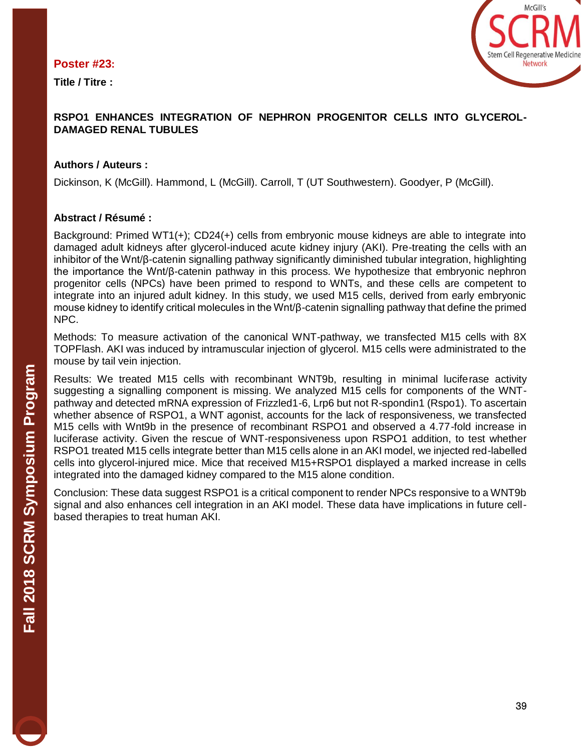**Poster #23:**

**Title / Titre :**

**RSPO1 ENHANCES INTEGRATION OF NEPHRON PROGENITOR CELLS INTO GLYCEROL-DAMAGED RENAL TUBULES**

**Authors / Auteurs :**

Dickinson, K (McGill). Hammond, L (McGill). Carroll, T (UT Southwestern). Goodyer, P (McGill).

**Abstract / Résumé :**

Background: Primed WT1(+); CD24(+) cells from embryonic mouse kidneys are able to integrate into damaged adult kidneys after glycerol-induced acute kidney injury (AKI). Pre-treating the cells with an inhibitor of the Wnt/β-catenin signalling pathway significantly diminished tubular integration, highlighting the importance the Wnt/β-catenin pathway in this process. We hypothesize that embryonic nephron progenitor cells (NPCs) have been primed to respond to WNTs, and these cells are competent to integrate into an injured adult kidney. In this study, we used M15 cells, derived from early embryonic mouse kidney to identify critical molecules in the Wnt/β-catenin signalling pathway that define the primed NPC.

Methods: To measure activation of the canonical WNT-pathway, we transfected M15 cells with 8X TOPFlash. AKI was induced by intramuscular injection of glycerol. M15 cells were administrated to the mouse by tail vein injection.

Results: We treated M15 cells with recombinant WNT9b, resulting in minimal luciferase activity suggesting a signalling component is missing. We analyzed M15 cells for components of the WNT-pathway and detected mRNA expression of Frizzled1-6, Lrp6 but not R-spondin1 (Rspo1). To ascertain whether absence of RSPO1, a WNT agonist, accounts for the lack of responsiveness, we transfected M15 cells with Wnt9b in the presence of recombinant RSPO1 and observed a 4.77-fold increase in luciferase activity. Given the rescue of WNT-responsiveness upon RSPO1 addition, to test whether RSPO1 treated M15 cells integrate better than M15 cells alone in an AKI model, we injected red-labelled cells into glycerol-injured mice. Mice that received M15+RSPO1 displayed a marked increase in cells integrated into the damaged kidney compared to the M15 alone condition.

Conclusion: These data suggest RSPO1 is a critical component to render NPCs responsive to a WNT9b signal and also enhances cell integration in an AKI model. These data have implications in future cell-based therapies to treat human AKI.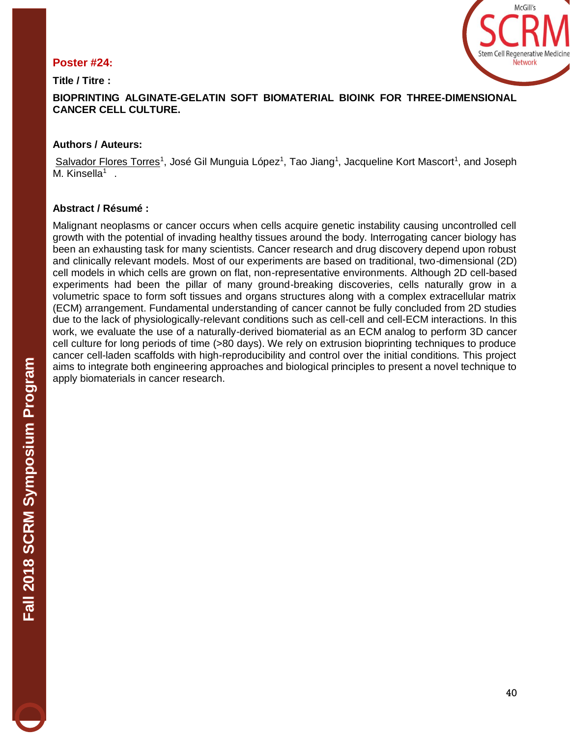**Poster #24:**

**Title / Titre :**

**BIOPRINTING ALGINATE-GELATIN SOFT BIOMATERIAL BIOINK FOR THREE-DIMENSIONAL CANCER CELL CULTURE.**

**Authors / Auteurs:**

Salvador Flores Torres[1], José Gil Munguia López[1], Tao Jiang[1], Jacqueline Kort Mascort[1], and Joseph M. Kinsella[1] .

**Abstract / Résumé :**

Malignant neoplasms or cancer occurs when cells acquire genetic instability causing uncontrolled cell growth with the potential of invading healthy tissues around the body. Interrogating cancer biology has been an exhausting task for many scientists. Cancer research and drug discovery depend upon robust and clinically relevant models. Most of our experiments are based on traditional, two-dimensional (2D) cell models in which cells are grown on flat, non-representative environments. Although 2D cell-based experiments had been the pillar of many ground-breaking discoveries, cells naturally grow in a volumetric space to form soft tissues and organs structures along with a complex extracellular matrix (ECM) arrangement. Fundamental understanding of cancer cannot be fully concluded from 2D studies due to the lack of physiologically-relevant conditions such as cell-cell and cell-ECM interactions. In this work, we evaluate the use of a naturally-derived biomaterial as an ECM analog to perform 3D cancer cell culture for long periods of time (>80 days). We rely on extrusion bioprinting techniques to produce cancer cell-laden scaffolds with high-reproducibility and control over the initial conditions. This project aims to integrate both engineering approaches and biological principles to present a novel technique to apply biomaterials in cancer research.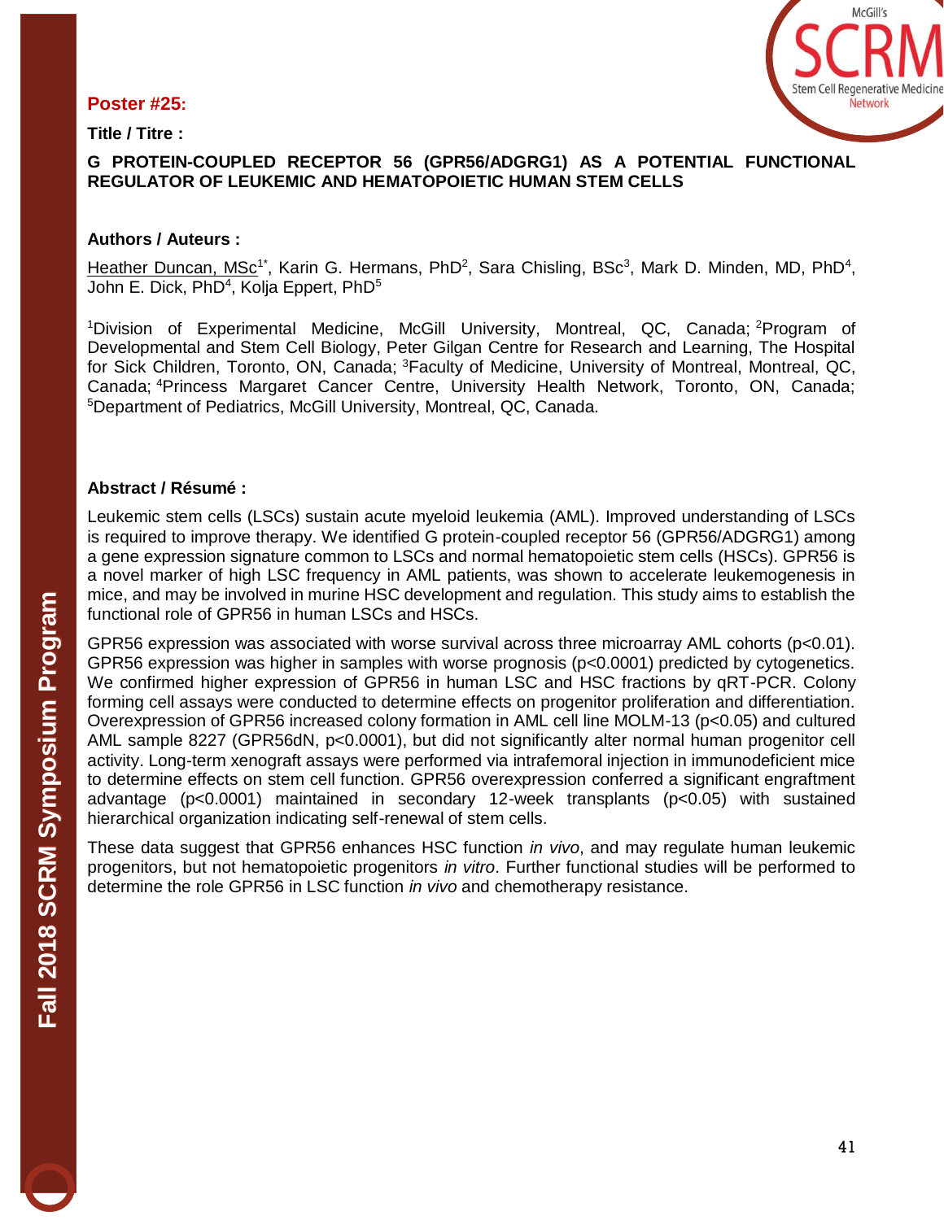**Poster #25:**

**Title / Titre :**

**G PROTEIN-COUPLED RECEPTOR 56 (GPR56/ADGRG1) AS A POTENTIAL FUNCTIONAL REGULATOR OF LEUKEMIC AND HEMATOPOIETIC HUMAN STEM CELLS**

**Authors / Auteurs :**

Heather Duncan, MSc[1*], Karin G. Hermans, PhD[2], Sara Chisling, BSc[3], Mark D. Minden, MD, PhD[4], John E. Dick, PhD[4], Kolja Eppert, PhD[5]

[1]Division of Experimental Medicine, McGill University, Montreal, QC, Canada; [2]Program of Developmental and Stem Cell Biology, Peter Gilgan Centre for Research and Learning, The Hospital for Sick Children, Toronto, ON, Canada; [3]Faculty of Medicine, University of Montreal, Montreal, QC, Canada; [4]Princess Margaret Cancer Centre, University Health Network, Toronto, ON, Canada; [5]Department of Pediatrics, McGill University, Montreal, QC, Canada.

**Abstract / Résumé :**

Leukemic stem cells (LSCs) sustain acute myeloid leukemia (AML). Improved understanding of LSCs is required to improve therapy. We identified G protein-coupled receptor 56 (GPR56/ADGRG1) among a gene expression signature common to LSCs and normal hematopoietic stem cells (HSCs). GPR56 is a novel marker of high LSC frequency in AML patients, was shown to accelerate leukemogenesis in mice, and may be involved in murine HSC development and regulation. This study aims to establish the functional role of GPR56 in human LSCs and HSCs.

GPR56 expression was associated with worse survival across three microarray AML cohorts ($p<0.01$). GPR56 expression was higher in samples with worse prognosis ($p<0.0001$) predicted by cytogenetics. We confirmed higher expression of GPR56 in human LSC and HSC fractions by qRT-PCR. Colony forming cell assays were conducted to determine effects on progenitor proliferation and differentiation. Overexpression of GPR56 increased colony formation in AML cell line MOLM-13 ($p<0.05$) and cultured AML sample 8227 (GPR56dN, $p<0.0001$), but did not significantly alter normal human progenitor cell activity. Long-term xenograft assays were performed via intrafemoral injection in immunodeficient mice to determine effects on stem cell function. GPR56 overexpression conferred a significant engraftment advantage ($p<0.0001$) maintained in secondary 12-week transplants ($p<0.05$) with sustained hierarchical organization indicating self-renewal of stem cells.

These data suggest that GPR56 enhances HSC function *in vivo*, and may regulate human leukemic progenitors, but not hematopoietic progenitors *in vitro*. Further functional studies will be performed to determine the role GPR56 in LSC function *in vivo* and chemotherapy resistance.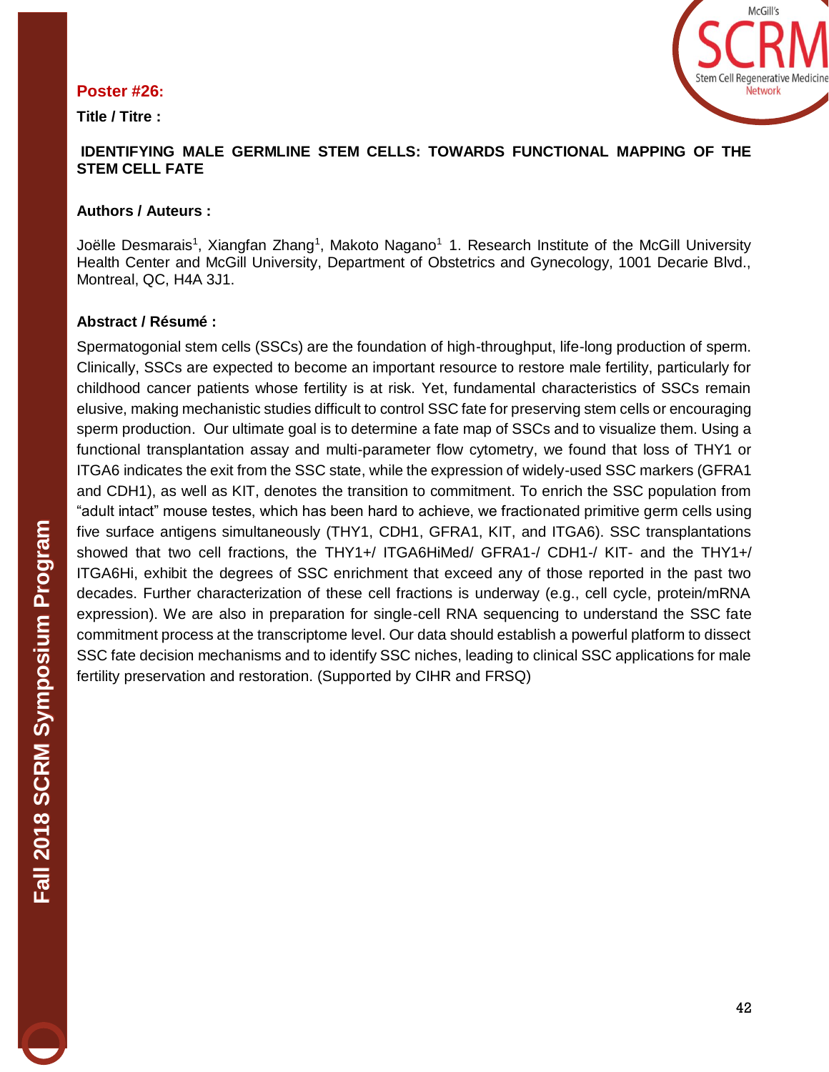**Poster #26:**

**Title / Titre :**

**IDENTIFYING MALE GERMLINE STEM CELLS: TOWARDS FUNCTIONAL MAPPING OF THE STEM CELL FATE**

**Authors / Auteurs :**

Joëlle Desmarais[1], Xiangfan Zhang[1], Makoto Nagano[1] 1. Research Institute of the McGill University Health Center and McGill University, Department of Obstetrics and Gynecology, 1001 Decarie Blvd., Montreal, QC, H4A 3J1.

**Abstract / Résumé :**

Spermatogonial stem cells (SSCs) are the foundation of high-throughput, life-long production of sperm. Clinically, SSCs are expected to become an important resource to restore male fertility, particularly for childhood cancer patients whose fertility is at risk. Yet, fundamental characteristics of SSCs remain elusive, making mechanistic studies difficult to control SSC fate for preserving stem cells or encouraging sperm production. Our ultimate goal is to determine a fate map of SSCs and to visualize them. Using a functional transplantation assay and multi-parameter flow cytometry, we found that loss of THY1 or ITGA6 indicates the exit from the SSC state, while the expression of widely-used SSC markers (GFRA1 and CDH1), as well as KIT, denotes the transition to commitment. To enrich the SSC population from "adult intact" mouse testes, which has been hard to achieve, we fractionated primitive germ cells using five surface antigens simultaneously (THY1, CDH1, GFRA1, KIT, and ITGA6). SSC transplantations showed that two cell fractions, the THY1+/ ITGA6HiMed/ GFRA1-/ CDH1-/ KIT- and the THY1+/ ITGA6Hi, exhibit the degrees of SSC enrichment that exceed any of those reported in the past two decades. Further characterization of these cell fractions is underway (e.g., cell cycle, protein/mRNA expression). We are also in preparation for single-cell RNA sequencing to understand the SSC fate commitment process at the transcriptome level. Our data should establish a powerful platform to dissect SSC fate decision mechanisms and to identify SSC niches, leading to clinical SSC applications for male fertility preservation and restoration. (Supported by CIHR and FRSQ)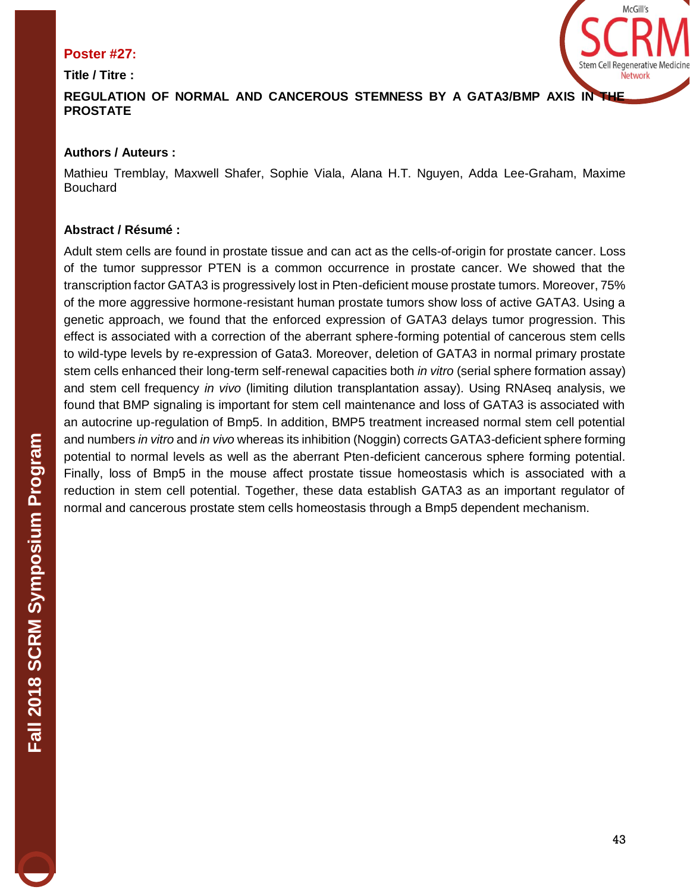**Poster #27:**

**Title / Titre :**

**REGULATION OF NORMAL AND CANCEROUS STEMNESS BY A GATA3/BMP AXIS IN THE PROSTATE**

**Authors / Auteurs :**

Mathieu Tremblay, Maxwell Shafer, Sophie Viala, Alana H.T. Nguyen, Adda Lee-Graham, Maxime Bouchard

**Abstract / Résumé :**

Adult stem cells are found in prostate tissue and can act as the cells-of-origin for prostate cancer. Loss of the tumor suppressor PTEN is a common occurrence in prostate cancer. We showed that the transcription factor GATA3 is progressively lost in Pten-deficient mouse prostate tumors. Moreover, 75% of the more aggressive hormone-resistant human prostate tumors show loss of active GATA3. Using a genetic approach, we found that the enforced expression of GATA3 delays tumor progression. This effect is associated with a correction of the aberrant sphere-forming potential of cancerous stem cells to wild-type levels by re-expression of Gata3. Moreover, deletion of GATA3 in normal primary prostate stem cells enhanced their long-term self-renewal capacities both *in vitro* (serial sphere formation assay) and stem cell frequency *in vivo* (limiting dilution transplantation assay). Using RNAseq analysis, we found that BMP signaling is important for stem cell maintenance and loss of GATA3 is associated with an autocrine up-regulation of Bmp5. In addition, BMP5 treatment increased normal stem cell potential and numbers *in vitro* and *in vivo* whereas its inhibition (Noggin) corrects GATA3-deficient sphere forming potential to normal levels as well as the aberrant Pten-deficient cancerous sphere forming potential. Finally, loss of Bmp5 in the mouse affect prostate tissue homeostasis which is associated with a reduction in stem cell potential. Together, these data establish GATA3 as an important regulator of normal and cancerous prostate stem cells homeostasis through a Bmp5 dependent mechanism.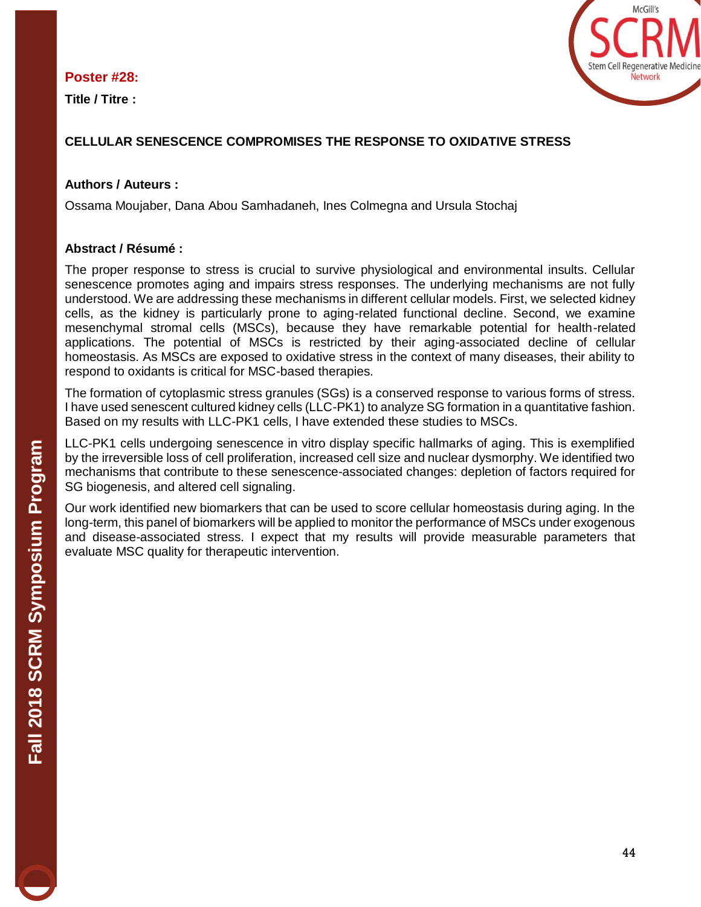**Poster #28:**

**Title / Titre :**

**CELLULAR SENESCENCE COMPROMISES THE RESPONSE TO OXIDATIVE STRESS**

**Authors / Auteurs :**

Ossama Moujaber, Dana Abou Samhadaneh, Ines Colmegna and Ursula Stochaj

**Abstract / Résumé :**

The proper response to stress is crucial to survive physiological and environmental insults. Cellular senescence promotes aging and impairs stress responses. The underlying mechanisms are not fully understood. We are addressing these mechanisms in different cellular models. First, we selected kidney cells, as the kidney is particularly prone to aging-related functional decline. Second, we examine mesenchymal stromal cells (MSCs), because they have remarkable potential for health-related applications. The potential of MSCs is restricted by their aging-associated decline of cellular homeostasis. As MSCs are exposed to oxidative stress in the context of many diseases, their ability to respond to oxidants is critical for MSC-based therapies.

The formation of cytoplasmic stress granules (SGs) is a conserved response to various forms of stress. I have used senescent cultured kidney cells (LLC-PK1) to analyze SG formation in a quantitative fashion. Based on my results with LLC-PK1 cells, I have extended these studies to MSCs.

LLC-PK1 cells undergoing senescence in vitro display specific hallmarks of aging. This is exemplified by the irreversible loss of cell proliferation, increased cell size and nuclear dysmorphy. We identified two mechanisms that contribute to these senescence-associated changes: depletion of factors required for SG biogenesis, and altered cell signaling.

Our work identified new biomarkers that can be used to score cellular homeostasis during aging. In the long-term, this panel of biomarkers will be applied to monitor the performance of MSCs under exogenous and disease-associated stress. I expect that my results will provide measurable parameters that evaluate MSC quality for therapeutic intervention.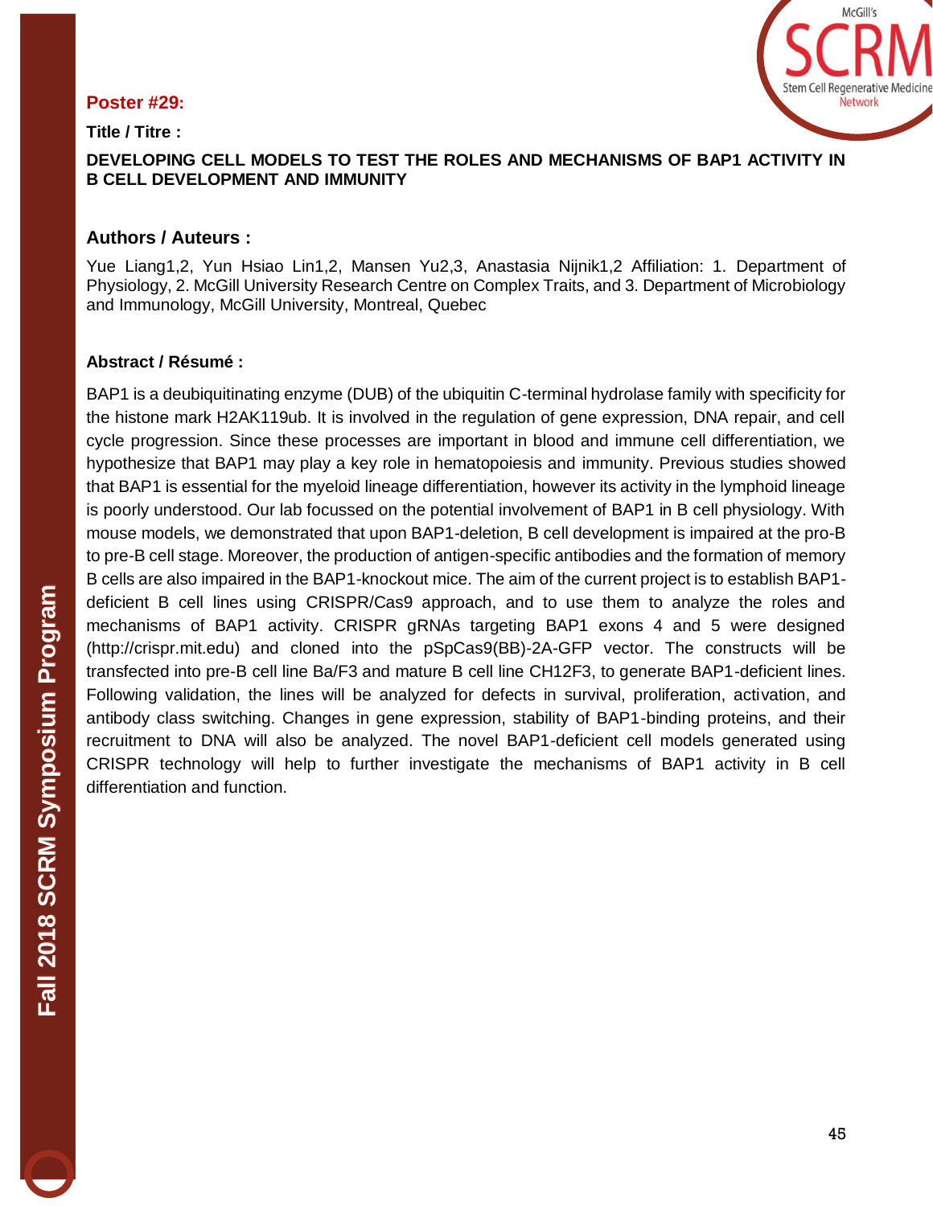**Poster #29:**

**Title / Titre :**

**DEVELOPING CELL MODELS TO TEST THE ROLES AND MECHANISMS OF BAP1 ACTIVITY IN B CELL DEVELOPMENT AND IMMUNITY**

## Authors / Auteurs :

Yue Liang1,2, Yun Hsiao Lin1,2, Mansen Yu2,3, Anastasia Nijnik1,2 Affiliation: 1. Department of Physiology, 2. McGill University Research Centre on Complex Traits, and 3. Department of Microbiology and Immunology, McGill University, Montreal, Quebec

**Abstract / Résumé :**

BAP1 is a deubiquitinating enzyme (DUB) of the ubiquitin C-terminal hydrolase family with specificity for the histone mark H2AK119ub. It is involved in the regulation of gene expression, DNA repair, and cell cycle progression. Since these processes are important in blood and immune cell differentiation, we hypothesize that BAP1 may play a key role in hematopoiesis and immunity. Previous studies showed that BAP1 is essential for the myeloid lineage differentiation, however its activity in the lymphoid lineage is poorly understood. Our lab focussed on the potential involvement of BAP1 in B cell physiology. With mouse models, we demonstrated that upon BAP1-deletion, B cell development is impaired at the pro-B to pre-B cell stage. Moreover, the production of antigen-specific antibodies and the formation of memory B cells are also impaired in the BAP1-knockout mice. The aim of the current project is to establish BAP1-deficient B cell lines using CRISPR/Cas9 approach, and to use them to analyze the roles and mechanisms of BAP1 activity. CRISPR gRNAs targeting BAP1 exons 4 and 5 were designed (http://crispr.mit.edu) and cloned into the pSpCas9(BB)-2A-GFP vector. The constructs will be transfected into pre-B cell line Ba/F3 and mature B cell line CH12F3, to generate BAP1-deficient lines. Following validation, the lines will be analyzed for defects in survival, proliferation, activation, and antibody class switching. Changes in gene expression, stability of BAP1-binding proteins, and their recruitment to DNA will also be analyzed. The novel BAP1-deficient cell models generated using CRISPR technology will help to further investigate the mechanisms of BAP1 activity in B cell differentiation and function.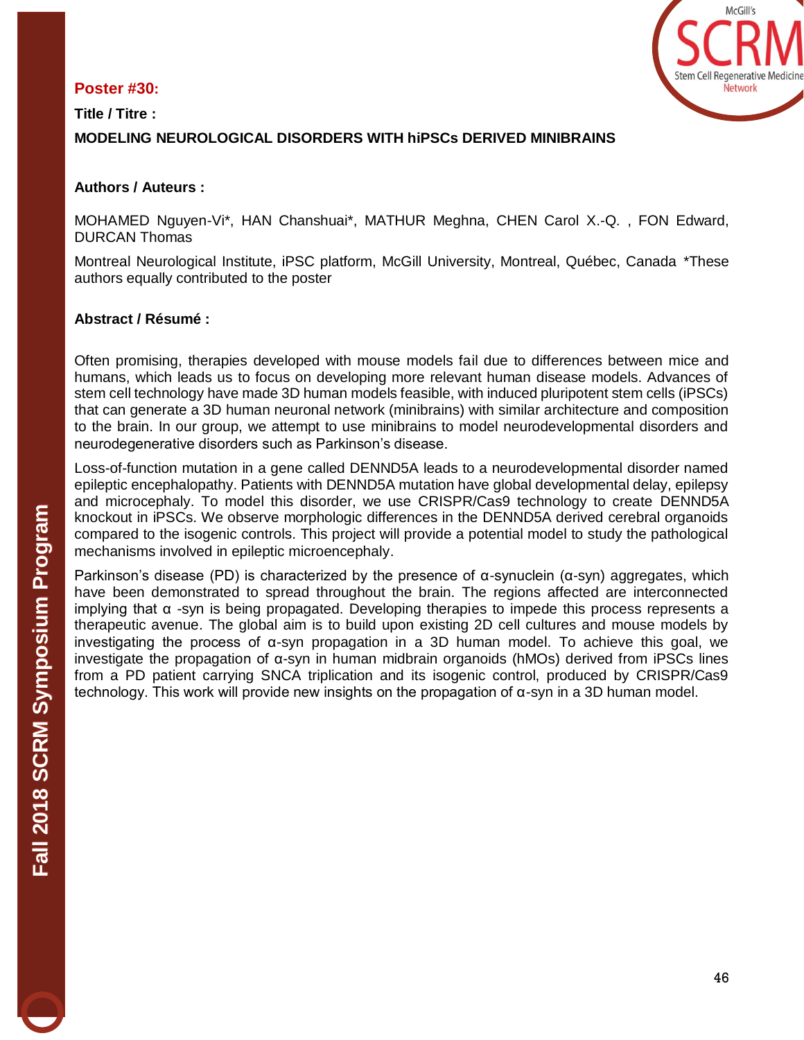**Poster #30:**

**Title / Titre :**

**MODELING NEUROLOGICAL DISORDERS WITH hiPSCs DERIVED MINIBRAINS**

**Authors / Auteurs :**

MOHAMED Nguyen-Vi*, HAN Chanshuai*, MATHUR Meghna, CHEN Carol X.-Q. , FON Edward, DURCAN Thomas

Montreal Neurological Institute, iPSC platform, McGill University, Montreal, Québec, Canada *These authors equally contributed to the poster

**Abstract / Résumé :**

Often promising, therapies developed with mouse models fail due to differences between mice and humans, which leads us to focus on developing more relevant human disease models. Advances of stem cell technology have made 3D human models feasible, with induced pluripotent stem cells (iPSCs) that can generate a 3D human neuronal network (minibrains) with similar architecture and composition to the brain. In our group, we attempt to use minibrains to model neurodevelopmental disorders and neurodegenerative disorders such as Parkinson's disease.

Loss-of-function mutation in a gene called DENND5A leads to a neurodevelopmental disorder named epileptic encephalopathy. Patients with DENND5A mutation have global developmental delay, epilepsy and microcephaly. To model this disorder, we use CRISPR/Cas9 technology to create DENND5A knockout in iPSCs. We observe morphologic differences in the DENND5A derived cerebral organoids compared to the isogenic controls. This project will provide a potential model to study the pathological mechanisms involved in epileptic microencephaly.

Parkinson's disease (PD) is characterized by the presence of α-synuclein (α-syn) aggregates, which have been demonstrated to spread throughout the brain. The regions affected are interconnected implying that α -syn is being propagated. Developing therapies to impede this process represents a therapeutic avenue. The global aim is to build upon existing 2D cell cultures and mouse models by investigating the process of α-syn propagation in a 3D human model. To achieve this goal, we investigate the propagation of α-syn in human midbrain organoids (hMOs) derived from iPSCs lines from a PD patient carrying SNCA triplication and its isogenic control, produced by CRISPR/Cas9 technology. This work will provide new insights on the propagation of α-syn in a 3D human model.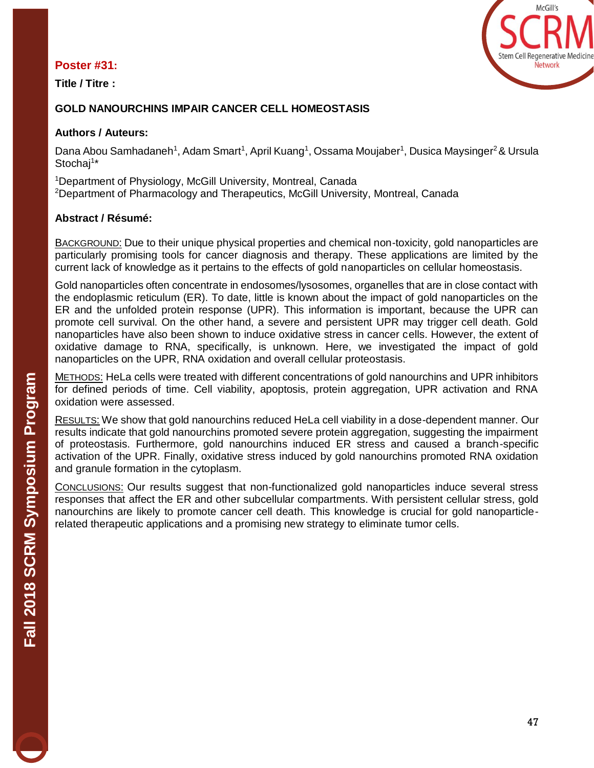**Poster #31:**

**Title / Titre :**

**GOLD NANOURCHINS IMPAIR CANCER CELL HOMEOSTASIS**

**Authors / Auteurs:**

Dana Abou Samhadaneh[1], Adam Smart[1], April Kuang[1], Ossama Moujaber[1], Dusica Maysinger[2] & Ursula Stochaj[1]*

[1]Department of Physiology, McGill University, Montreal, Canada
[2]Department of Pharmacology and Therapeutics, McGill University, Montreal, Canada

**Abstract / Résumé:**

BACKGROUND: Due to their unique physical properties and chemical non-toxicity, gold nanoparticles are particularly promising tools for cancer diagnosis and therapy. These applications are limited by the current lack of knowledge as it pertains to the effects of gold nanoparticles on cellular homeostasis.

Gold nanoparticles often concentrate in endosomes/lysosomes, organelles that are in close contact with the endoplasmic reticulum (ER). To date, little is known about the impact of gold nanoparticles on the ER and the unfolded protein response (UPR). This information is important, because the UPR can promote cell survival. On the other hand, a severe and persistent UPR may trigger cell death. Gold nanoparticles have also been shown to induce oxidative stress in cancer cells. However, the extent of oxidative damage to RNA, specifically, is unknown. Here, we investigated the impact of gold nanoparticles on the UPR, RNA oxidation and overall cellular proteostasis.

METHODS: HeLa cells were treated with different concentrations of gold nanourchins and UPR inhibitors for defined periods of time. Cell viability, apoptosis, protein aggregation, UPR activation and RNA oxidation were assessed.

RESULTS: We show that gold nanourchins reduced HeLa cell viability in a dose-dependent manner. Our results indicate that gold nanourchins promoted severe protein aggregation, suggesting the impairment of proteostasis. Furthermore, gold nanourchins induced ER stress and caused a branch-specific activation of the UPR. Finally, oxidative stress induced by gold nanourchins promoted RNA oxidation and granule formation in the cytoplasm.

CONCLUSIONS: Our results suggest that non-functionalized gold nanoparticles induce several stress responses that affect the ER and other subcellular compartments. With persistent cellular stress, gold nanourchins are likely to promote cancer cell death. This knowledge is crucial for gold nanoparticle-related therapeutic applications and a promising new strategy to eliminate tumor cells.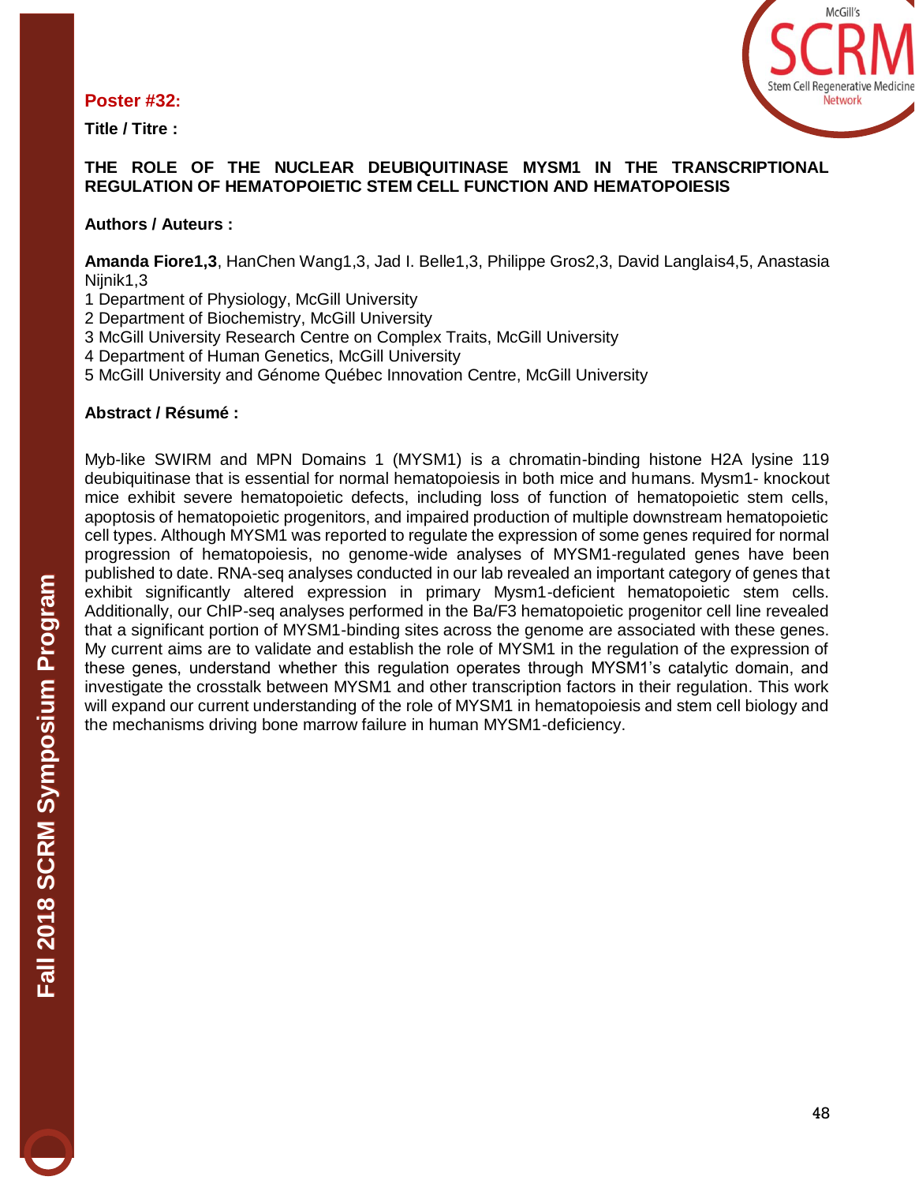**Poster #32:**

**Title / Titre :**

**THE ROLE OF THE NUCLEAR DEUBIQUITINASE MYSM1 IN THE TRANSCRIPTIONAL REGULATION OF HEMATOPOIETIC STEM CELL FUNCTION AND HEMATOPOIESIS**

**Authors / Auteurs :**

**Amanda Fiore1,3**, HanChen Wang1,3, Jad I. Belle1,3, Philippe Gros2,3, David Langlais4,5, Anastasia Nijnik1,3

1 Department of Physiology, McGill University
2 Department of Biochemistry, McGill University
3 McGill University Research Centre on Complex Traits, McGill University
4 Department of Human Genetics, McGill University
5 McGill University and Génome Québec Innovation Centre, McGill University

**Abstract / Résumé :**

Myb-like SWIRM and MPN Domains 1 (MYSM1) is a chromatin-binding histone H2A lysine 119 deubiquitinase that is essential for normal hematopoiesis in both mice and humans. Mysm1- knockout mice exhibit severe hematopoietic defects, including loss of function of hematopoietic stem cells, apoptosis of hematopoietic progenitors, and impaired production of multiple downstream hematopoietic cell types. Although MYSM1 was reported to regulate the expression of some genes required for normal progression of hematopoiesis, no genome-wide analyses of MYSM1-regulated genes have been published to date. RNA-seq analyses conducted in our lab revealed an important category of genes that exhibit significantly altered expression in primary Mysm1-deficient hematopoietic stem cells. Additionally, our ChIP-seq analyses performed in the Ba/F3 hematopoietic progenitor cell line revealed that a significant portion of MYSM1-binding sites across the genome are associated with these genes. My current aims are to validate and establish the role of MYSM1 in the regulation of the expression of these genes, understand whether this regulation operates through MYSM1's catalytic domain, and investigate the crosstalk between MYSM1 and other transcription factors in their regulation. This work will expand our current understanding of the role of MYSM1 in hematopoiesis and stem cell biology and the mechanisms driving bone marrow failure in human MYSM1-deficiency.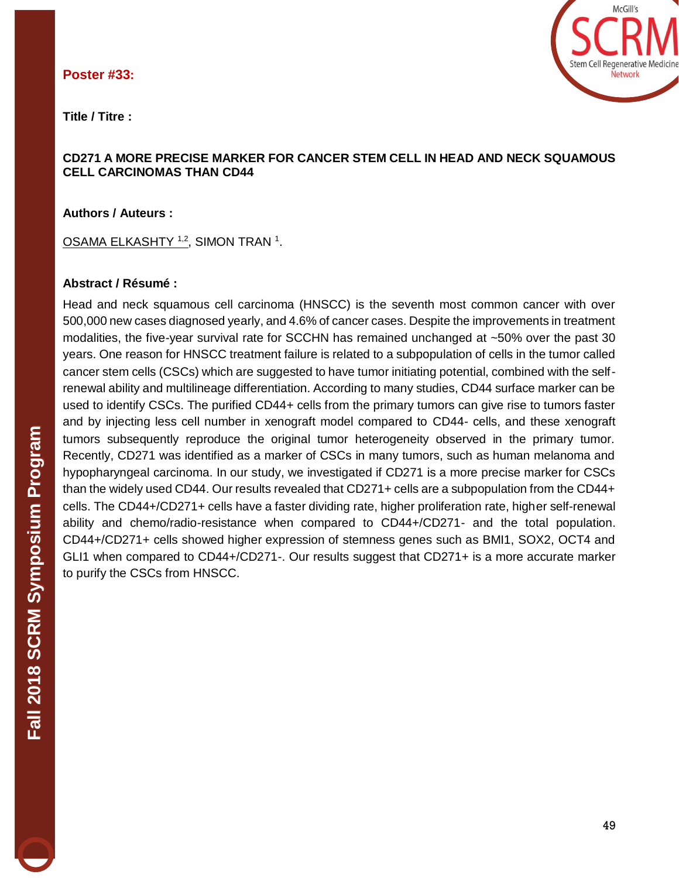**Poster #33:**

**Title / Titre :**

**CD271 A MORE PRECISE MARKER FOR CANCER STEM CELL IN HEAD AND NECK SQUAMOUS CELL CARCINOMAS THAN CD44**

**Authors / Auteurs :**

OSAMA ELKASHTY [1,2], SIMON TRAN [1].

**Abstract / Résumé :**

Head and neck squamous cell carcinoma (HNSCC) is the seventh most common cancer with over 500,000 new cases diagnosed yearly, and 4.6% of cancer cases. Despite the improvements in treatment modalities, the five-year survival rate for SCCHN has remained unchanged at ~50% over the past 30 years. One reason for HNSCC treatment failure is related to a subpopulation of cells in the tumor called cancer stem cells (CSCs) which are suggested to have tumor initiating potential, combined with the self-renewal ability and multilineage differentiation. According to many studies, CD44 surface marker can be used to identify CSCs. The purified CD44+ cells from the primary tumors can give rise to tumors faster and by injecting less cell number in xenograft model compared to CD44- cells, and these xenograft tumors subsequently reproduce the original tumor heterogeneity observed in the primary tumor. Recently, CD271 was identified as a marker of CSCs in many tumors, such as human melanoma and hypopharyngeal carcinoma. In our study, we investigated if CD271 is a more precise marker for CSCs than the widely used CD44. Our results revealed that CD271+ cells are a subpopulation from the CD44+ cells. The CD44+/CD271+ cells have a faster dividing rate, higher proliferation rate, higher self-renewal ability and chemo/radio-resistance when compared to CD44+/CD271- and the total population. CD44+/CD271+ cells showed higher expression of stemness genes such as BMI1, SOX2, OCT4 and GLI1 when compared to CD44+/CD271-. Our results suggest that CD271+ is a more accurate marker to purify the CSCs from HNSCC.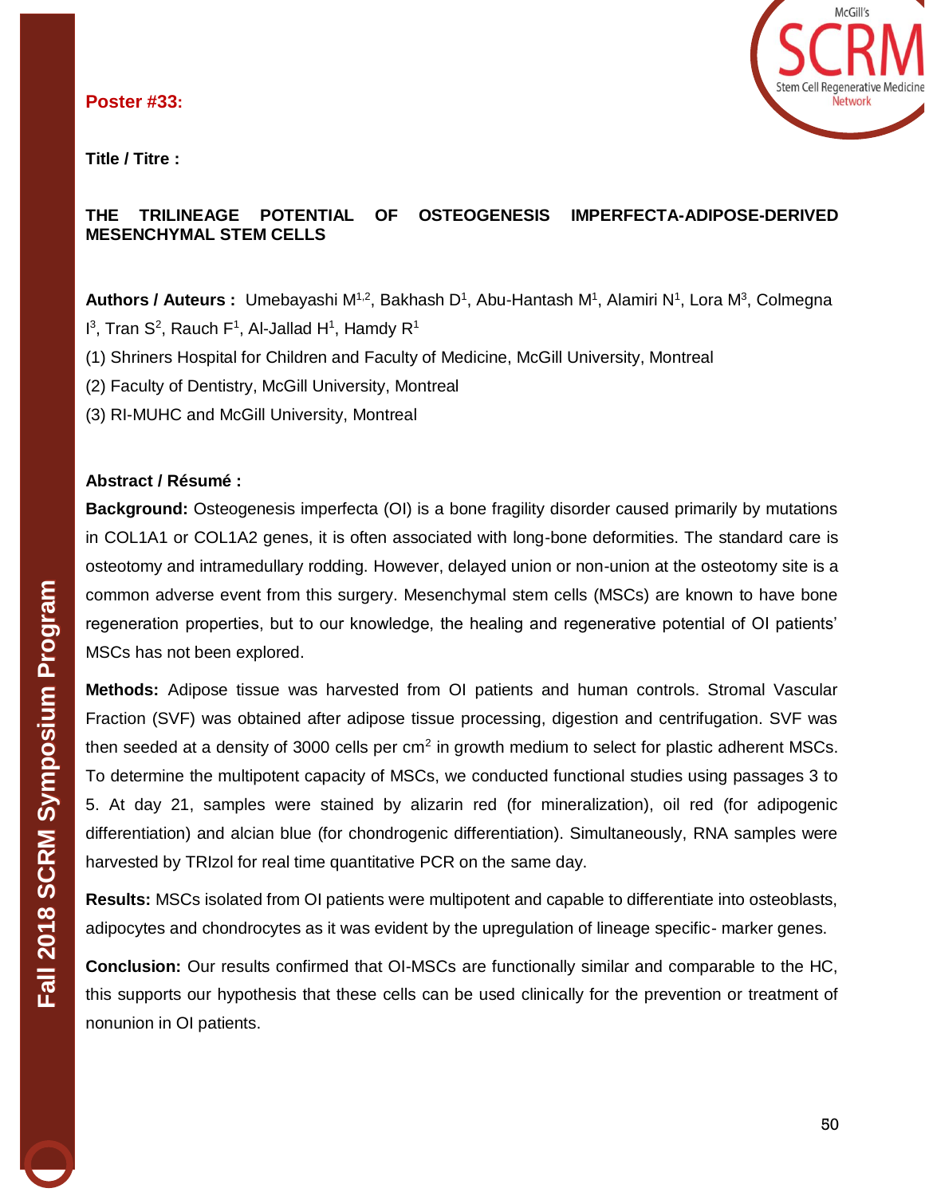**Poster #33:**

**Title / Titre :**

**THE TRILINEAGE POTENTIAL OF OSTEOGENESIS IMPERFECTA-ADIPOSE-DERIVED MESENCHYMAL STEM CELLS**

**Authors / Auteurs :** Umebayashi M[1,2], Bakhash D[1], Abu-Hantash M[1], Alamiri N[1], Lora M[3], Colmegna I[3], Tran S[2], Rauch F[1], Al-Jallad H[1], Hamdy R[1]

(1) Shriners Hospital for Children and Faculty of Medicine, McGill University, Montreal

(2) Faculty of Dentistry, McGill University, Montreal

(3) RI-MUHC and McGill University, Montreal

**Abstract / Résumé :**

**Background:** Osteogenesis imperfecta (OI) is a bone fragility disorder caused primarily by mutations in COL1A1 or COL1A2 genes, it is often associated with long-bone deformities. The standard care is osteotomy and intramedullary rodding. However, delayed union or non-union at the osteotomy site is a common adverse event from this surgery. Mesenchymal stem cells (MSCs) are known to have bone regeneration properties, but to our knowledge, the healing and regenerative potential of OI patients' MSCs has not been explored.

**Methods:** Adipose tissue was harvested from OI patients and human controls. Stromal Vascular Fraction (SVF) was obtained after adipose tissue processing, digestion and centrifugation. SVF was then seeded at a density of 3000 cells per $cm^2$ in growth medium to select for plastic adherent MSCs. To determine the multipotent capacity of MSCs, we conducted functional studies using passages 3 to 5. At day 21, samples were stained by alizarin red (for mineralization), oil red (for adipogenic differentiation) and alcian blue (for chondrogenic differentiation). Simultaneously, RNA samples were harvested by TRIzol for real time quantitative PCR on the same day.

**Results:** MSCs isolated from OI patients were multipotent and capable to differentiate into osteoblasts, adipocytes and chondrocytes as it was evident by the upregulation of lineage specific- marker genes.

**Conclusion:** Our results confirmed that OI-MSCs are functionally similar and comparable to the HC, this supports our hypothesis that these cells can be used clinically for the prevention or treatment of nonunion in OI patients.